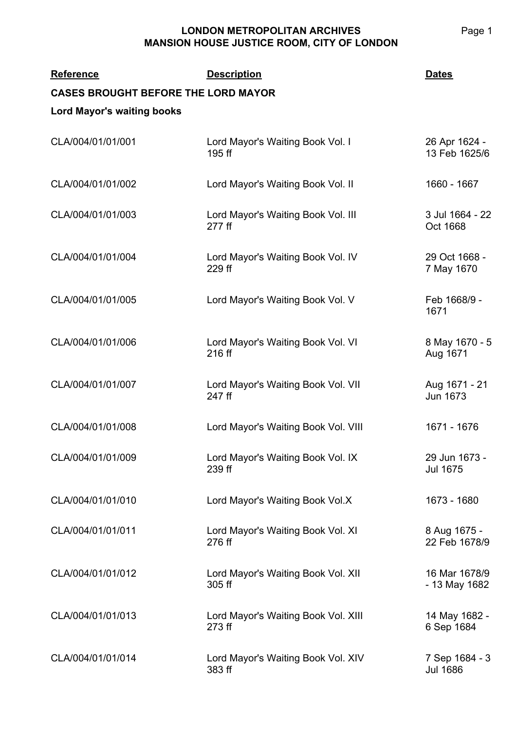# LONDON METROPOLITAN ARCHIVES
## MANSION HOUSE JUSTICE ROOM, CITY OF LONDON

| Reference | Description | Dates |
|---|---|---|
| **CASES BROUGHT BEFORE THE LORD MAYOR** | | |
| **Lord Mayor's waiting books** | | |
| CLA/004/01/01/001 | Lord Mayor's Waiting Book Vol. I<br>195 ff | 26 Apr 1624 - 13 Feb 1625/6 |
| CLA/004/01/01/002 | Lord Mayor's Waiting Book Vol. II | 1660 - 1667 |
| CLA/004/01/01/003 | Lord Mayor's Waiting Book Vol. III<br>277 ff | 3 Jul 1664 - 22 Oct 1668 |
| CLA/004/01/01/004 | Lord Mayor's Waiting Book Vol. IV<br>229 ff | 29 Oct 1668 - 7 May 1670 |
| CLA/004/01/01/005 | Lord Mayor's Waiting Book Vol. V | Feb 1668/9 - 1671 |
| CLA/004/01/01/006 | Lord Mayor's Waiting Book Vol. VI<br>216 ff | 8 May 1670 - 5 Aug 1671 |
| CLA/004/01/01/007 | Lord Mayor's Waiting Book Vol. VII<br>247 ff | Aug 1671 - 21 Jun 1673 |
| CLA/004/01/01/008 | Lord Mayor's Waiting Book Vol. VIII | 1671 - 1676 |
| CLA/004/01/01/009 | Lord Mayor's Waiting Book Vol. IX<br>239 ff | 29 Jun 1673 - Jul 1675 |
| CLA/004/01/01/010 | Lord Mayor's Waiting Book Vol.X | 1673 - 1680 |
| CLA/004/01/01/011 | Lord Mayor's Waiting Book Vol. XI<br>276 ff | 8 Aug 1675 - 22 Feb 1678/9 |
| CLA/004/01/01/012 | Lord Mayor's Waiting Book Vol. XII<br>305 ff | 16 Mar 1678/9 - 13 May 1682 |
| CLA/004/01/01/013 | Lord Mayor's Waiting Book Vol. XIII<br>273 ff | 14 May 1682 - 6 Sep 1684 |
| CLA/004/01/01/014 | Lord Mayor's Waiting Book Vol. XIV<br>383 ff | 7 Sep 1684 - 3 Jul 1686 |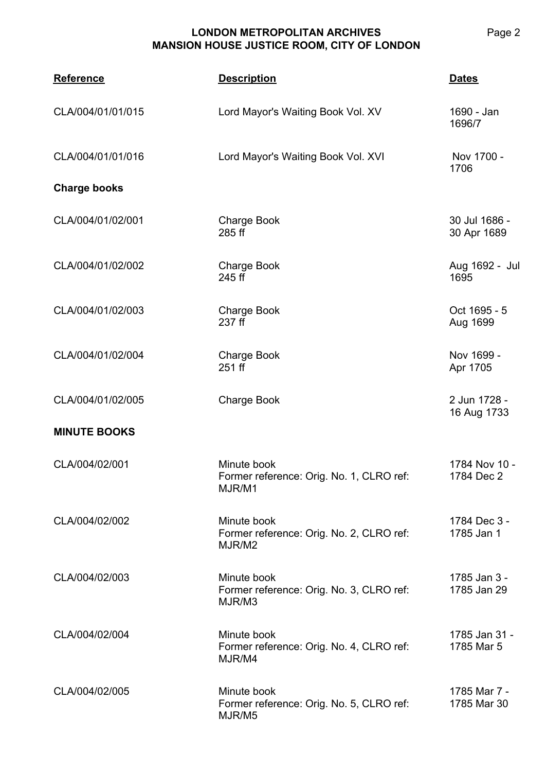| Reference | Description | Dates |
|---|---|---|
| CLA/004/01/01/015 | Lord Mayor's Waiting Book Vol. XV | 1690 - Jan 1696/7 |
| CLA/004/01/01/016 | Lord Mayor's Waiting Book Vol. XVI | Nov 1700 - 1706 |
| **Charge books** | | |
| CLA/004/01/02/001 | Charge Book<br>285 ff | 30 Jul 1686 - 30 Apr 1689 |
| CLA/004/01/02/002 | Charge Book<br>245 ff | Aug 1692 - Jul 1695 |
| CLA/004/01/02/003 | Charge Book<br>237 ff | Oct 1695 - 5 Aug 1699 |
| CLA/004/01/02/004 | Charge Book<br>251 ff | Nov 1699 - Apr 1705 |
| CLA/004/01/02/005 | Charge Book | 2 Jun 1728 - 16 Aug 1733 |
| **MINUTE BOOKS** | | |
| CLA/004/02/001 | Minute book<br>Former reference: Orig. No. 1, CLRO ref: MJR/M1 | 1784 Nov 10 - 1784 Dec 2 |
| CLA/004/02/002 | Minute book<br>Former reference: Orig. No. 2, CLRO ref: MJR/M2 | 1784 Dec 3 - 1785 Jan 1 |
| CLA/004/02/003 | Minute book<br>Former reference: Orig. No. 3, CLRO ref: MJR/M3 | 1785 Jan 3 - 1785 Jan 29 |
| CLA/004/02/004 | Minute book<br>Former reference: Orig. No. 4, CLRO ref: MJR/M4 | 1785 Jan 31 - 1785 Mar 5 |
| CLA/004/02/005 | Minute book<br>Former reference: Orig. No. 5, CLRO ref: MJR/M5 | 1785 Mar 7 - 1785 Mar 30 |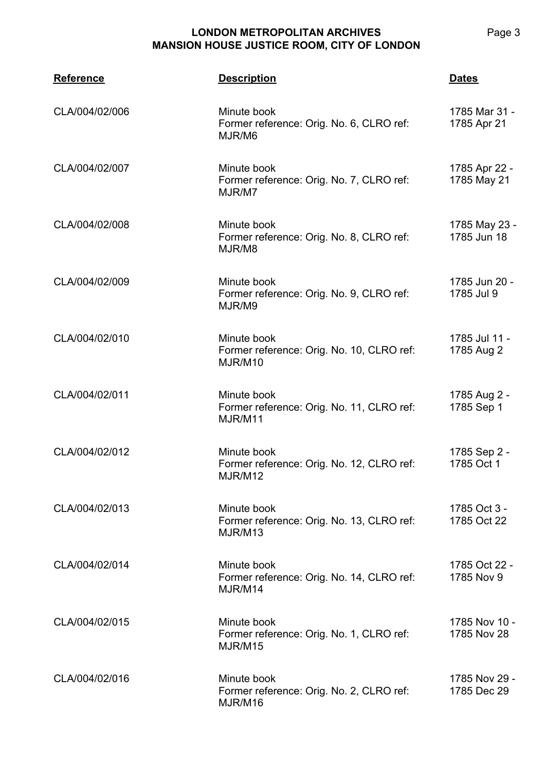| Reference | Description | Dates |
| --- | --- | --- |
| CLA/004/02/006 | Minute book<br>Former reference: Orig. No. 6, CLRO ref: MJR/M6 | 1785 Mar 31 - 1785 Apr 21 |
| CLA/004/02/007 | Minute book<br>Former reference: Orig. No. 7, CLRO ref: MJR/M7 | 1785 Apr 22 - 1785 May 21 |
| CLA/004/02/008 | Minute book<br>Former reference: Orig. No. 8, CLRO ref: MJR/M8 | 1785 May 23 - 1785 Jun 18 |
| CLA/004/02/009 | Minute book<br>Former reference: Orig. No. 9, CLRO ref: MJR/M9 | 1785 Jun 20 - 1785 Jul 9 |
| CLA/004/02/010 | Minute book<br>Former reference: Orig. No. 10, CLRO ref: MJR/M10 | 1785 Jul 11 - 1785 Aug 2 |
| CLA/004/02/011 | Minute book<br>Former reference: Orig. No. 11, CLRO ref: MJR/M11 | 1785 Aug 2 - 1785 Sep 1 |
| CLA/004/02/012 | Minute book<br>Former reference: Orig. No. 12, CLRO ref: MJR/M12 | 1785 Sep 2 - 1785 Oct 1 |
| CLA/004/02/013 | Minute book<br>Former reference: Orig. No. 13, CLRO ref: MJR/M13 | 1785 Oct 3 - 1785 Oct 22 |
| CLA/004/02/014 | Minute book<br>Former reference: Orig. No. 14, CLRO ref: MJR/M14 | 1785 Oct 22 - 1785 Nov 9 |
| CLA/004/02/015 | Minute book<br>Former reference: Orig. No. 1, CLRO ref: MJR/M15 | 1785 Nov 10 - 1785 Nov 28 |
| CLA/004/02/016 | Minute book<br>Former reference: Orig. No. 2, CLRO ref: MJR/M16 | 1785 Nov 29 - 1785 Dec 29 |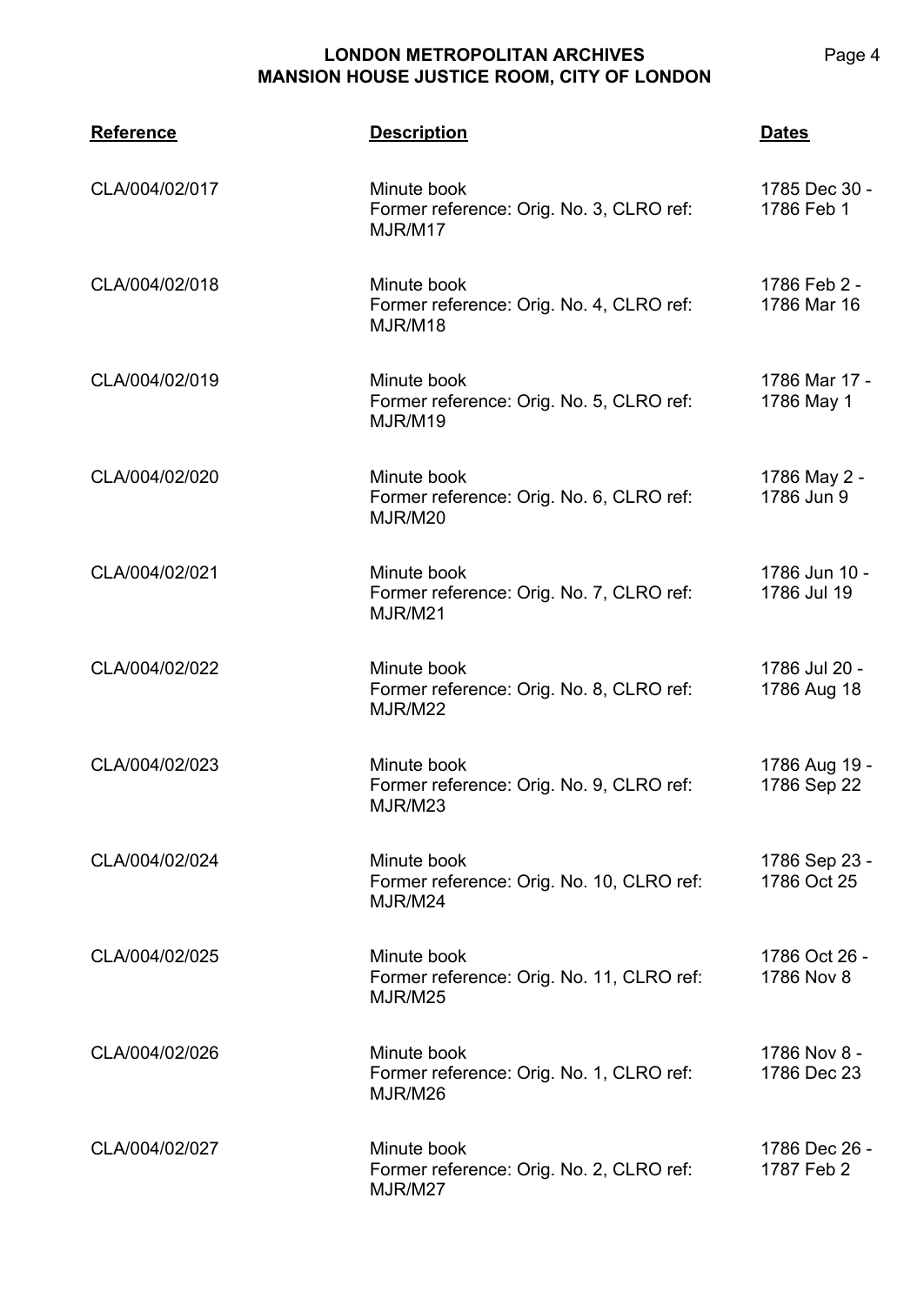| Reference | Description | Dates |
| --- | --- | --- |
| CLA/004/02/017 | Minute book<br>Former reference: Orig. No. 3, CLRO ref: MJR/M17 | 1785 Dec 30 - 1786 Feb 1 |
| CLA/004/02/018 | Minute book<br>Former reference: Orig. No. 4, CLRO ref: MJR/M18 | 1786 Feb 2 - 1786 Mar 16 |
| CLA/004/02/019 | Minute book<br>Former reference: Orig. No. 5, CLRO ref: MJR/M19 | 1786 Mar 17 - 1786 May 1 |
| CLA/004/02/020 | Minute book<br>Former reference: Orig. No. 6, CLRO ref: MJR/M20 | 1786 May 2 - 1786 Jun 9 |
| CLA/004/02/021 | Minute book<br>Former reference: Orig. No. 7, CLRO ref: MJR/M21 | 1786 Jun 10 - 1786 Jul 19 |
| CLA/004/02/022 | Minute book<br>Former reference: Orig. No. 8, CLRO ref: MJR/M22 | 1786 Jul 20 - 1786 Aug 18 |
| CLA/004/02/023 | Minute book<br>Former reference: Orig. No. 9, CLRO ref: MJR/M23 | 1786 Aug 19 - 1786 Sep 22 |
| CLA/004/02/024 | Minute book<br>Former reference: Orig. No. 10, CLRO ref: MJR/M24 | 1786 Sep 23 - 1786 Oct 25 |
| CLA/004/02/025 | Minute book<br>Former reference: Orig. No. 11, CLRO ref: MJR/M25 | 1786 Oct 26 - 1786 Nov 8 |
| CLA/004/02/026 | Minute book<br>Former reference: Orig. No. 1, CLRO ref: MJR/M26 | 1786 Nov 8 - 1786 Dec 23 |
| CLA/004/02/027 | Minute book<br>Former reference: Orig. No. 2, CLRO ref: MJR/M27 | 1786 Dec 26 - 1787 Feb 2 |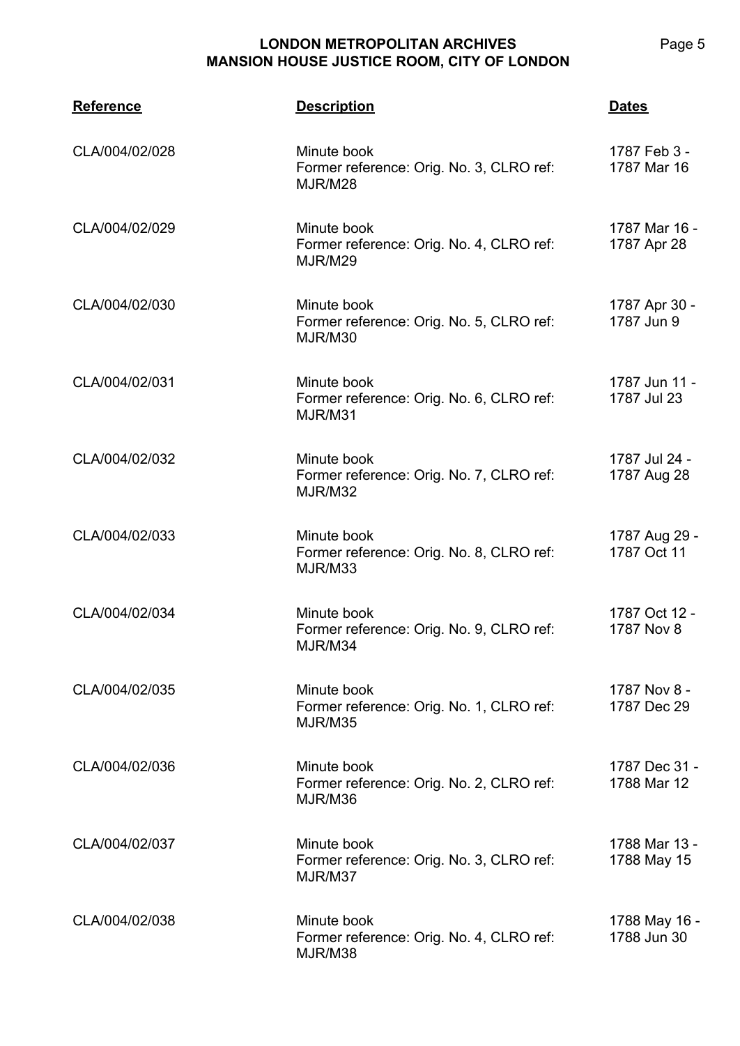| Reference | Description | Dates |
|---|---|---|
| CLA/004/02/028 | Minute book<br>Former reference: Orig. No. 3, CLRO ref: MJR/M28 | 1787 Feb 3 - 1787 Mar 16 |
| CLA/004/02/029 | Minute book<br>Former reference: Orig. No. 4, CLRO ref: MJR/M29 | 1787 Mar 16 - 1787 Apr 28 |
| CLA/004/02/030 | Minute book<br>Former reference: Orig. No. 5, CLRO ref: MJR/M30 | 1787 Apr 30 - 1787 Jun 9 |
| CLA/004/02/031 | Minute book<br>Former reference: Orig. No. 6, CLRO ref: MJR/M31 | 1787 Jun 11 - 1787 Jul 23 |
| CLA/004/02/032 | Minute book<br>Former reference: Orig. No. 7, CLRO ref: MJR/M32 | 1787 Jul 24 - 1787 Aug 28 |
| CLA/004/02/033 | Minute book<br>Former reference: Orig. No. 8, CLRO ref: MJR/M33 | 1787 Aug 29 - 1787 Oct 11 |
| CLA/004/02/034 | Minute book<br>Former reference: Orig. No. 9, CLRO ref: MJR/M34 | 1787 Oct 12 - 1787 Nov 8 |
| CLA/004/02/035 | Minute book<br>Former reference: Orig. No. 1, CLRO ref: MJR/M35 | 1787 Nov 8 - 1787 Dec 29 |
| CLA/004/02/036 | Minute book<br>Former reference: Orig. No. 2, CLRO ref: MJR/M36 | 1787 Dec 31 - 1788 Mar 12 |
| CLA/004/02/037 | Minute book<br>Former reference: Orig. No. 3, CLRO ref: MJR/M37 | 1788 Mar 13 - 1788 May 15 |
| CLA/004/02/038 | Minute book<br>Former reference: Orig. No. 4, CLRO ref: MJR/M38 | 1788 May 16 - 1788 Jun 30 |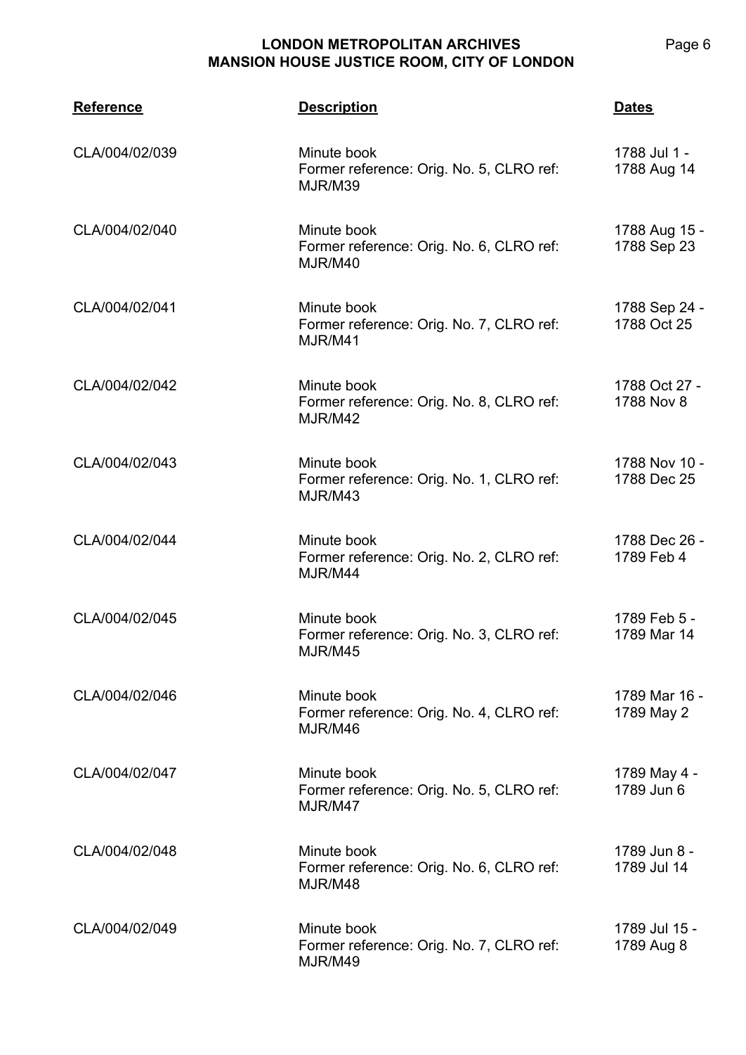| Reference | Description | Dates |
| --- | --- | --- |
| CLA/004/02/039 | Minute book<br>Former reference: Orig. No. 5, CLRO ref: MJR/M39 | 1788 Jul 1 - 1788 Aug 14 |
| CLA/004/02/040 | Minute book<br>Former reference: Orig. No. 6, CLRO ref: MJR/M40 | 1788 Aug 15 - 1788 Sep 23 |
| CLA/004/02/041 | Minute book<br>Former reference: Orig. No. 7, CLRO ref: MJR/M41 | 1788 Sep 24 - 1788 Oct 25 |
| CLA/004/02/042 | Minute book<br>Former reference: Orig. No. 8, CLRO ref: MJR/M42 | 1788 Oct 27 - 1788 Nov 8 |
| CLA/004/02/043 | Minute book<br>Former reference: Orig. No. 1, CLRO ref: MJR/M43 | 1788 Nov 10 - 1788 Dec 25 |
| CLA/004/02/044 | Minute book<br>Former reference: Orig. No. 2, CLRO ref: MJR/M44 | 1788 Dec 26 - 1789 Feb 4 |
| CLA/004/02/045 | Minute book<br>Former reference: Orig. No. 3, CLRO ref: MJR/M45 | 1789 Feb 5 - 1789 Mar 14 |
| CLA/004/02/046 | Minute book<br>Former reference: Orig. No. 4, CLRO ref: MJR/M46 | 1789 Mar 16 - 1789 May 2 |
| CLA/004/02/047 | Minute book<br>Former reference: Orig. No. 5, CLRO ref: MJR/M47 | 1789 May 4 - 1789 Jun 6 |
| CLA/004/02/048 | Minute book<br>Former reference: Orig. No. 6, CLRO ref: MJR/M48 | 1789 Jun 8 - 1789 Jul 14 |
| CLA/004/02/049 | Minute book<br>Former reference: Orig. No. 7, CLRO ref: MJR/M49 | 1789 Jul 15 - 1789 Aug 8 |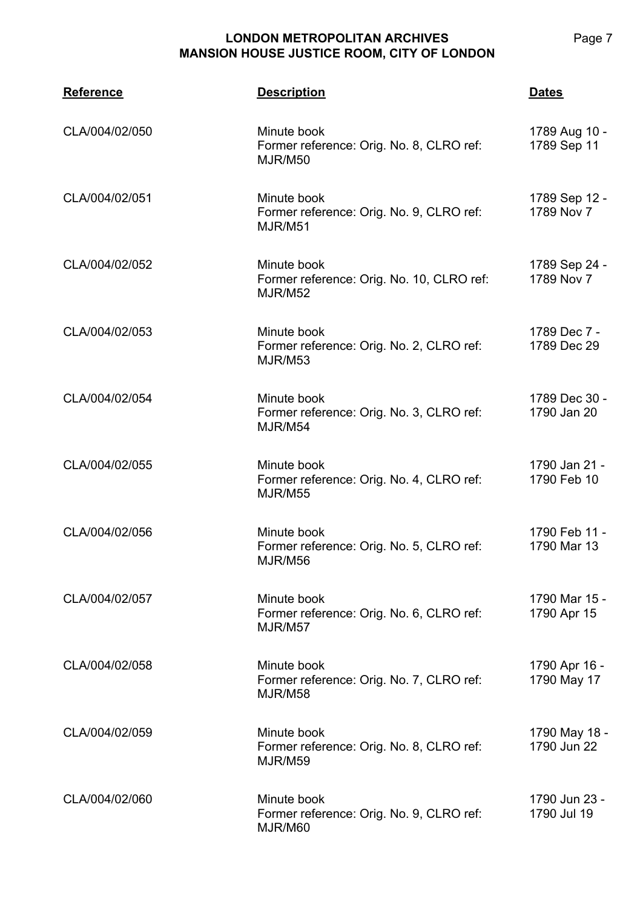| Reference | Description | Dates |
|---|---|---|
| CLA/004/02/050 | Minute book<br>Former reference: Orig. No. 8, CLRO ref: MJR/M50 | 1789 Aug 10 - 1789 Sep 11 |
| CLA/004/02/051 | Minute book<br>Former reference: Orig. No. 9, CLRO ref: MJR/M51 | 1789 Sep 12 - 1789 Nov 7 |
| CLA/004/02/052 | Minute book<br>Former reference: Orig. No. 10, CLRO ref: MJR/M52 | 1789 Sep 24 - 1789 Nov 7 |
| CLA/004/02/053 | Minute book<br>Former reference: Orig. No. 2, CLRO ref: MJR/M53 | 1789 Dec 7 - 1789 Dec 29 |
| CLA/004/02/054 | Minute book<br>Former reference: Orig. No. 3, CLRO ref: MJR/M54 | 1789 Dec 30 - 1790 Jan 20 |
| CLA/004/02/055 | Minute book<br>Former reference: Orig. No. 4, CLRO ref: MJR/M55 | 1790 Jan 21 - 1790 Feb 10 |
| CLA/004/02/056 | Minute book<br>Former reference: Orig. No. 5, CLRO ref: MJR/M56 | 1790 Feb 11 - 1790 Mar 13 |
| CLA/004/02/057 | Minute book<br>Former reference: Orig. No. 6, CLRO ref: MJR/M57 | 1790 Mar 15 - 1790 Apr 15 |
| CLA/004/02/058 | Minute book<br>Former reference: Orig. No. 7, CLRO ref: MJR/M58 | 1790 Apr 16 - 1790 May 17 |
| CLA/004/02/059 | Minute book<br>Former reference: Orig. No. 8, CLRO ref: MJR/M59 | 1790 May 18 - 1790 Jun 22 |
| CLA/004/02/060 | Minute book<br>Former reference: Orig. No. 9, CLRO ref: MJR/M60 | 1790 Jun 23 - 1790 Jul 19 |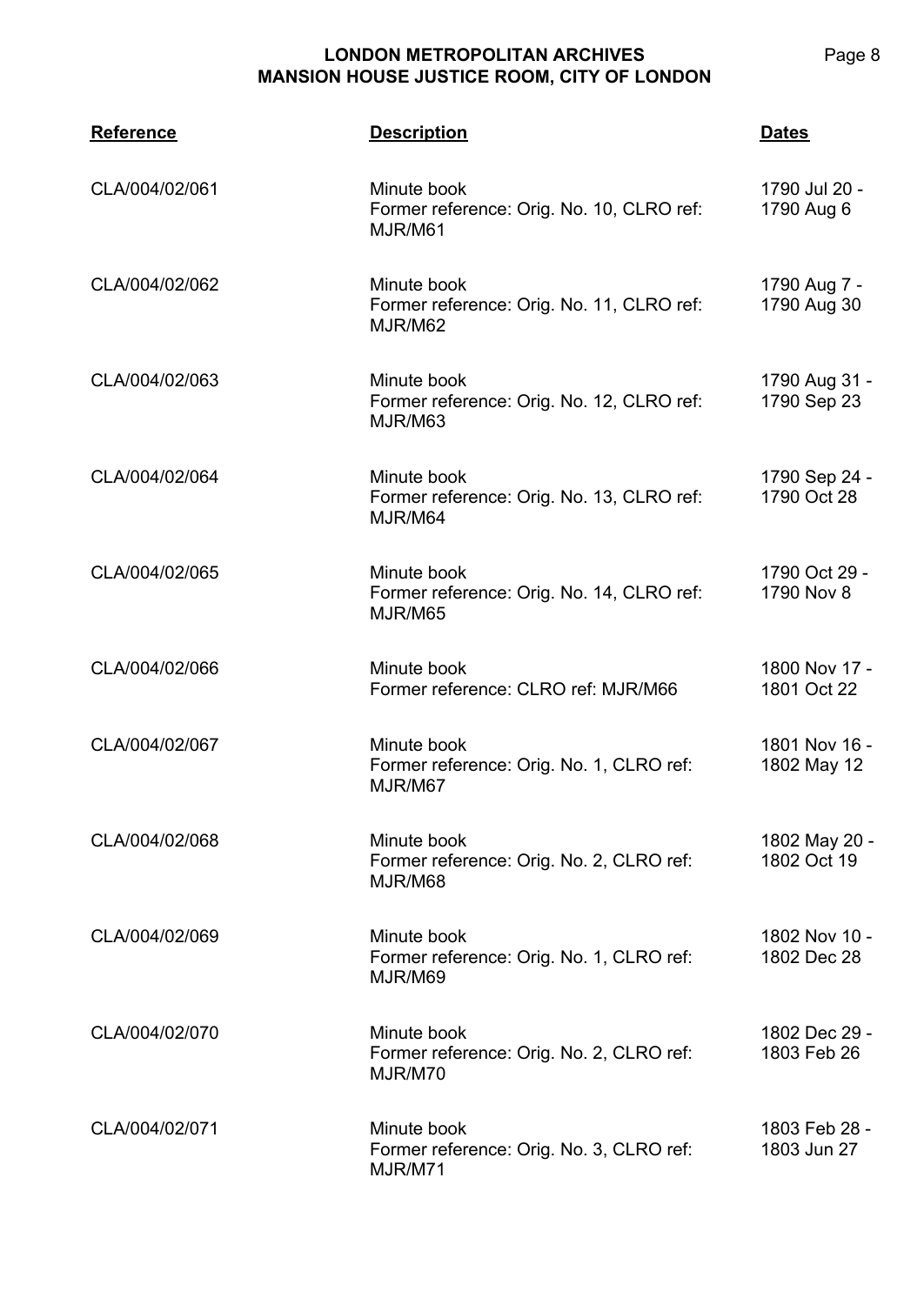| Reference | Description | Dates |
|---|---|---|
| CLA/004/02/061 | Minute book<br>Former reference: Orig. No. 10, CLRO ref: MJR/M61 | 1790 Jul 20 - 1790 Aug 6 |
| CLA/004/02/062 | Minute book<br>Former reference: Orig. No. 11, CLRO ref: MJR/M62 | 1790 Aug 7 - 1790 Aug 30 |
| CLA/004/02/063 | Minute book<br>Former reference: Orig. No. 12, CLRO ref: MJR/M63 | 1790 Aug 31 - 1790 Sep 23 |
| CLA/004/02/064 | Minute book<br>Former reference: Orig. No. 13, CLRO ref: MJR/M64 | 1790 Sep 24 - 1790 Oct 28 |
| CLA/004/02/065 | Minute book<br>Former reference: Orig. No. 14, CLRO ref: MJR/M65 | 1790 Oct 29 - 1790 Nov 8 |
| CLA/004/02/066 | Minute book<br>Former reference: CLRO ref: MJR/M66 | 1800 Nov 17 - 1801 Oct 22 |
| CLA/004/02/067 | Minute book<br>Former reference: Orig. No. 1, CLRO ref: MJR/M67 | 1801 Nov 16 - 1802 May 12 |
| CLA/004/02/068 | Minute book<br>Former reference: Orig. No. 2, CLRO ref: MJR/M68 | 1802 May 20 - 1802 Oct 19 |
| CLA/004/02/069 | Minute book<br>Former reference: Orig. No. 1, CLRO ref: MJR/M69 | 1802 Nov 10 - 1802 Dec 28 |
| CLA/004/02/070 | Minute book<br>Former reference: Orig. No. 2, CLRO ref: MJR/M70 | 1802 Dec 29 - 1803 Feb 26 |
| CLA/004/02/071 | Minute book<br>Former reference: Orig. No. 3, CLRO ref: MJR/M71 | 1803 Feb 28 - 1803 Jun 27 |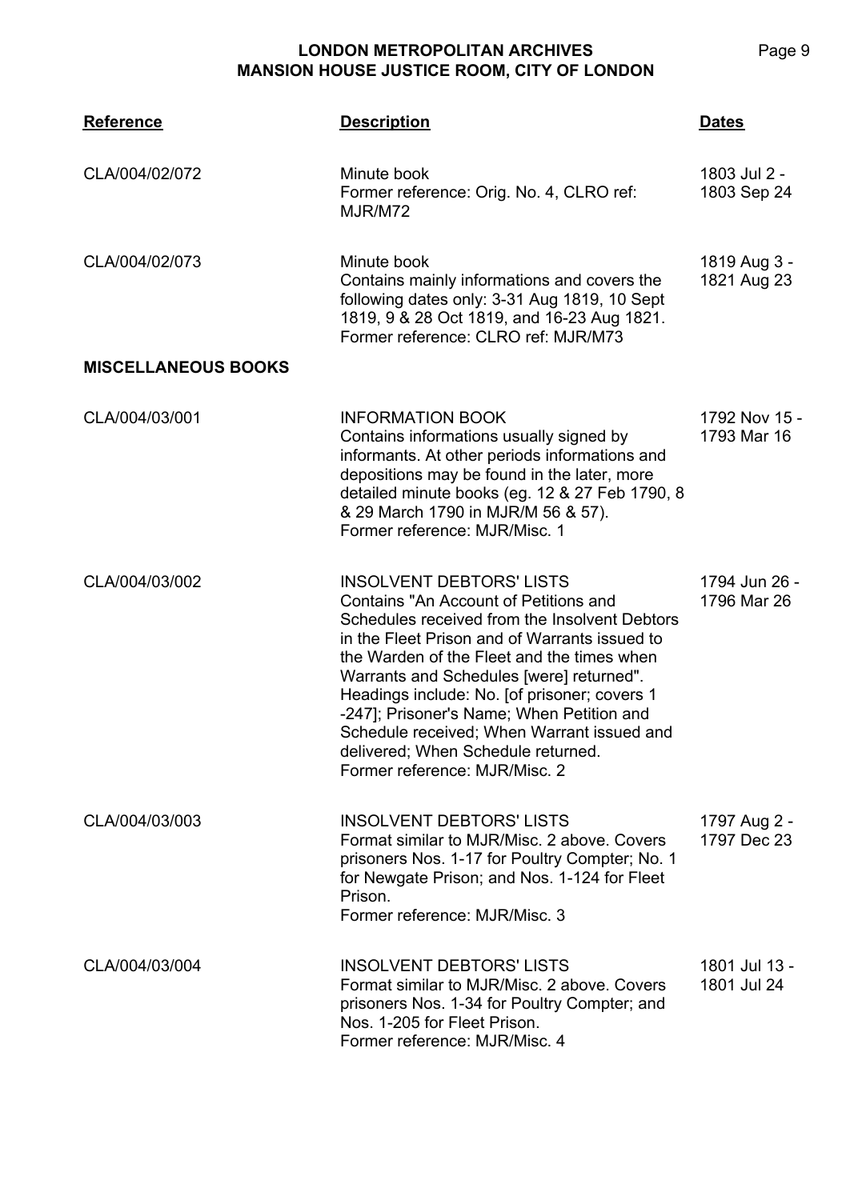| Reference | Description | Dates |
|---|---|---|
| CLA/004/02/072 | Minute book<br>Former reference: Orig. No. 4, CLRO ref: MJR/M72 | 1803 Jul 2 - 1803 Sep 24 |
| CLA/004/02/073 | Minute book<br>Contains mainly informations and covers the following dates only: 3-31 Aug 1819, 10 Sept 1819, 9 & 28 Oct 1819, and 16-23 Aug 1821.<br>Former reference: CLRO ref: MJR/M73 | 1819 Aug 3 - 1821 Aug 23 |
| **MISCELLANEOUS BOOKS** | | |
| CLA/004/03/001 | INFORMATION BOOK<br>Contains informations usually signed by informants. At other periods informations and depositions may be found in the later, more detailed minute books (eg. 12 & 27 Feb 1790, 8 & 29 March 1790 in MJR/M 56 & 57).<br>Former reference: MJR/Misc. 1 | 1792 Nov 15 - 1793 Mar 16 |
| CLA/004/03/002 | INSOLVENT DEBTORS' LISTS<br>Contains "An Account of Petitions and Schedules received from the Insolvent Debtors in the Fleet Prison and of Warrants issued to the Warden of the Fleet and the times when Warrants and Schedules [were] returned". Headings include: No. [of prisoner; covers 1 -247]; Prisoner's Name; When Petition and Schedule received; When Warrant issued and delivered; When Schedule returned.<br>Former reference: MJR/Misc. 2 | 1794 Jun 26 - 1796 Mar 26 |
| CLA/004/03/003 | INSOLVENT DEBTORS' LISTS<br>Format similar to MJR/Misc. 2 above. Covers prisoners Nos. 1-17 for Poultry Compter; No. 1 for Newgate Prison; and Nos. 1-124 for Fleet Prison.<br>Former reference: MJR/Misc. 3 | 1797 Aug 2 - 1797 Dec 23 |
| CLA/004/03/004 | INSOLVENT DEBTORS' LISTS<br>Format similar to MJR/Misc. 2 above. Covers prisoners Nos. 1-34 for Poultry Compter; and Nos. 1-205 for Fleet Prison.<br>Former reference: MJR/Misc. 4 | 1801 Jul 13 - 1801 Jul 24 |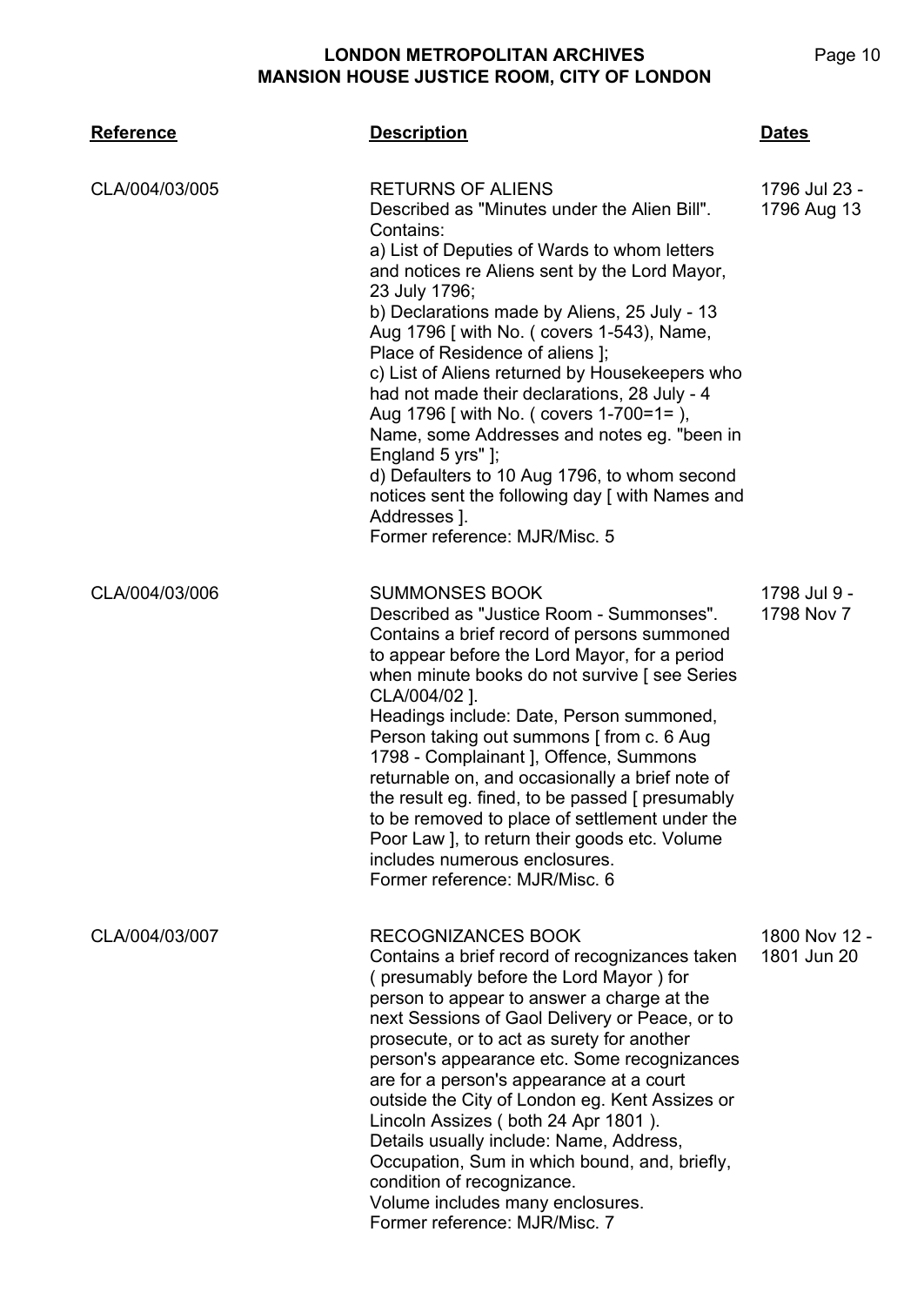| Reference | Description | Dates |
|---|---|---|
| CLA/004/03/005 | RETURNS OF ALIENS<br>Described as "Minutes under the Alien Bill".<br>Contains:<br>a) List of Deputies of Wards to whom letters and notices re Aliens sent by the Lord Mayor, 23 July 1796;<br>b) Declarations made by Aliens, 25 July - 13 Aug 1796 [ with No. ( covers 1-543), Name, Place of Residence of aliens ];<br>c) List of Aliens returned by Housekeepers who had not made their declarations, 28 July - 4 Aug 1796 [ with No. ( covers 1-700=1= ), Name, some Addresses and notes eg. "been in England 5 yrs" ];<br>d) Defaulters to 10 Aug 1796, to whom second notices sent the following day [ with Names and Addresses ].<br>Former reference: MJR/Misc. 5 | 1796 Jul 23 - 1796 Aug 13 |
| CLA/004/03/006 | SUMMONSES BOOK<br>Described as "Justice Room - Summonses".<br>Contains a brief record of persons summoned to appear before the Lord Mayor, for a period when minute books do not survive [ see Series CLA/004/02 ].<br>Headings include: Date, Person summoned, Person taking out summons [ from c. 6 Aug 1798 - Complainant ], Offence, Summons returnable on, and occasionally a brief note of the result eg. fined, to be passed [ presumably to be removed to place of settlement under the Poor Law ], to return their goods etc. Volume includes numerous enclosures.<br>Former reference: MJR/Misc. 6 | 1798 Jul 9 - 1798 Nov 7 |
| CLA/004/03/007 | RECOGNIZANCES BOOK<br>Contains a brief record of recognizances taken ( presumably before the Lord Mayor ) for person to appear to answer a charge at the next Sessions of Gaol Delivery or Peace, or to prosecute, or to act as surety for another person's appearance etc. Some recognizances are for a person's appearance at a court outside the City of London eg. Kent Assizes or Lincoln Assizes ( both 24 Apr 1801 ).<br>Details usually include: Name, Address, Occupation, Sum in which bound, and, briefly, condition of recognizance.<br>Volume includes many enclosures.<br>Former reference: MJR/Misc. 7 | 1800 Nov 12 - 1801 Jun 20 |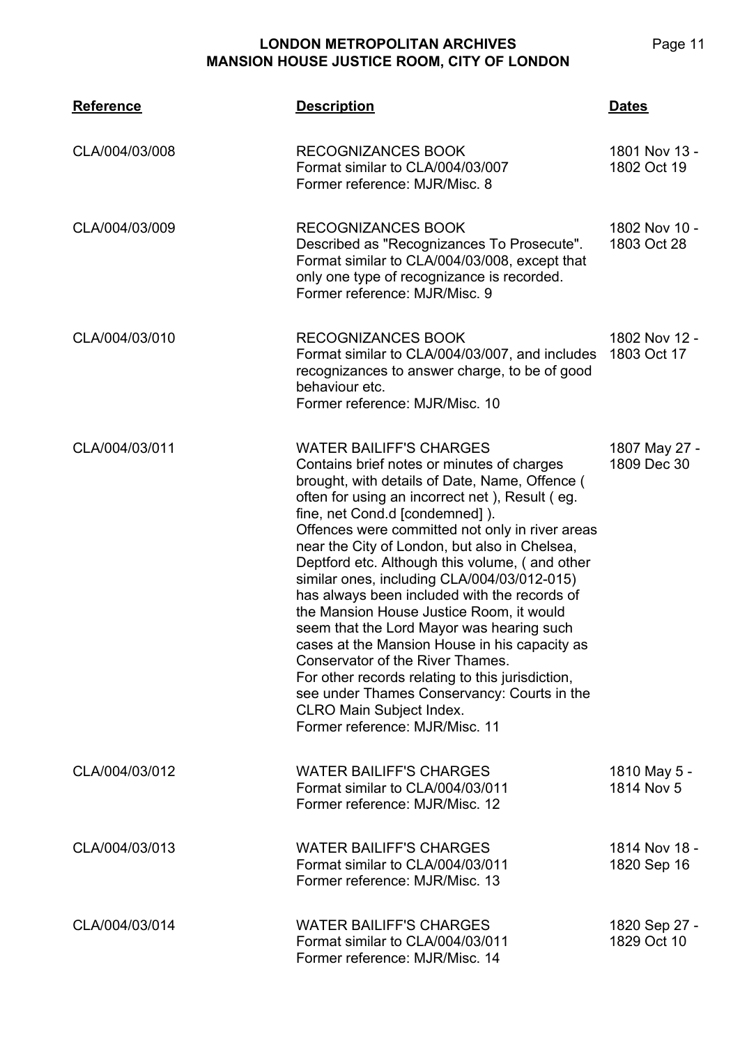| Reference | Description | Dates |
|---|---|---|
| CLA/004/03/008 | RECOGNIZANCES BOOK<br>Format similar to CLA/004/03/007<br>Former reference: MJR/Misc. 8 | 1801 Nov 13 - 1802 Oct 19 |
| CLA/004/03/009 | RECOGNIZANCES BOOK<br>Described as "Recognizances To Prosecute". Format similar to CLA/004/03/008, except that only one type of recognizance is recorded.<br>Former reference: MJR/Misc. 9 | 1802 Nov 10 - 1803 Oct 28 |
| CLA/004/03/010 | RECOGNIZANCES BOOK<br>Format similar to CLA/004/03/007, and includes recognizances to answer charge, to be of good behaviour etc.<br>Former reference: MJR/Misc. 10 | 1802 Nov 12 - 1803 Oct 17 |
| CLA/004/03/011 | WATER BAILIFF'S CHARGES<br>Contains brief notes or minutes of charges brought, with details of Date, Name, Offence ( often for using an incorrect net ), Result ( eg. fine, net Cond.d [condemned] ).<br>Offences were committed not only in river areas near the City of London, but also in Chelsea, Deptford etc. Although this volume, ( and other similar ones, including CLA/004/03/012-015) has always been included with the records of the Mansion House Justice Room, it would seem that the Lord Mayor was hearing such cases at the Mansion House in his capacity as Conservator of the River Thames.<br>For other records relating to this jurisdiction, see under Thames Conservancy: Courts in the CLRO Main Subject Index.<br>Former reference: MJR/Misc. 11 | 1807 May 27 - 1809 Dec 30 |
| CLA/004/03/012 | WATER BAILIFF'S CHARGES<br>Format similar to CLA/004/03/011<br>Former reference: MJR/Misc. 12 | 1810 May 5 - 1814 Nov 5 |
| CLA/004/03/013 | WATER BAILIFF'S CHARGES<br>Format similar to CLA/004/03/011<br>Former reference: MJR/Misc. 13 | 1814 Nov 18 - 1820 Sep 16 |
| CLA/004/03/014 | WATER BAILIFF'S CHARGES<br>Format similar to CLA/004/03/011<br>Former reference: MJR/Misc. 14 | 1820 Sep 27 - 1829 Oct 10 |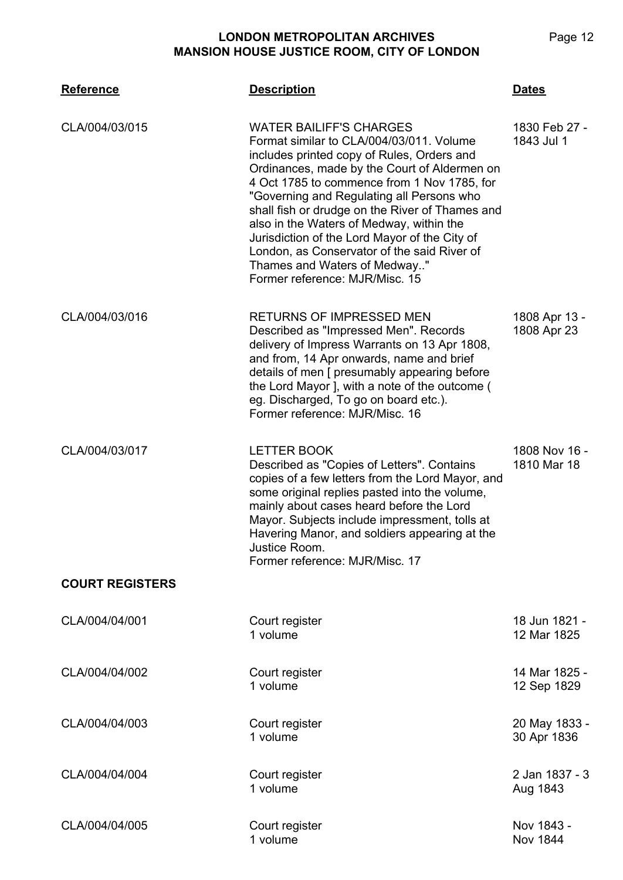| Reference | Description | Dates |
|---|---|---|
| CLA/004/03/015 | WATER BAILIFF'S CHARGES<br>Format similar to CLA/004/03/011. Volume includes printed copy of Rules, Orders and Ordinances, made by the Court of Aldermen on 4 Oct 1785 to commence from 1 Nov 1785, for "Governing and Regulating all Persons who shall fish or drudge on the River of Thames and also in the Waters of Medway, within the Jurisdiction of the Lord Mayor of the City of London, as Conservator of the said River of Thames and Waters of Medway.."<br>Former reference: MJR/Misc. 15 | 1830 Feb 27 - 1843 Jul 1 |
| CLA/004/03/016 | RETURNS OF IMPRESSED MEN<br>Described as "Impressed Men". Records delivery of Impress Warrants on 13 Apr 1808, and from, 14 Apr onwards, name and brief details of men [ presumably appearing before the Lord Mayor ], with a note of the outcome ( eg. Discharged, To go on board etc.).<br>Former reference: MJR/Misc. 16 | 1808 Apr 13 - 1808 Apr 23 |
| CLA/004/03/017 | LETTER BOOK<br>Described as "Copies of Letters". Contains copies of a few letters from the Lord Mayor, and some original replies pasted into the volume, mainly about cases heard before the Lord Mayor. Subjects include impressment, tolls at Havering Manor, and soldiers appearing at the Justice Room.<br>Former reference: MJR/Misc. 17 | 1808 Nov 16 - 1810 Mar 18 |

**COURT REGISTERS**

| Reference | Description | Dates |
|---|---|---|
| CLA/004/04/001 | Court register<br>1 volume | 18 Jun 1821 - 12 Mar 1825 |
| CLA/004/04/002 | Court register<br>1 volume | 14 Mar 1825 - 12 Sep 1829 |
| CLA/004/04/003 | Court register<br>1 volume | 20 May 1833 - 30 Apr 1836 |
| CLA/004/04/004 | Court register<br>1 volume | 2 Jan 1837 - 3 Aug 1843 |
| CLA/004/04/005 | Court register<br>1 volume | Nov 1843 - Nov 1844 |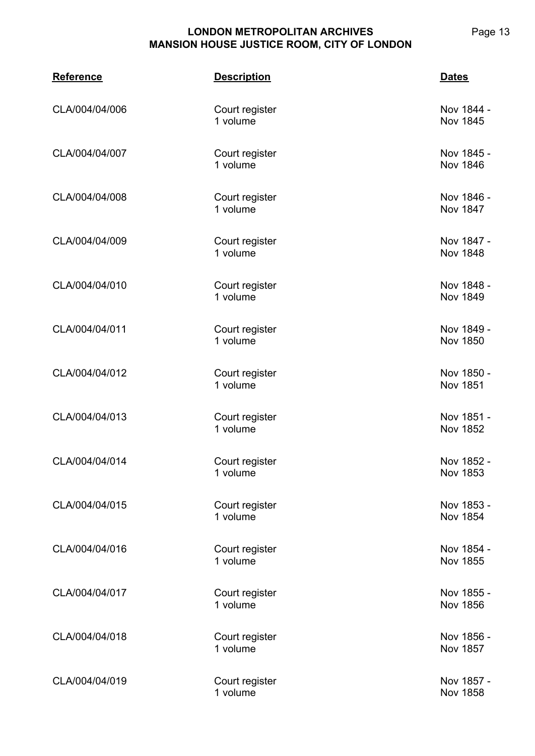| Reference | Description | Dates |
|---|---|---|
| CLA/004/04/006 | Court register<br>1 volume | Nov 1844 - Nov 1845 |
| CLA/004/04/007 | Court register<br>1 volume | Nov 1845 - Nov 1846 |
| CLA/004/04/008 | Court register<br>1 volume | Nov 1846 - Nov 1847 |
| CLA/004/04/009 | Court register<br>1 volume | Nov 1847 - Nov 1848 |
| CLA/004/04/010 | Court register<br>1 volume | Nov 1848 - Nov 1849 |
| CLA/004/04/011 | Court register<br>1 volume | Nov 1849 - Nov 1850 |
| CLA/004/04/012 | Court register<br>1 volume | Nov 1850 - Nov 1851 |
| CLA/004/04/013 | Court register<br>1 volume | Nov 1851 - Nov 1852 |
| CLA/004/04/014 | Court register<br>1 volume | Nov 1852 - Nov 1853 |
| CLA/004/04/015 | Court register<br>1 volume | Nov 1853 - Nov 1854 |
| CLA/004/04/016 | Court register<br>1 volume | Nov 1854 - Nov 1855 |
| CLA/004/04/017 | Court register<br>1 volume | Nov 1855 - Nov 1856 |
| CLA/004/04/018 | Court register<br>1 volume | Nov 1856 - Nov 1857 |
| CLA/004/04/019 | Court register<br>1 volume | Nov 1857 - Nov 1858 |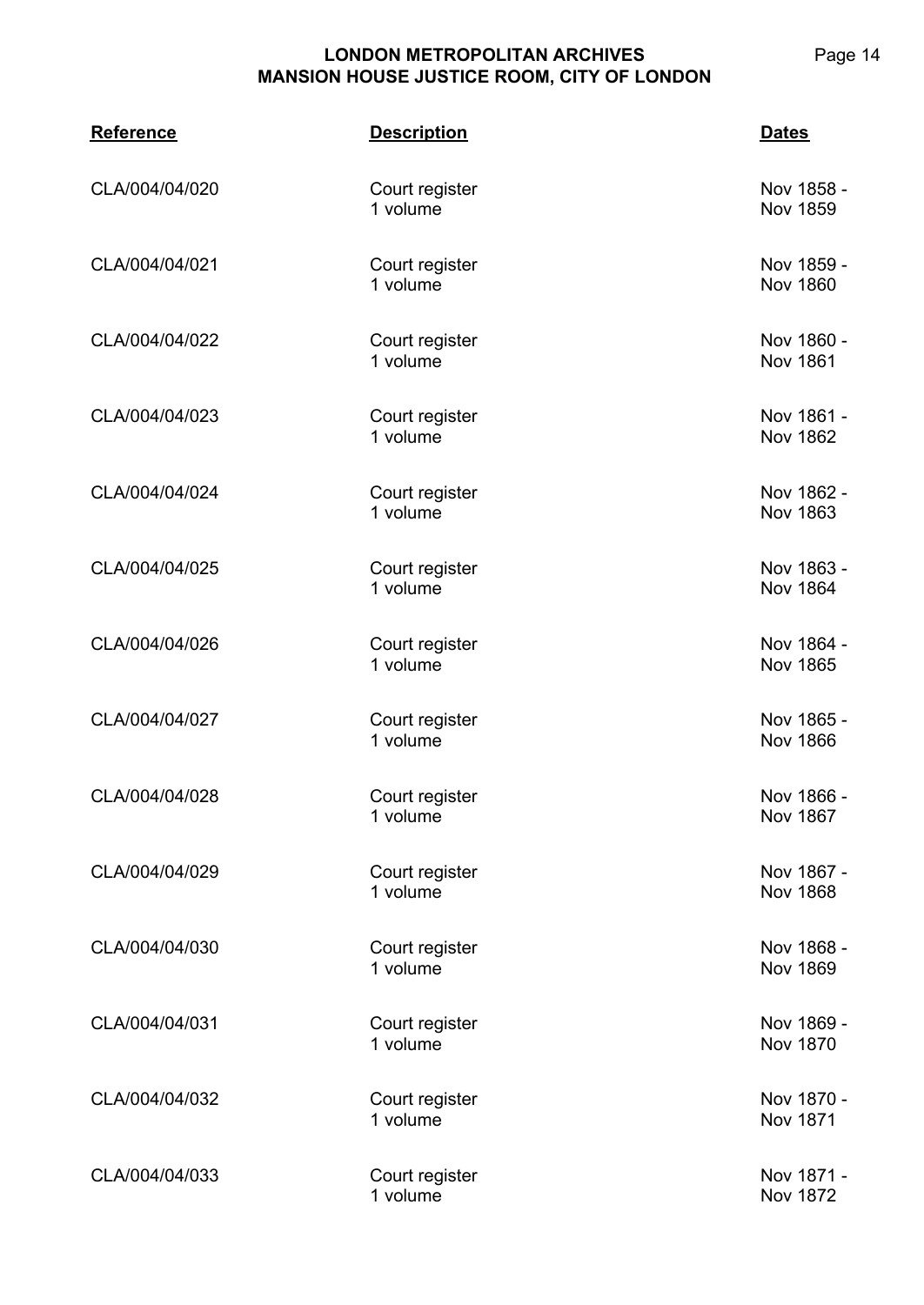| Reference | Description | Dates |
| --- | --- | --- |
| CLA/004/04/020 | Court register<br>1 volume | Nov 1858 - Nov 1859 |
| CLA/004/04/021 | Court register<br>1 volume | Nov 1859 - Nov 1860 |
| CLA/004/04/022 | Court register<br>1 volume | Nov 1860 - Nov 1861 |
| CLA/004/04/023 | Court register<br>1 volume | Nov 1861 - Nov 1862 |
| CLA/004/04/024 | Court register<br>1 volume | Nov 1862 - Nov 1863 |
| CLA/004/04/025 | Court register<br>1 volume | Nov 1863 - Nov 1864 |
| CLA/004/04/026 | Court register<br>1 volume | Nov 1864 - Nov 1865 |
| CLA/004/04/027 | Court register<br>1 volume | Nov 1865 - Nov 1866 |
| CLA/004/04/028 | Court register<br>1 volume | Nov 1866 - Nov 1867 |
| CLA/004/04/029 | Court register<br>1 volume | Nov 1867 - Nov 1868 |
| CLA/004/04/030 | Court register<br>1 volume | Nov 1868 - Nov 1869 |
| CLA/004/04/031 | Court register<br>1 volume | Nov 1869 - Nov 1870 |
| CLA/004/04/032 | Court register<br>1 volume | Nov 1870 - Nov 1871 |
| CLA/004/04/033 | Court register<br>1 volume | Nov 1871 - Nov 1872 |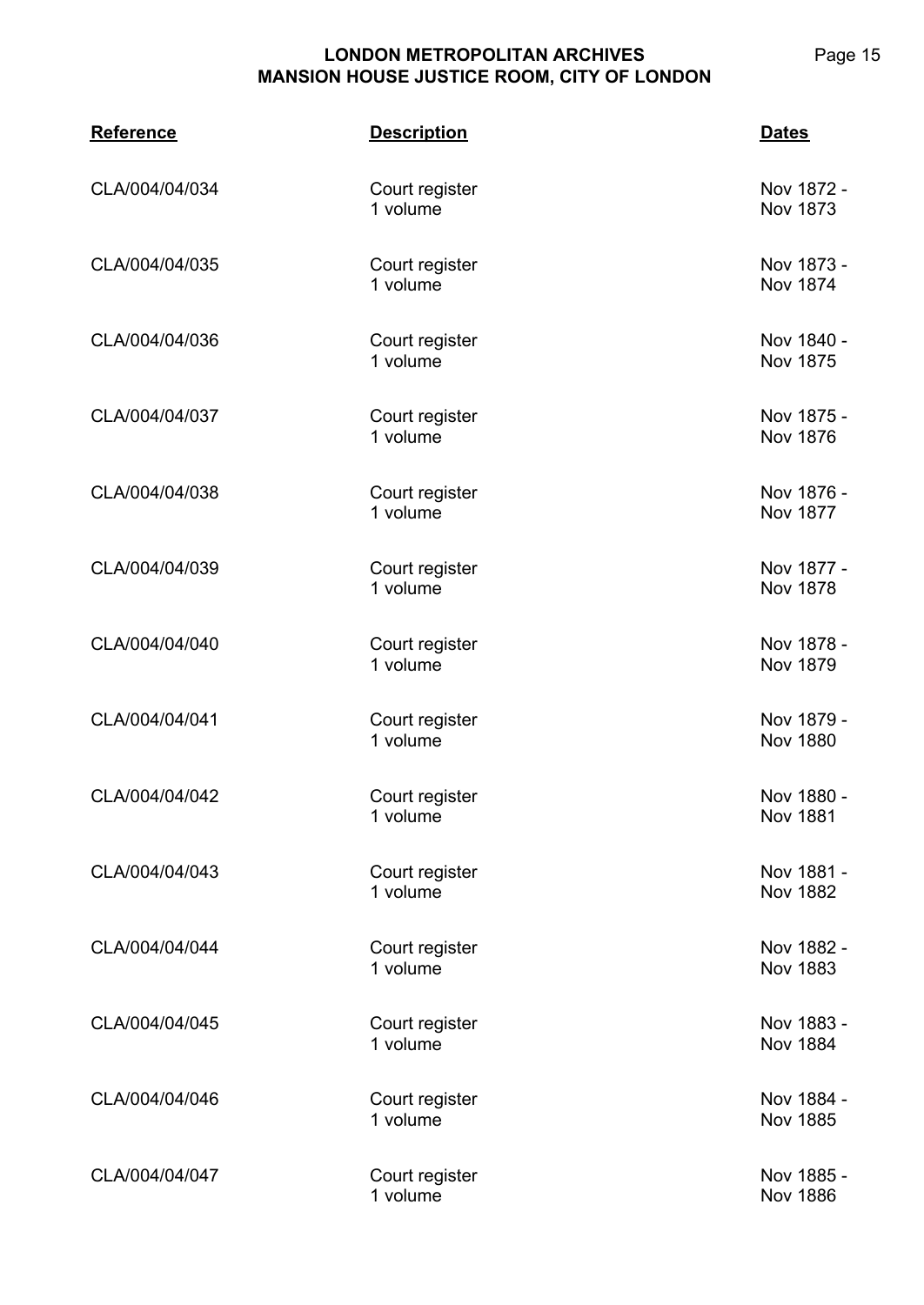| Reference | Description | Dates |
|---|---|---|
| CLA/004/04/034 | Court register<br>1 volume | Nov 1872 - Nov 1873 |
| CLA/004/04/035 | Court register<br>1 volume | Nov 1873 - Nov 1874 |
| CLA/004/04/036 | Court register<br>1 volume | Nov 1840 - Nov 1875 |
| CLA/004/04/037 | Court register<br>1 volume | Nov 1875 - Nov 1876 |
| CLA/004/04/038 | Court register<br>1 volume | Nov 1876 - Nov 1877 |
| CLA/004/04/039 | Court register<br>1 volume | Nov 1877 - Nov 1878 |
| CLA/004/04/040 | Court register<br>1 volume | Nov 1878 - Nov 1879 |
| CLA/004/04/041 | Court register<br>1 volume | Nov 1879 - Nov 1880 |
| CLA/004/04/042 | Court register<br>1 volume | Nov 1880 - Nov 1881 |
| CLA/004/04/043 | Court register<br>1 volume | Nov 1881 - Nov 1882 |
| CLA/004/04/044 | Court register<br>1 volume | Nov 1882 - Nov 1883 |
| CLA/004/04/045 | Court register<br>1 volume | Nov 1883 - Nov 1884 |
| CLA/004/04/046 | Court register<br>1 volume | Nov 1884 - Nov 1885 |
| CLA/004/04/047 | Court register<br>1 volume | Nov 1885 - Nov 1886 |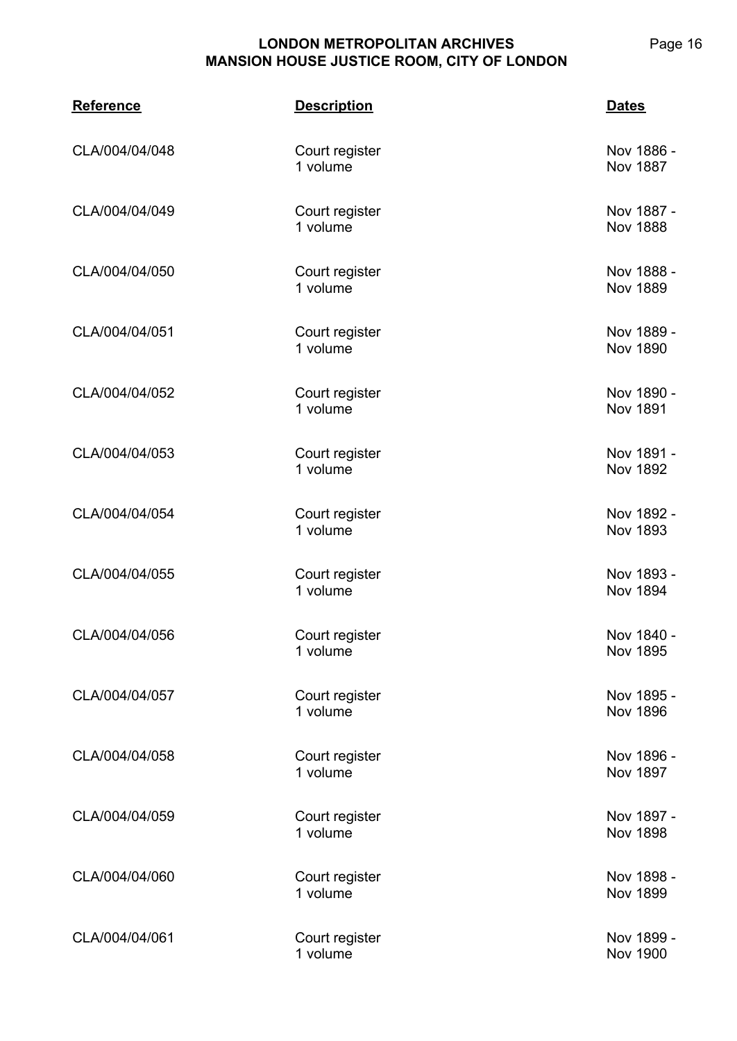| Reference | Description | Dates |
| --- | --- | --- |
| CLA/004/04/048 | Court register<br>1 volume | Nov 1886 - Nov 1887 |
| CLA/004/04/049 | Court register<br>1 volume | Nov 1887 - Nov 1888 |
| CLA/004/04/050 | Court register<br>1 volume | Nov 1888 - Nov 1889 |
| CLA/004/04/051 | Court register<br>1 volume | Nov 1889 - Nov 1890 |
| CLA/004/04/052 | Court register<br>1 volume | Nov 1890 - Nov 1891 |
| CLA/004/04/053 | Court register<br>1 volume | Nov 1891 - Nov 1892 |
| CLA/004/04/054 | Court register<br>1 volume | Nov 1892 - Nov 1893 |
| CLA/004/04/055 | Court register<br>1 volume | Nov 1893 - Nov 1894 |
| CLA/004/04/056 | Court register<br>1 volume | Nov 1840 - Nov 1895 |
| CLA/004/04/057 | Court register<br>1 volume | Nov 1895 - Nov 1896 |
| CLA/004/04/058 | Court register<br>1 volume | Nov 1896 - Nov 1897 |
| CLA/004/04/059 | Court register<br>1 volume | Nov 1897 - Nov 1898 |
| CLA/004/04/060 | Court register<br>1 volume | Nov 1898 - Nov 1899 |
| CLA/004/04/061 | Court register<br>1 volume | Nov 1899 - Nov 1900 |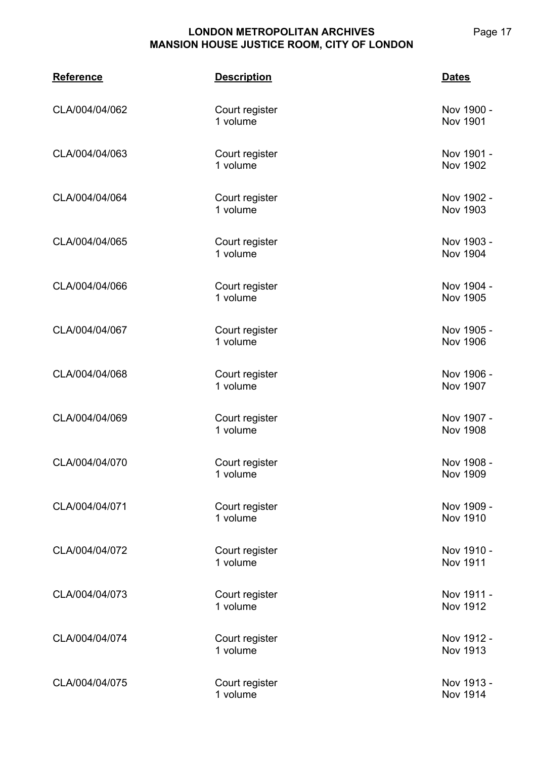| Reference | Description | Dates |
| --- | --- | --- |
| CLA/004/04/062 | Court register<br>1 volume | Nov 1900 - Nov 1901 |
| CLA/004/04/063 | Court register<br>1 volume | Nov 1901 - Nov 1902 |
| CLA/004/04/064 | Court register<br>1 volume | Nov 1902 - Nov 1903 |
| CLA/004/04/065 | Court register<br>1 volume | Nov 1903 - Nov 1904 |
| CLA/004/04/066 | Court register<br>1 volume | Nov 1904 - Nov 1905 |
| CLA/004/04/067 | Court register<br>1 volume | Nov 1905 - Nov 1906 |
| CLA/004/04/068 | Court register<br>1 volume | Nov 1906 - Nov 1907 |
| CLA/004/04/069 | Court register<br>1 volume | Nov 1907 - Nov 1908 |
| CLA/004/04/070 | Court register<br>1 volume | Nov 1908 - Nov 1909 |
| CLA/004/04/071 | Court register<br>1 volume | Nov 1909 - Nov 1910 |
| CLA/004/04/072 | Court register<br>1 volume | Nov 1910 - Nov 1911 |
| CLA/004/04/073 | Court register<br>1 volume | Nov 1911 - Nov 1912 |
| CLA/004/04/074 | Court register<br>1 volume | Nov 1912 - Nov 1913 |
| CLA/004/04/075 | Court register<br>1 volume | Nov 1913 - Nov 1914 |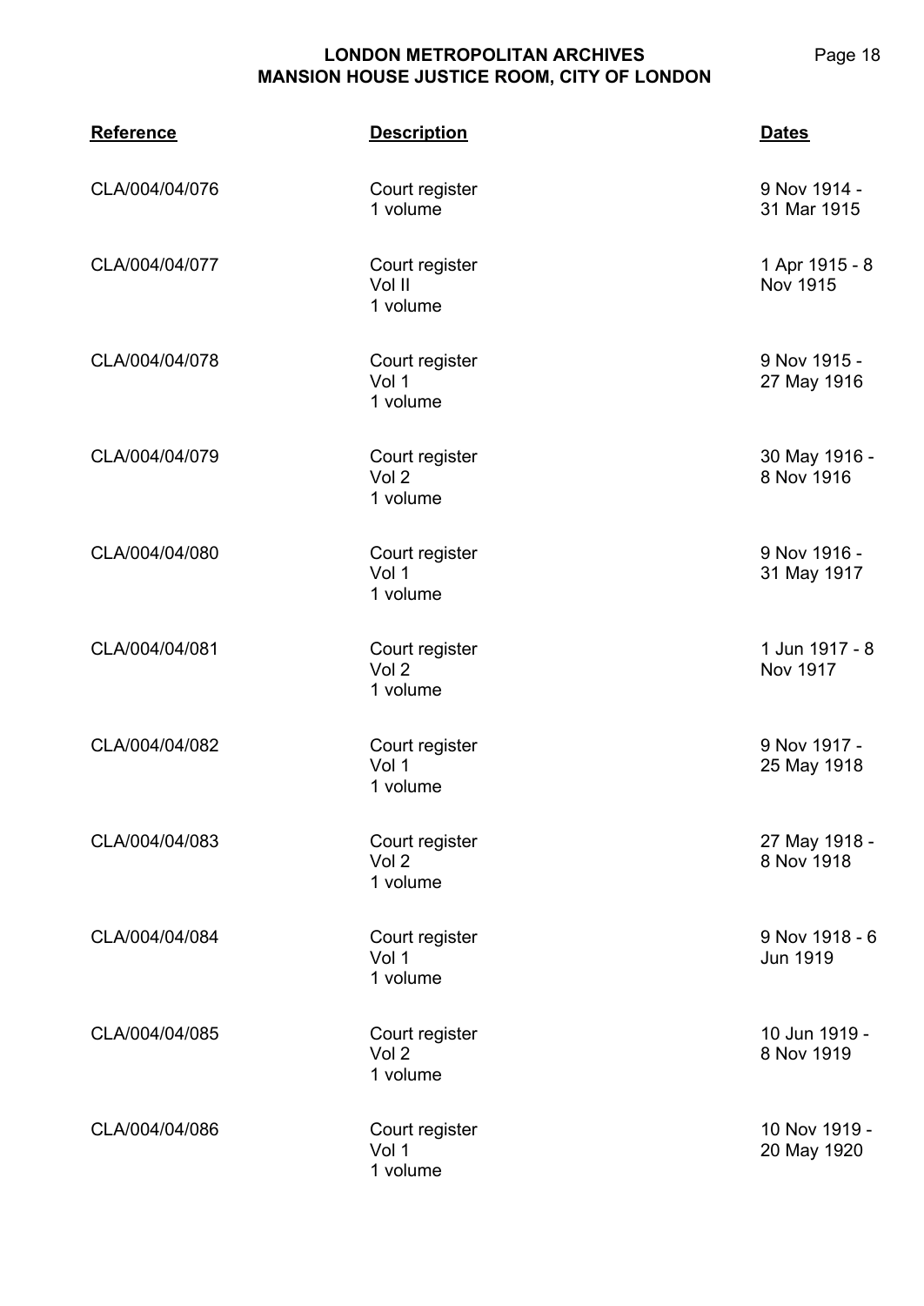| Reference | Description | Dates |
| --- | --- | --- |
| CLA/004/04/076 | Court register<br>1 volume | 9 Nov 1914 - 31 Mar 1915 |
| CLA/004/04/077 | Court register<br>Vol II<br>1 volume | 1 Apr 1915 - 8 Nov 1915 |
| CLA/004/04/078 | Court register<br>Vol 1<br>1 volume | 9 Nov 1915 - 27 May 1916 |
| CLA/004/04/079 | Court register<br>Vol 2<br>1 volume | 30 May 1916 - 8 Nov 1916 |
| CLA/004/04/080 | Court register<br>Vol 1<br>1 volume | 9 Nov 1916 - 31 May 1917 |
| CLA/004/04/081 | Court register<br>Vol 2<br>1 volume | 1 Jun 1917 - 8 Nov 1917 |
| CLA/004/04/082 | Court register<br>Vol 1<br>1 volume | 9 Nov 1917 - 25 May 1918 |
| CLA/004/04/083 | Court register<br>Vol 2<br>1 volume | 27 May 1918 - 8 Nov 1918 |
| CLA/004/04/084 | Court register<br>Vol 1<br>1 volume | 9 Nov 1918 - 6 Jun 1919 |
| CLA/004/04/085 | Court register<br>Vol 2<br>1 volume | 10 Jun 1919 - 8 Nov 1919 |
| CLA/004/04/086 | Court register<br>Vol 1<br>1 volume | 10 Nov 1919 - 20 May 1920 |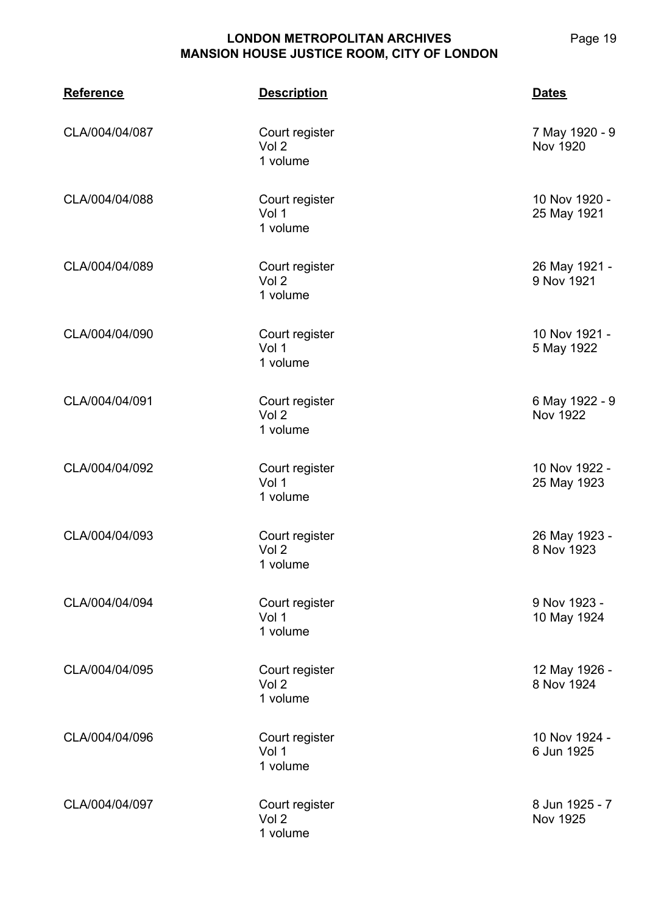| Reference | Description | Dates |
|---|---|---|
| CLA/004/04/087 | Court register<br>Vol 2<br>1 volume | 7 May 1920 - 9 Nov 1920 |
| CLA/004/04/088 | Court register<br>Vol 1<br>1 volume | 10 Nov 1920 - 25 May 1921 |
| CLA/004/04/089 | Court register<br>Vol 2<br>1 volume | 26 May 1921 - 9 Nov 1921 |
| CLA/004/04/090 | Court register<br>Vol 1<br>1 volume | 10 Nov 1921 - 5 May 1922 |
| CLA/004/04/091 | Court register<br>Vol 2<br>1 volume | 6 May 1922 - 9 Nov 1922 |
| CLA/004/04/092 | Court register<br>Vol 1<br>1 volume | 10 Nov 1922 - 25 May 1923 |
| CLA/004/04/093 | Court register<br>Vol 2<br>1 volume | 26 May 1923 - 8 Nov 1923 |
| CLA/004/04/094 | Court register<br>Vol 1<br>1 volume | 9 Nov 1923 - 10 May 1924 |
| CLA/004/04/095 | Court register<br>Vol 2<br>1 volume | 12 May 1926 - 8 Nov 1924 |
| CLA/004/04/096 | Court register<br>Vol 1<br>1 volume | 10 Nov 1924 - 6 Jun 1925 |
| CLA/004/04/097 | Court register<br>Vol 2<br>1 volume | 8 Jun 1925 - 7 Nov 1925 |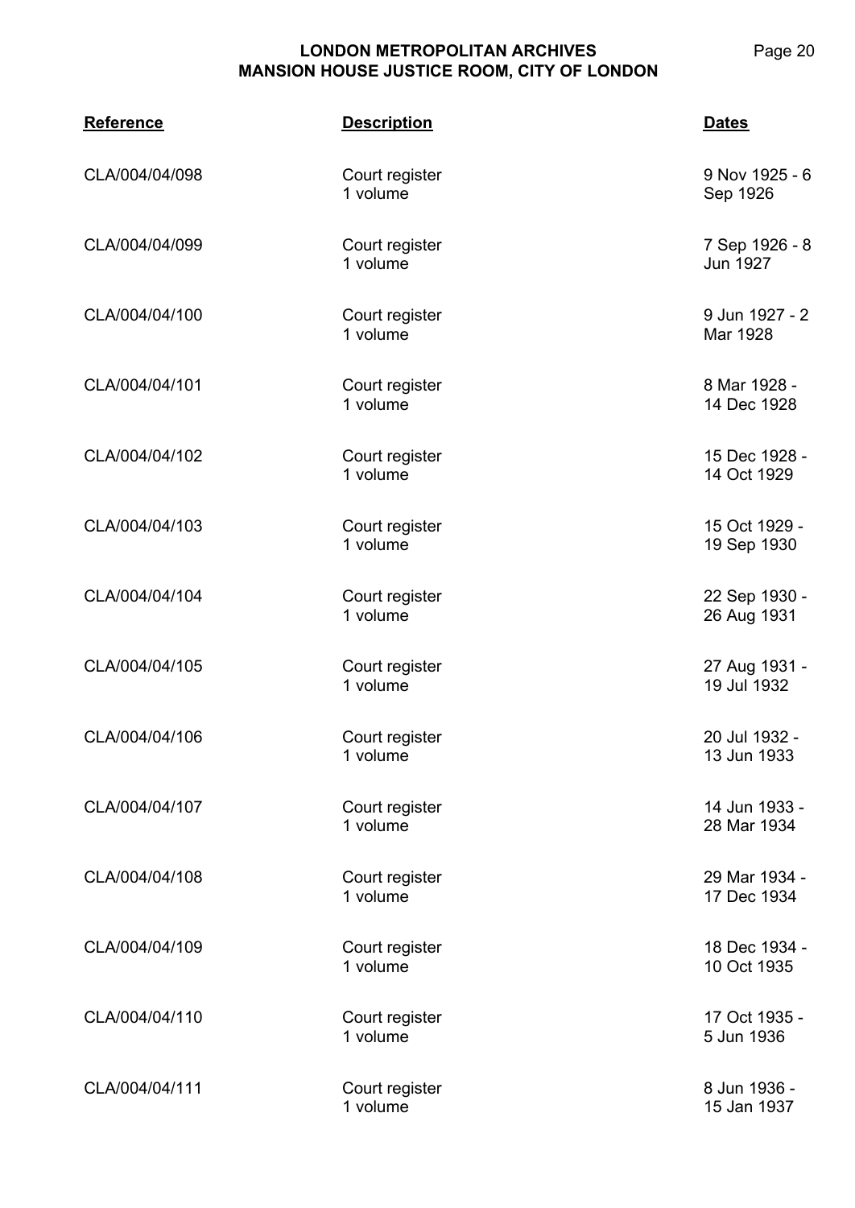| Reference | Description | Dates |
|---|---|---|
| CLA/004/04/098 | Court register<br>1 volume | 9 Nov 1925 - 6 Sep 1926 |
| CLA/004/04/099 | Court register<br>1 volume | 7 Sep 1926 - 8 Jun 1927 |
| CLA/004/04/100 | Court register<br>1 volume | 9 Jun 1927 - 2 Mar 1928 |
| CLA/004/04/101 | Court register<br>1 volume | 8 Mar 1928 - 14 Dec 1928 |
| CLA/004/04/102 | Court register<br>1 volume | 15 Dec 1928 - 14 Oct 1929 |
| CLA/004/04/103 | Court register<br>1 volume | 15 Oct 1929 - 19 Sep 1930 |
| CLA/004/04/104 | Court register<br>1 volume | 22 Sep 1930 - 26 Aug 1931 |
| CLA/004/04/105 | Court register<br>1 volume | 27 Aug 1931 - 19 Jul 1932 |
| CLA/004/04/106 | Court register<br>1 volume | 20 Jul 1932 - 13 Jun 1933 |
| CLA/004/04/107 | Court register<br>1 volume | 14 Jun 1933 - 28 Mar 1934 |
| CLA/004/04/108 | Court register<br>1 volume | 29 Mar 1934 - 17 Dec 1934 |
| CLA/004/04/109 | Court register<br>1 volume | 18 Dec 1934 - 10 Oct 1935 |
| CLA/004/04/110 | Court register<br>1 volume | 17 Oct 1935 - 5 Jun 1936 |
| CLA/004/04/111 | Court register<br>1 volume | 8 Jun 1936 - 15 Jan 1937 |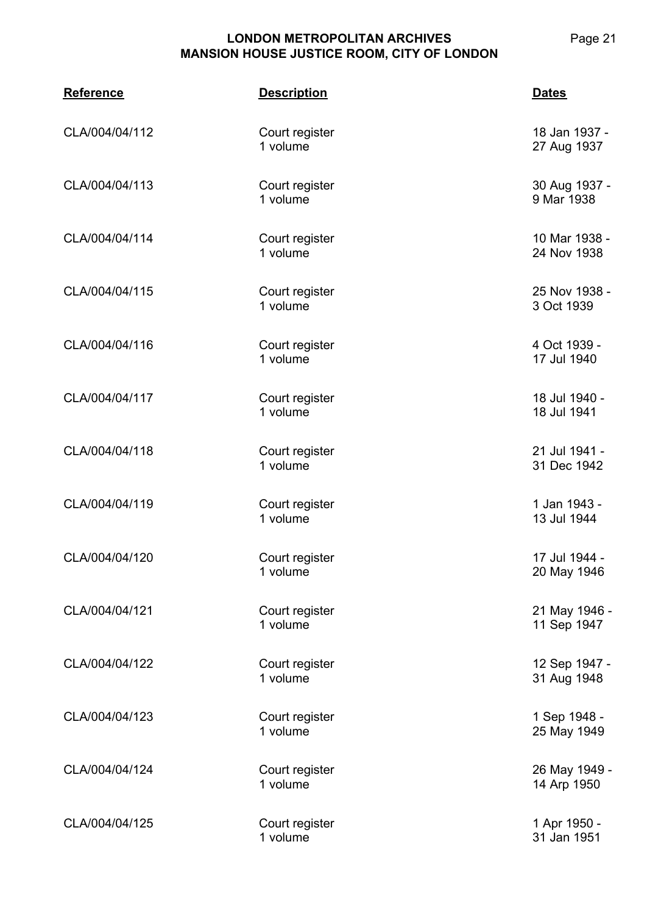| Reference | Description | Dates |
| --- | --- | --- |
| CLA/004/04/112 | Court register<br>1 volume | 18 Jan 1937 -<br>27 Aug 1937 |
| CLA/004/04/113 | Court register<br>1 volume | 30 Aug 1937 -<br>9 Mar 1938 |
| CLA/004/04/114 | Court register<br>1 volume | 10 Mar 1938 -<br>24 Nov 1938 |
| CLA/004/04/115 | Court register<br>1 volume | 25 Nov 1938 -<br>3 Oct 1939 |
| CLA/004/04/116 | Court register<br>1 volume | 4 Oct 1939 -<br>17 Jul 1940 |
| CLA/004/04/117 | Court register<br>1 volume | 18 Jul 1940 -<br>18 Jul 1941 |
| CLA/004/04/118 | Court register<br>1 volume | 21 Jul 1941 -<br>31 Dec 1942 |
| CLA/004/04/119 | Court register<br>1 volume | 1 Jan 1943 -<br>13 Jul 1944 |
| CLA/004/04/120 | Court register<br>1 volume | 17 Jul 1944 -<br>20 May 1946 |
| CLA/004/04/121 | Court register<br>1 volume | 21 May 1946 -<br>11 Sep 1947 |
| CLA/004/04/122 | Court register<br>1 volume | 12 Sep 1947 -<br>31 Aug 1948 |
| CLA/004/04/123 | Court register<br>1 volume | 1 Sep 1948 -<br>25 May 1949 |
| CLA/004/04/124 | Court register<br>1 volume | 26 May 1949 -<br>14 Arp 1950 |
| CLA/004/04/125 | Court register<br>1 volume | 1 Apr 1950 -<br>31 Jan 1951 |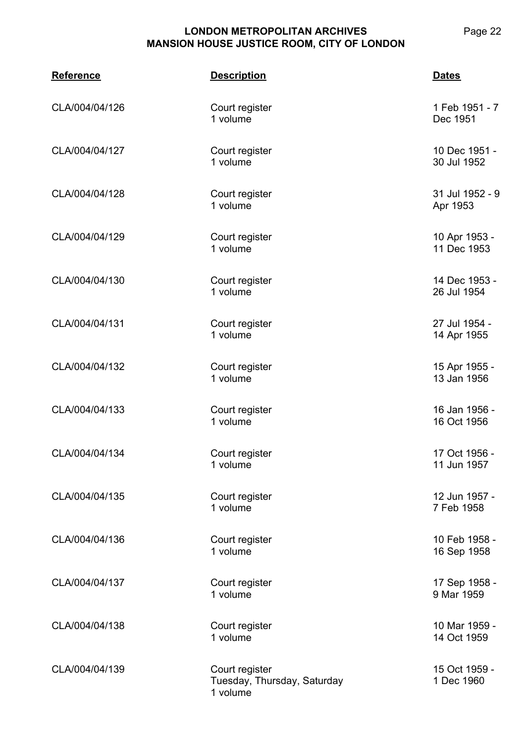| Reference | Description | Dates |
|---|---|---|
| CLA/004/04/126 | Court register<br>1 volume | 1 Feb 1951 - 7 Dec 1951 |
| CLA/004/04/127 | Court register<br>1 volume | 10 Dec 1951 - 30 Jul 1952 |
| CLA/004/04/128 | Court register<br>1 volume | 31 Jul 1952 - 9 Apr 1953 |
| CLA/004/04/129 | Court register<br>1 volume | 10 Apr 1953 - 11 Dec 1953 |
| CLA/004/04/130 | Court register<br>1 volume | 14 Dec 1953 - 26 Jul 1954 |
| CLA/004/04/131 | Court register<br>1 volume | 27 Jul 1954 - 14 Apr 1955 |
| CLA/004/04/132 | Court register<br>1 volume | 15 Apr 1955 - 13 Jan 1956 |
| CLA/004/04/133 | Court register<br>1 volume | 16 Jan 1956 - 16 Oct 1956 |
| CLA/004/04/134 | Court register<br>1 volume | 17 Oct 1956 - 11 Jun 1957 |
| CLA/004/04/135 | Court register<br>1 volume | 12 Jun 1957 - 7 Feb 1958 |
| CLA/004/04/136 | Court register<br>1 volume | 10 Feb 1958 - 16 Sep 1958 |
| CLA/004/04/137 | Court register<br>1 volume | 17 Sep 1958 - 9 Mar 1959 |
| CLA/004/04/138 | Court register<br>1 volume | 10 Mar 1959 - 14 Oct 1959 |
| CLA/004/04/139 | Court register<br>Tuesday, Thursday, Saturday<br>1 volume | 15 Oct 1959 - 1 Dec 1960 |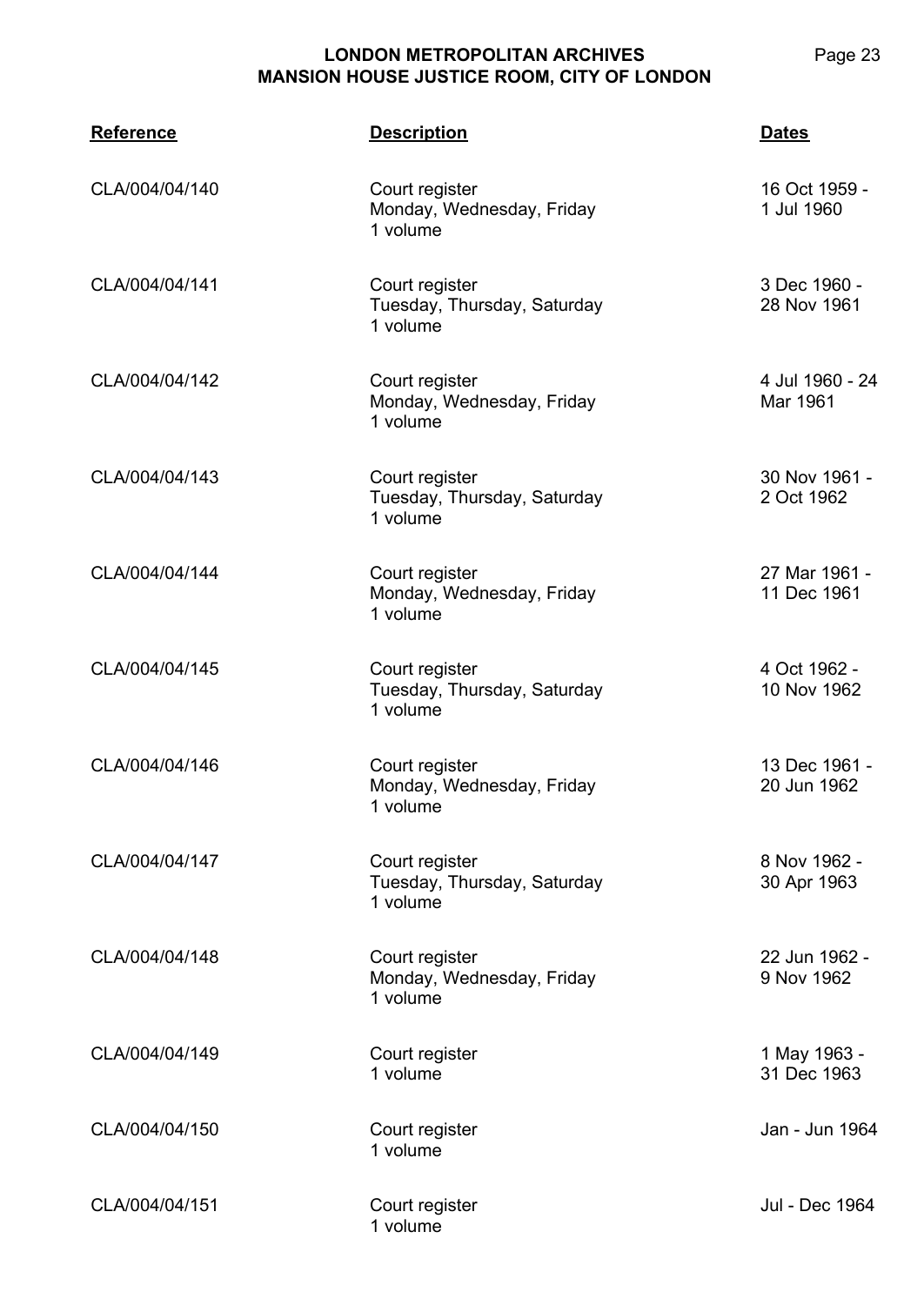| Reference | Description | Dates |
|---|---|---|
| CLA/004/04/140 | Court register<br>Monday, Wednesday, Friday<br>1 volume | 16 Oct 1959 - 1 Jul 1960 |
| CLA/004/04/141 | Court register<br>Tuesday, Thursday, Saturday<br>1 volume | 3 Dec 1960 - 28 Nov 1961 |
| CLA/004/04/142 | Court register<br>Monday, Wednesday, Friday<br>1 volume | 4 Jul 1960 - 24 Mar 1961 |
| CLA/004/04/143 | Court register<br>Tuesday, Thursday, Saturday<br>1 volume | 30 Nov 1961 - 2 Oct 1962 |
| CLA/004/04/144 | Court register<br>Monday, Wednesday, Friday<br>1 volume | 27 Mar 1961 - 11 Dec 1961 |
| CLA/004/04/145 | Court register<br>Tuesday, Thursday, Saturday<br>1 volume | 4 Oct 1962 - 10 Nov 1962 |
| CLA/004/04/146 | Court register<br>Monday, Wednesday, Friday<br>1 volume | 13 Dec 1961 - 20 Jun 1962 |
| CLA/004/04/147 | Court register<br>Tuesday, Thursday, Saturday<br>1 volume | 8 Nov 1962 - 30 Apr 1963 |
| CLA/004/04/148 | Court register<br>Monday, Wednesday, Friday<br>1 volume | 22 Jun 1962 - 9 Nov 1962 |
| CLA/004/04/149 | Court register<br>1 volume | 1 May 1963 - 31 Dec 1963 |
| CLA/004/04/150 | Court register<br>1 volume | Jan - Jun 1964 |
| CLA/004/04/151 | Court register<br>1 volume | Jul - Dec 1964 |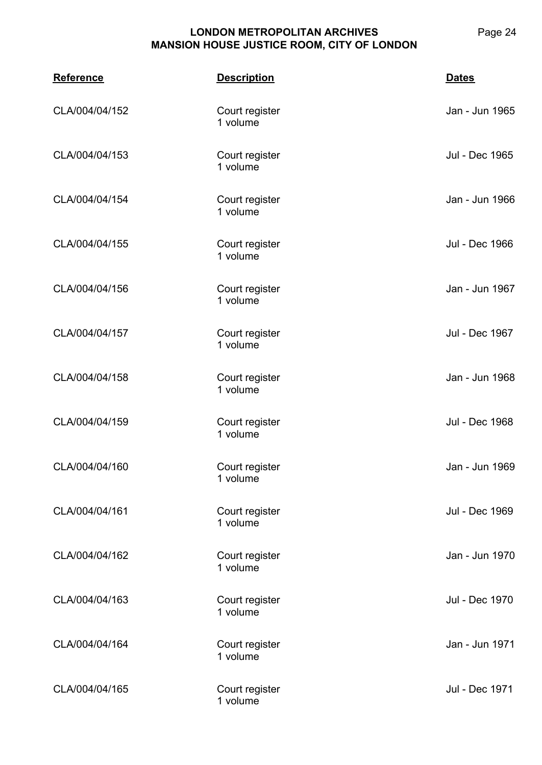| Reference | Description | Dates |
|---|---|---|
| CLA/004/04/152 | Court register<br>1 volume | Jan - Jun 1965 |
| CLA/004/04/153 | Court register<br>1 volume | Jul - Dec 1965 |
| CLA/004/04/154 | Court register<br>1 volume | Jan - Jun 1966 |
| CLA/004/04/155 | Court register<br>1 volume | Jul - Dec 1966 |
| CLA/004/04/156 | Court register<br>1 volume | Jan - Jun 1967 |
| CLA/004/04/157 | Court register<br>1 volume | Jul - Dec 1967 |
| CLA/004/04/158 | Court register<br>1 volume | Jan - Jun 1968 |
| CLA/004/04/159 | Court register<br>1 volume | Jul - Dec 1968 |
| CLA/004/04/160 | Court register<br>1 volume | Jan - Jun 1969 |
| CLA/004/04/161 | Court register<br>1 volume | Jul - Dec 1969 |
| CLA/004/04/162 | Court register<br>1 volume | Jan - Jun 1970 |
| CLA/004/04/163 | Court register<br>1 volume | Jul - Dec 1970 |
| CLA/004/04/164 | Court register<br>1 volume | Jan - Jun 1971 |
| CLA/004/04/165 | Court register<br>1 volume | Jul - Dec 1971 |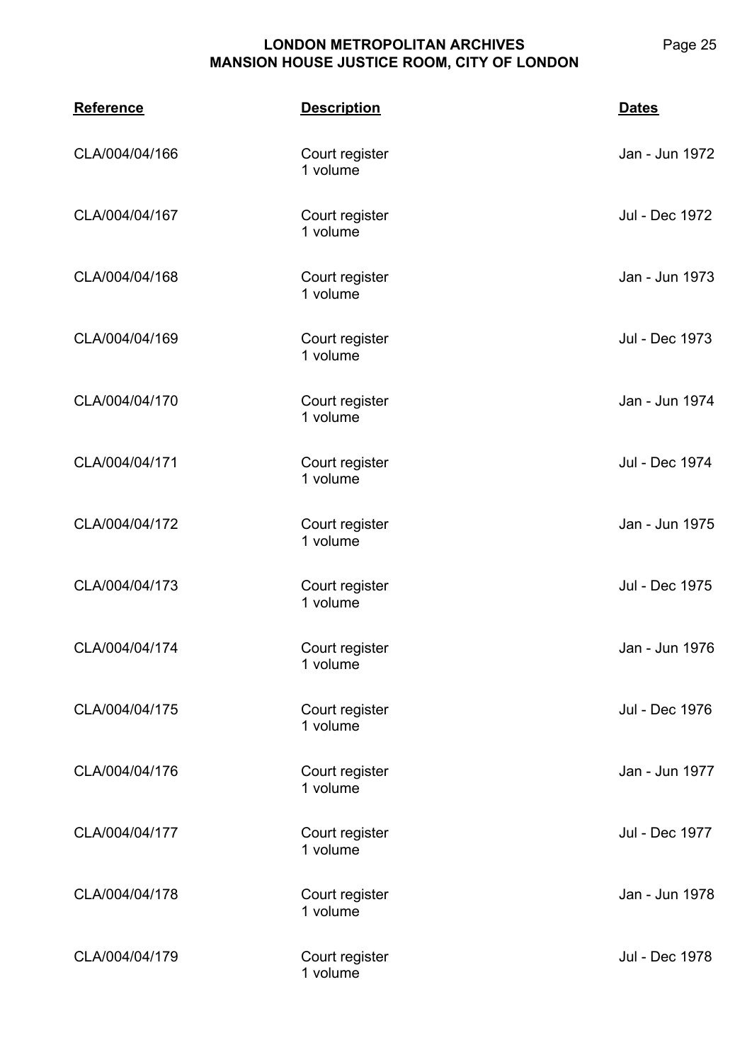| Reference | Description | Dates |
|---|---|---|
| CLA/004/04/166 | Court register<br>1 volume | Jan - Jun 1972 |
| CLA/004/04/167 | Court register<br>1 volume | Jul - Dec 1972 |
| CLA/004/04/168 | Court register<br>1 volume | Jan - Jun 1973 |
| CLA/004/04/169 | Court register<br>1 volume | Jul - Dec 1973 |
| CLA/004/04/170 | Court register<br>1 volume | Jan - Jun 1974 |
| CLA/004/04/171 | Court register<br>1 volume | Jul - Dec 1974 |
| CLA/004/04/172 | Court register<br>1 volume | Jan - Jun 1975 |
| CLA/004/04/173 | Court register<br>1 volume | Jul - Dec 1975 |
| CLA/004/04/174 | Court register<br>1 volume | Jan - Jun 1976 |
| CLA/004/04/175 | Court register<br>1 volume | Jul - Dec 1976 |
| CLA/004/04/176 | Court register<br>1 volume | Jan - Jun 1977 |
| CLA/004/04/177 | Court register<br>1 volume | Jul - Dec 1977 |
| CLA/004/04/178 | Court register<br>1 volume | Jan - Jun 1978 |
| CLA/004/04/179 | Court register<br>1 volume | Jul - Dec 1978 |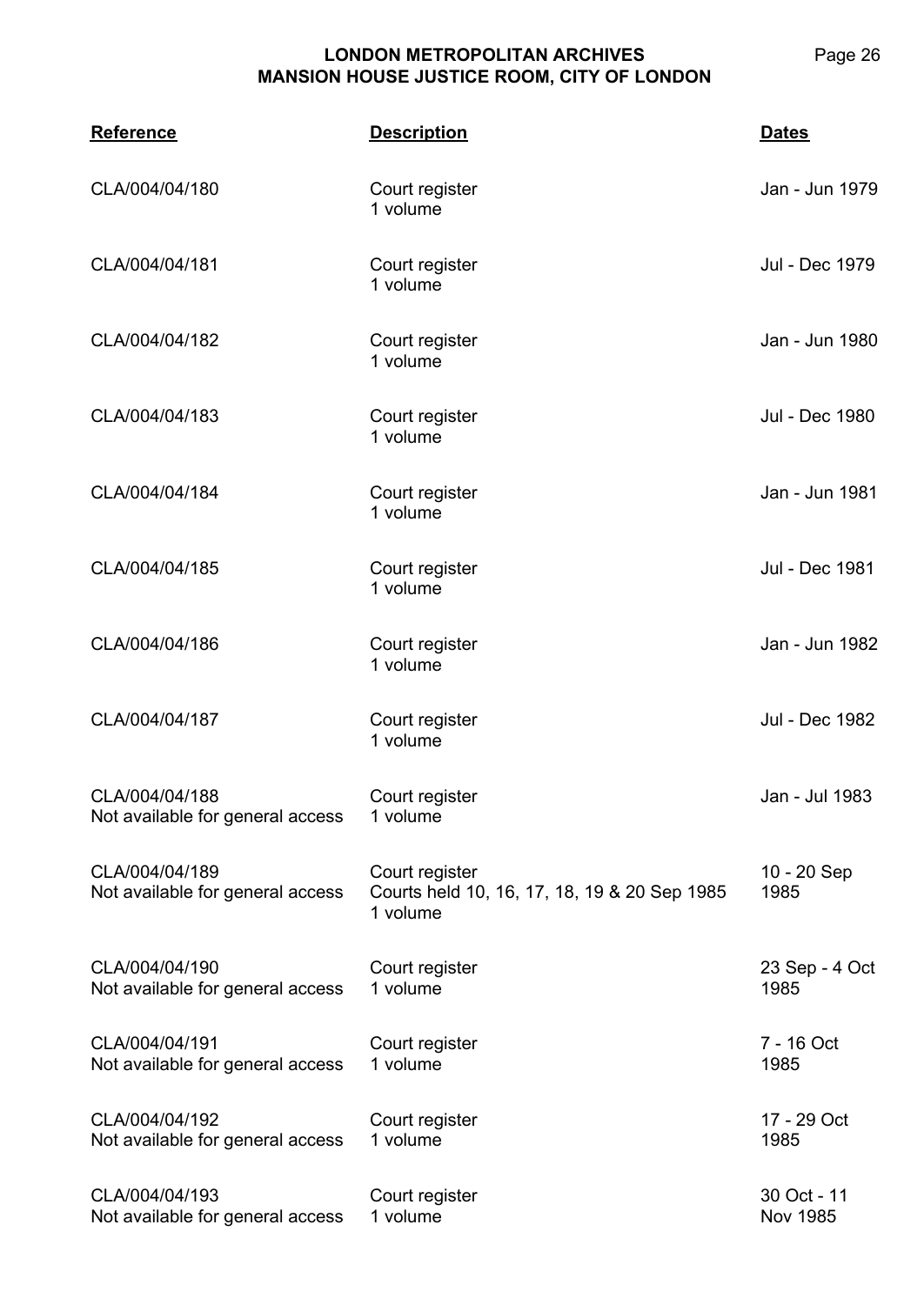| Reference | Description | Dates |
| --- | --- | --- |
| CLA/004/04/180 | Court register<br>1 volume | Jan - Jun 1979 |
| CLA/004/04/181 | Court register<br>1 volume | Jul - Dec 1979 |
| CLA/004/04/182 | Court register<br>1 volume | Jan - Jun 1980 |
| CLA/004/04/183 | Court register<br>1 volume | Jul - Dec 1980 |
| CLA/004/04/184 | Court register<br>1 volume | Jan - Jun 1981 |
| CLA/004/04/185 | Court register<br>1 volume | Jul - Dec 1981 |
| CLA/004/04/186 | Court register<br>1 volume | Jan - Jun 1982 |
| CLA/004/04/187 | Court register<br>1 volume | Jul - Dec 1982 |
| CLA/004/04/188<br>Not available for general access | Court register<br>1 volume | Jan - Jul 1983 |
| CLA/004/04/189<br>Not available for general access | Court register<br>Courts held 10, 16, 17, 18, 19 & 20 Sep 1985<br>1 volume | 10 - 20 Sep 1985 |
| CLA/004/04/190<br>Not available for general access | Court register<br>1 volume | 23 Sep - 4 Oct 1985 |
| CLA/004/04/191<br>Not available for general access | Court register<br>1 volume | 7 - 16 Oct 1985 |
| CLA/004/04/192<br>Not available for general access | Court register<br>1 volume | 17 - 29 Oct 1985 |
| CLA/004/04/193<br>Not available for general access | Court register<br>1 volume | 30 Oct - 11 Nov 1985 |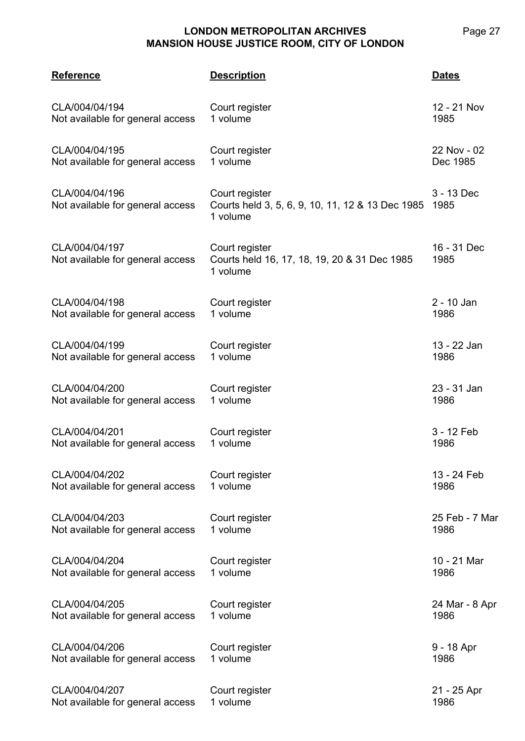| Reference | Description | Dates |
|---|---|---|
| CLA/004/04/194<br>Not available for general access | Court register<br>1 volume | 12 - 21 Nov 1985 |
| CLA/004/04/195<br>Not available for general access | Court register<br>1 volume | 22 Nov - 02 Dec 1985 |
| CLA/004/04/196<br>Not available for general access | Court register<br>Courts held 3, 5, 6, 9, 10, 11, 12 & 13 Dec 1985<br>1 volume | 3 - 13 Dec 1985 |
| CLA/004/04/197<br>Not available for general access | Court register<br>Courts held 16, 17, 18, 19, 20 & 31 Dec 1985<br>1 volume | 16 - 31 Dec 1985 |
| CLA/004/04/198<br>Not available for general access | Court register<br>1 volume | 2 - 10 Jan 1986 |
| CLA/004/04/199<br>Not available for general access | Court register<br>1 volume | 13 - 22 Jan 1986 |
| CLA/004/04/200<br>Not available for general access | Court register<br>1 volume | 23 - 31 Jan 1986 |
| CLA/004/04/201<br>Not available for general access | Court register<br>1 volume | 3 - 12 Feb 1986 |
| CLA/004/04/202<br>Not available for general access | Court register<br>1 volume | 13 - 24 Feb 1986 |
| CLA/004/04/203<br>Not available for general access | Court register<br>1 volume | 25 Feb - 7 Mar 1986 |
| CLA/004/04/204<br>Not available for general access | Court register<br>1 volume | 10 - 21 Mar 1986 |
| CLA/004/04/205<br>Not available for general access | Court register<br>1 volume | 24 Mar - 8 Apr 1986 |
| CLA/004/04/206<br>Not available for general access | Court register<br>1 volume | 9 - 18 Apr 1986 |
| CLA/004/04/207<br>Not available for general access | Court register<br>1 volume | 21 - 25 Apr 1986 |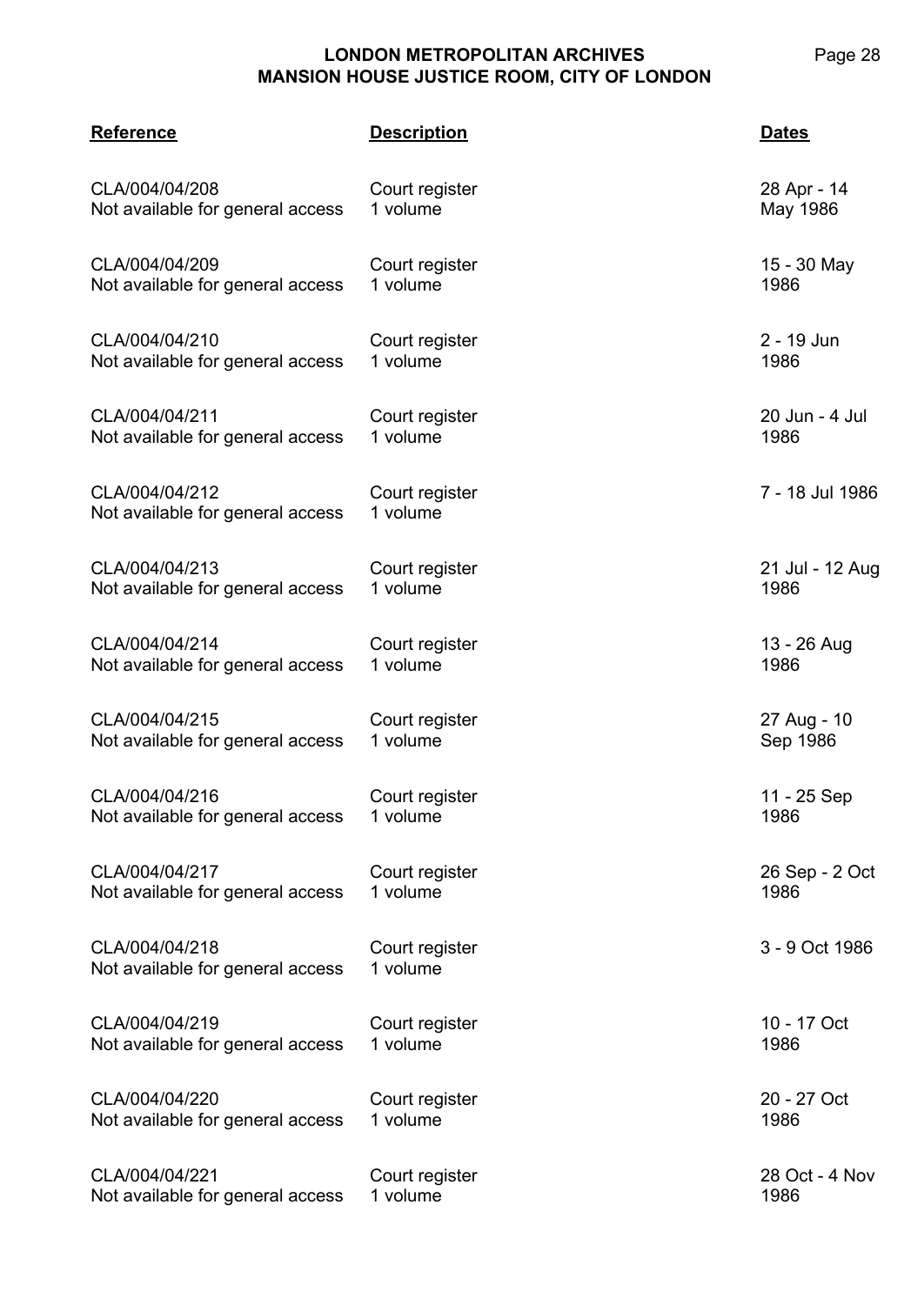| Reference | Description | Dates |
| --- | --- | --- |
| CLA/004/04/208<br>Not available for general access | Court register<br>1 volume | 28 Apr - 14 May 1986 |
| CLA/004/04/209<br>Not available for general access | Court register<br>1 volume | 15 - 30 May 1986 |
| CLA/004/04/210<br>Not available for general access | Court register<br>1 volume | 2 - 19 Jun 1986 |
| CLA/004/04/211<br>Not available for general access | Court register<br>1 volume | 20 Jun - 4 Jul 1986 |
| CLA/004/04/212<br>Not available for general access | Court register<br>1 volume | 7 - 18 Jul 1986 |
| CLA/004/04/213<br>Not available for general access | Court register<br>1 volume | 21 Jul - 12 Aug 1986 |
| CLA/004/04/214<br>Not available for general access | Court register<br>1 volume | 13 - 26 Aug 1986 |
| CLA/004/04/215<br>Not available for general access | Court register<br>1 volume | 27 Aug - 10 Sep 1986 |
| CLA/004/04/216<br>Not available for general access | Court register<br>1 volume | 11 - 25 Sep 1986 |
| CLA/004/04/217<br>Not available for general access | Court register<br>1 volume | 26 Sep - 2 Oct 1986 |
| CLA/004/04/218<br>Not available for general access | Court register<br>1 volume | 3 - 9 Oct 1986 |
| CLA/004/04/219<br>Not available for general access | Court register<br>1 volume | 10 - 17 Oct 1986 |
| CLA/004/04/220<br>Not available for general access | Court register<br>1 volume | 20 - 27 Oct 1986 |
| CLA/004/04/221<br>Not available for general access | Court register<br>1 volume | 28 Oct - 4 Nov 1986 |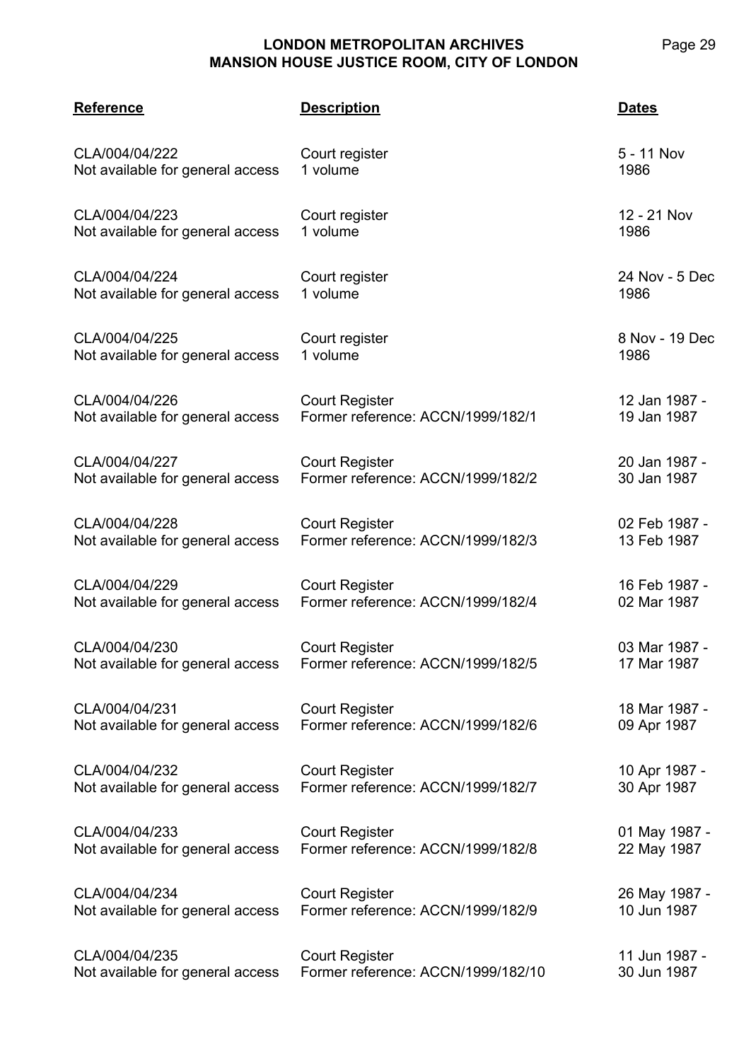| Reference | Description | Dates |
|---|---|---|
| CLA/004/04/222<br>Not available for general access | Court register<br>1 volume | 5 - 11 Nov<br>1986 |
| CLA/004/04/223<br>Not available for general access | Court register<br>1 volume | 12 - 21 Nov<br>1986 |
| CLA/004/04/224<br>Not available for general access | Court register<br>1 volume | 24 Nov - 5 Dec<br>1986 |
| CLA/004/04/225<br>Not available for general access | Court register<br>1 volume | 8 Nov - 19 Dec<br>1986 |
| CLA/004/04/226<br>Not available for general access | Court Register<br>Former reference: ACCN/1999/182/1 | 12 Jan 1987 -<br>19 Jan 1987 |
| CLA/004/04/227<br>Not available for general access | Court Register<br>Former reference: ACCN/1999/182/2 | 20 Jan 1987 -<br>30 Jan 1987 |
| CLA/004/04/228<br>Not available for general access | Court Register<br>Former reference: ACCN/1999/182/3 | 02 Feb 1987 -<br>13 Feb 1987 |
| CLA/004/04/229<br>Not available for general access | Court Register<br>Former reference: ACCN/1999/182/4 | 16 Feb 1987 -<br>02 Mar 1987 |
| CLA/004/04/230<br>Not available for general access | Court Register<br>Former reference: ACCN/1999/182/5 | 03 Mar 1987 -<br>17 Mar 1987 |
| CLA/004/04/231<br>Not available for general access | Court Register<br>Former reference: ACCN/1999/182/6 | 18 Mar 1987 -<br>09 Apr 1987 |
| CLA/004/04/232<br>Not available for general access | Court Register<br>Former reference: ACCN/1999/182/7 | 10 Apr 1987 -<br>30 Apr 1987 |
| CLA/004/04/233<br>Not available for general access | Court Register<br>Former reference: ACCN/1999/182/8 | 01 May 1987 -<br>22 May 1987 |
| CLA/004/04/234<br>Not available for general access | Court Register<br>Former reference: ACCN/1999/182/9 | 26 May 1987 -<br>10 Jun 1987 |
| CLA/004/04/235<br>Not available for general access | Court Register<br>Former reference: ACCN/1999/182/10 | 11 Jun 1987 -<br>30 Jun 1987 |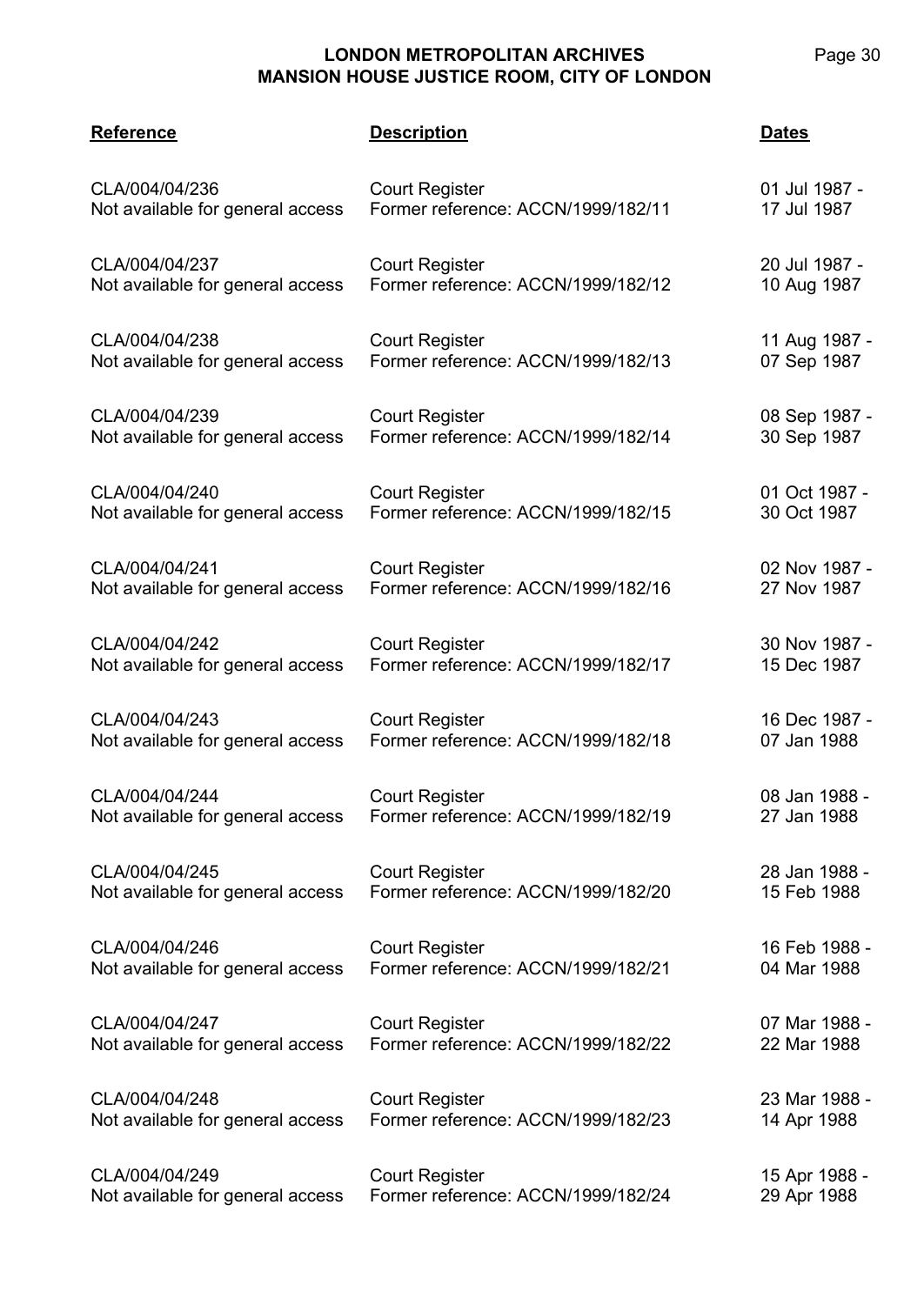| Reference | Description | Dates |
|---|---|---|
| CLA/004/04/236<br>Not available for general access | Court Register<br>Former reference: ACCN/1999/182/11 | 01 Jul 1987 -<br>17 Jul 1987 |
| CLA/004/04/237<br>Not available for general access | Court Register<br>Former reference: ACCN/1999/182/12 | 20 Jul 1987 -<br>10 Aug 1987 |
| CLA/004/04/238<br>Not available for general access | Court Register<br>Former reference: ACCN/1999/182/13 | 11 Aug 1987 -<br>07 Sep 1987 |
| CLA/004/04/239<br>Not available for general access | Court Register<br>Former reference: ACCN/1999/182/14 | 08 Sep 1987 -<br>30 Sep 1987 |
| CLA/004/04/240<br>Not available for general access | Court Register<br>Former reference: ACCN/1999/182/15 | 01 Oct 1987 -<br>30 Oct 1987 |
| CLA/004/04/241<br>Not available for general access | Court Register<br>Former reference: ACCN/1999/182/16 | 02 Nov 1987 -<br>27 Nov 1987 |
| CLA/004/04/242<br>Not available for general access | Court Register<br>Former reference: ACCN/1999/182/17 | 30 Nov 1987 -<br>15 Dec 1987 |
| CLA/004/04/243<br>Not available for general access | Court Register<br>Former reference: ACCN/1999/182/18 | 16 Dec 1987 -<br>07 Jan 1988 |
| CLA/004/04/244<br>Not available for general access | Court Register<br>Former reference: ACCN/1999/182/19 | 08 Jan 1988 -<br>27 Jan 1988 |
| CLA/004/04/245<br>Not available for general access | Court Register<br>Former reference: ACCN/1999/182/20 | 28 Jan 1988 -<br>15 Feb 1988 |
| CLA/004/04/246<br>Not available for general access | Court Register<br>Former reference: ACCN/1999/182/21 | 16 Feb 1988 -<br>04 Mar 1988 |
| CLA/004/04/247<br>Not available for general access | Court Register<br>Former reference: ACCN/1999/182/22 | 07 Mar 1988 -<br>22 Mar 1988 |
| CLA/004/04/248<br>Not available for general access | Court Register<br>Former reference: ACCN/1999/182/23 | 23 Mar 1988 -<br>14 Apr 1988 |
| CLA/004/04/249<br>Not available for general access | Court Register<br>Former reference: ACCN/1999/182/24 | 15 Apr 1988 -<br>29 Apr 1988 |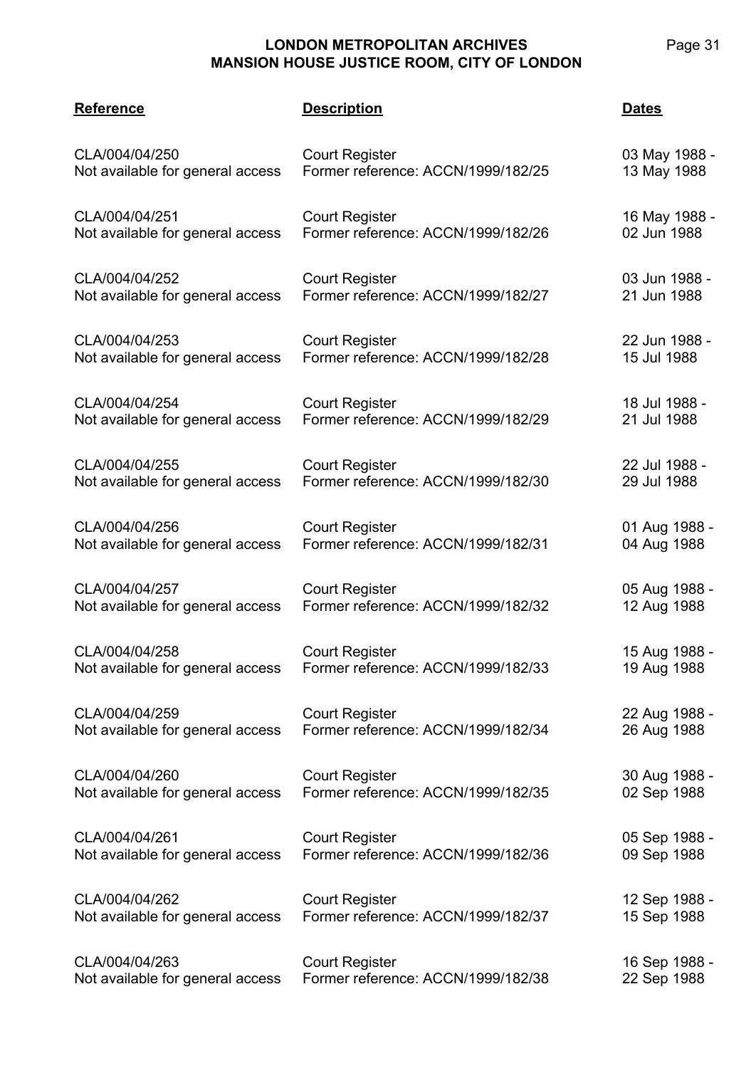| Reference | Description | Dates |
|---|---|---|
| CLA/004/04/250<br>Not available for general access | Court Register<br>Former reference: ACCN/1999/182/25 | 03 May 1988 - 13 May 1988 |
| CLA/004/04/251<br>Not available for general access | Court Register<br>Former reference: ACCN/1999/182/26 | 16 May 1988 - 02 Jun 1988 |
| CLA/004/04/252<br>Not available for general access | Court Register<br>Former reference: ACCN/1999/182/27 | 03 Jun 1988 - 21 Jun 1988 |
| CLA/004/04/253<br>Not available for general access | Court Register<br>Former reference: ACCN/1999/182/28 | 22 Jun 1988 - 15 Jul 1988 |
| CLA/004/04/254<br>Not available for general access | Court Register<br>Former reference: ACCN/1999/182/29 | 18 Jul 1988 - 21 Jul 1988 |
| CLA/004/04/255<br>Not available for general access | Court Register<br>Former reference: ACCN/1999/182/30 | 22 Jul 1988 - 29 Jul 1988 |
| CLA/004/04/256<br>Not available for general access | Court Register<br>Former reference: ACCN/1999/182/31 | 01 Aug 1988 - 04 Aug 1988 |
| CLA/004/04/257<br>Not available for general access | Court Register<br>Former reference: ACCN/1999/182/32 | 05 Aug 1988 - 12 Aug 1988 |
| CLA/004/04/258<br>Not available for general access | Court Register<br>Former reference: ACCN/1999/182/33 | 15 Aug 1988 - 19 Aug 1988 |
| CLA/004/04/259<br>Not available for general access | Court Register<br>Former reference: ACCN/1999/182/34 | 22 Aug 1988 - 26 Aug 1988 |
| CLA/004/04/260<br>Not available for general access | Court Register<br>Former reference: ACCN/1999/182/35 | 30 Aug 1988 - 02 Sep 1988 |
| CLA/004/04/261<br>Not available for general access | Court Register<br>Former reference: ACCN/1999/182/36 | 05 Sep 1988 - 09 Sep 1988 |
| CLA/004/04/262<br>Not available for general access | Court Register<br>Former reference: ACCN/1999/182/37 | 12 Sep 1988 - 15 Sep 1988 |
| CLA/004/04/263<br>Not available for general access | Court Register<br>Former reference: ACCN/1999/182/38 | 16 Sep 1988 - 22 Sep 1988 |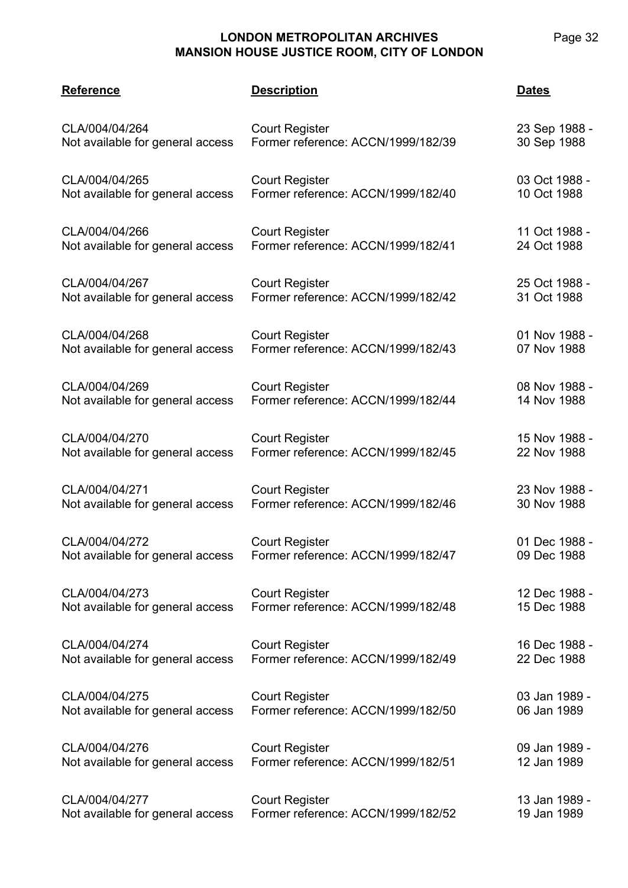| Reference | Description | Dates |
| --- | --- | --- |
| CLA/004/04/264<br>Not available for general access | Court Register<br>Former reference: ACCN/1999/182/39 | 23 Sep 1988 -<br>30 Sep 1988 |
| CLA/004/04/265<br>Not available for general access | Court Register<br>Former reference: ACCN/1999/182/40 | 03 Oct 1988 -<br>10 Oct 1988 |
| CLA/004/04/266<br>Not available for general access | Court Register<br>Former reference: ACCN/1999/182/41 | 11 Oct 1988 -<br>24 Oct 1988 |
| CLA/004/04/267<br>Not available for general access | Court Register<br>Former reference: ACCN/1999/182/42 | 25 Oct 1988 -<br>31 Oct 1988 |
| CLA/004/04/268<br>Not available for general access | Court Register<br>Former reference: ACCN/1999/182/43 | 01 Nov 1988 -<br>07 Nov 1988 |
| CLA/004/04/269<br>Not available for general access | Court Register<br>Former reference: ACCN/1999/182/44 | 08 Nov 1988 -<br>14 Nov 1988 |
| CLA/004/04/270<br>Not available for general access | Court Register<br>Former reference: ACCN/1999/182/45 | 15 Nov 1988 -<br>22 Nov 1988 |
| CLA/004/04/271<br>Not available for general access | Court Register<br>Former reference: ACCN/1999/182/46 | 23 Nov 1988 -<br>30 Nov 1988 |
| CLA/004/04/272<br>Not available for general access | Court Register<br>Former reference: ACCN/1999/182/47 | 01 Dec 1988 -<br>09 Dec 1988 |
| CLA/004/04/273<br>Not available for general access | Court Register<br>Former reference: ACCN/1999/182/48 | 12 Dec 1988 -<br>15 Dec 1988 |
| CLA/004/04/274<br>Not available for general access | Court Register<br>Former reference: ACCN/1999/182/49 | 16 Dec 1988 -<br>22 Dec 1988 |
| CLA/004/04/275<br>Not available for general access | Court Register<br>Former reference: ACCN/1999/182/50 | 03 Jan 1989 -<br>06 Jan 1989 |
| CLA/004/04/276<br>Not available for general access | Court Register<br>Former reference: ACCN/1999/182/51 | 09 Jan 1989 -<br>12 Jan 1989 |
| CLA/004/04/277<br>Not available for general access | Court Register<br>Former reference: ACCN/1999/182/52 | 13 Jan 1989 -<br>19 Jan 1989 |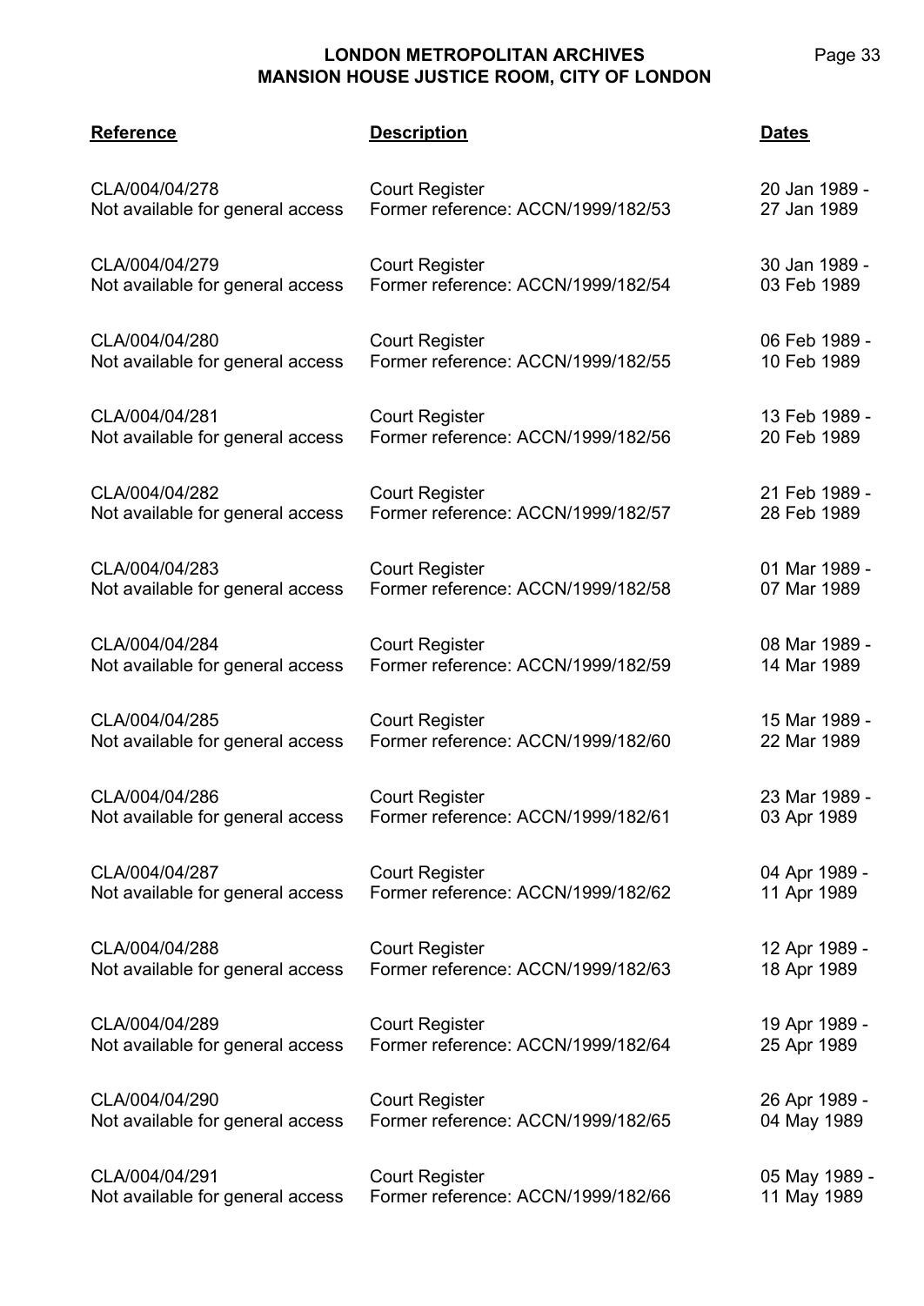| Reference | Description | Dates |
| --- | --- | --- |
| CLA/004/04/278<br>Not available for general access | Court Register<br>Former reference: ACCN/1999/182/53 | 20 Jan 1989 - 27 Jan 1989 |
| CLA/004/04/279<br>Not available for general access | Court Register<br>Former reference: ACCN/1999/182/54 | 30 Jan 1989 - 03 Feb 1989 |
| CLA/004/04/280<br>Not available for general access | Court Register<br>Former reference: ACCN/1999/182/55 | 06 Feb 1989 - 10 Feb 1989 |
| CLA/004/04/281<br>Not available for general access | Court Register<br>Former reference: ACCN/1999/182/56 | 13 Feb 1989 - 20 Feb 1989 |
| CLA/004/04/282<br>Not available for general access | Court Register<br>Former reference: ACCN/1999/182/57 | 21 Feb 1989 - 28 Feb 1989 |
| CLA/004/04/283<br>Not available for general access | Court Register<br>Former reference: ACCN/1999/182/58 | 01 Mar 1989 - 07 Mar 1989 |
| CLA/004/04/284<br>Not available for general access | Court Register<br>Former reference: ACCN/1999/182/59 | 08 Mar 1989 - 14 Mar 1989 |
| CLA/004/04/285<br>Not available for general access | Court Register<br>Former reference: ACCN/1999/182/60 | 15 Mar 1989 - 22 Mar 1989 |
| CLA/004/04/286<br>Not available for general access | Court Register<br>Former reference: ACCN/1999/182/61 | 23 Mar 1989 - 03 Apr 1989 |
| CLA/004/04/287<br>Not available for general access | Court Register<br>Former reference: ACCN/1999/182/62 | 04 Apr 1989 - 11 Apr 1989 |
| CLA/004/04/288<br>Not available for general access | Court Register<br>Former reference: ACCN/1999/182/63 | 12 Apr 1989 - 18 Apr 1989 |
| CLA/004/04/289<br>Not available for general access | Court Register<br>Former reference: ACCN/1999/182/64 | 19 Apr 1989 - 25 Apr 1989 |
| CLA/004/04/290<br>Not available for general access | Court Register<br>Former reference: ACCN/1999/182/65 | 26 Apr 1989 - 04 May 1989 |
| CLA/004/04/291<br>Not available for general access | Court Register<br>Former reference: ACCN/1999/182/66 | 05 May 1989 - 11 May 1989 |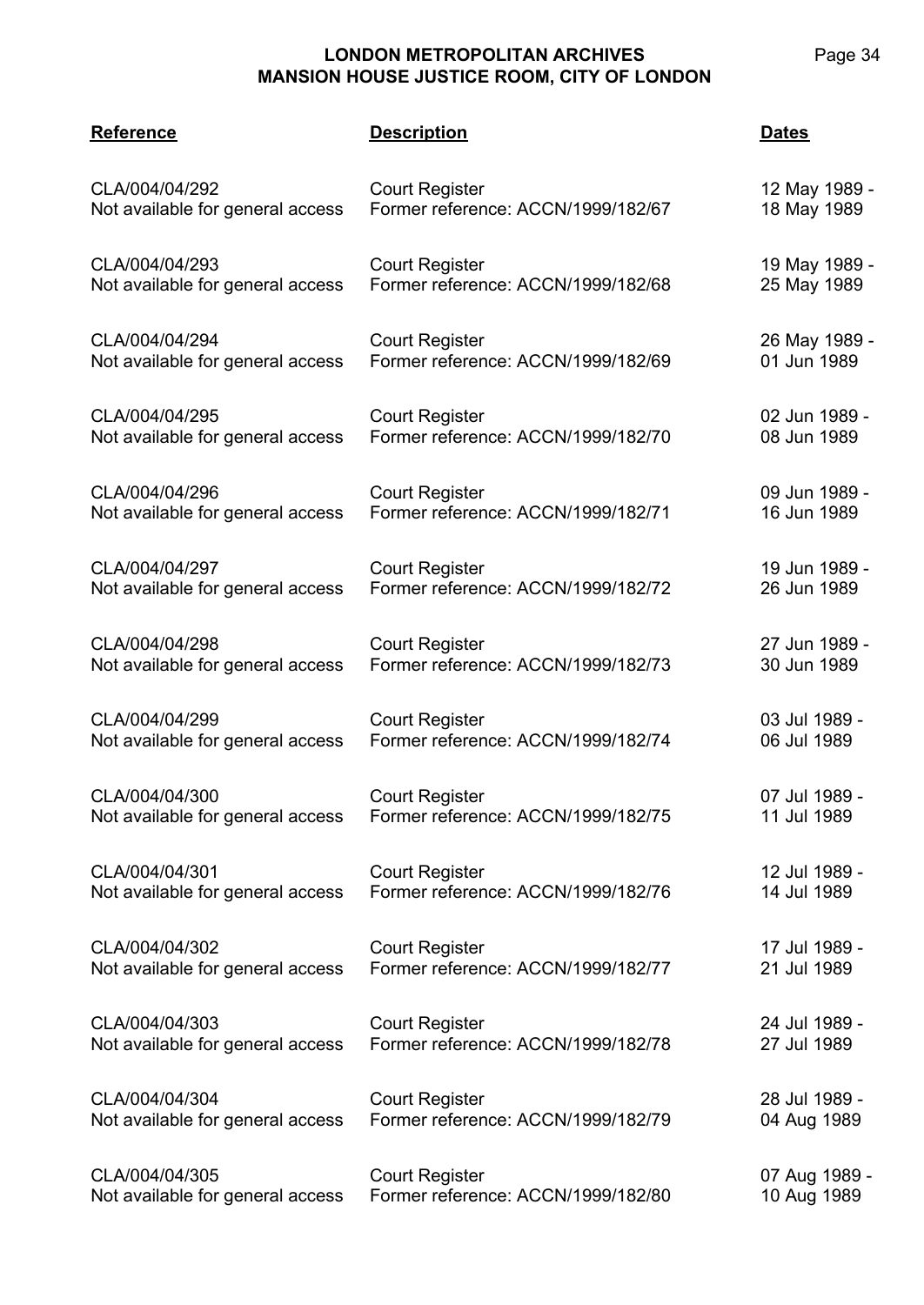| Reference | Description | Dates |
|---|---|---|
| CLA/004/04/292<br>Not available for general access | Court Register<br>Former reference: ACCN/1999/182/67 | 12 May 1989 - 18 May 1989 |
| CLA/004/04/293<br>Not available for general access | Court Register<br>Former reference: ACCN/1999/182/68 | 19 May 1989 - 25 May 1989 |
| CLA/004/04/294<br>Not available for general access | Court Register<br>Former reference: ACCN/1999/182/69 | 26 May 1989 - 01 Jun 1989 |
| CLA/004/04/295<br>Not available for general access | Court Register<br>Former reference: ACCN/1999/182/70 | 02 Jun 1989 - 08 Jun 1989 |
| CLA/004/04/296<br>Not available for general access | Court Register<br>Former reference: ACCN/1999/182/71 | 09 Jun 1989 - 16 Jun 1989 |
| CLA/004/04/297<br>Not available for general access | Court Register<br>Former reference: ACCN/1999/182/72 | 19 Jun 1989 - 26 Jun 1989 |
| CLA/004/04/298<br>Not available for general access | Court Register<br>Former reference: ACCN/1999/182/73 | 27 Jun 1989 - 30 Jun 1989 |
| CLA/004/04/299<br>Not available for general access | Court Register<br>Former reference: ACCN/1999/182/74 | 03 Jul 1989 - 06 Jul 1989 |
| CLA/004/04/300<br>Not available for general access | Court Register<br>Former reference: ACCN/1999/182/75 | 07 Jul 1989 - 11 Jul 1989 |
| CLA/004/04/301<br>Not available for general access | Court Register<br>Former reference: ACCN/1999/182/76 | 12 Jul 1989 - 14 Jul 1989 |
| CLA/004/04/302<br>Not available for general access | Court Register<br>Former reference: ACCN/1999/182/77 | 17 Jul 1989 - 21 Jul 1989 |
| CLA/004/04/303<br>Not available for general access | Court Register<br>Former reference: ACCN/1999/182/78 | 24 Jul 1989 - 27 Jul 1989 |
| CLA/004/04/304<br>Not available for general access | Court Register<br>Former reference: ACCN/1999/182/79 | 28 Jul 1989 - 04 Aug 1989 |
| CLA/004/04/305<br>Not available for general access | Court Register<br>Former reference: ACCN/1999/182/80 | 07 Aug 1989 - 10 Aug 1989 |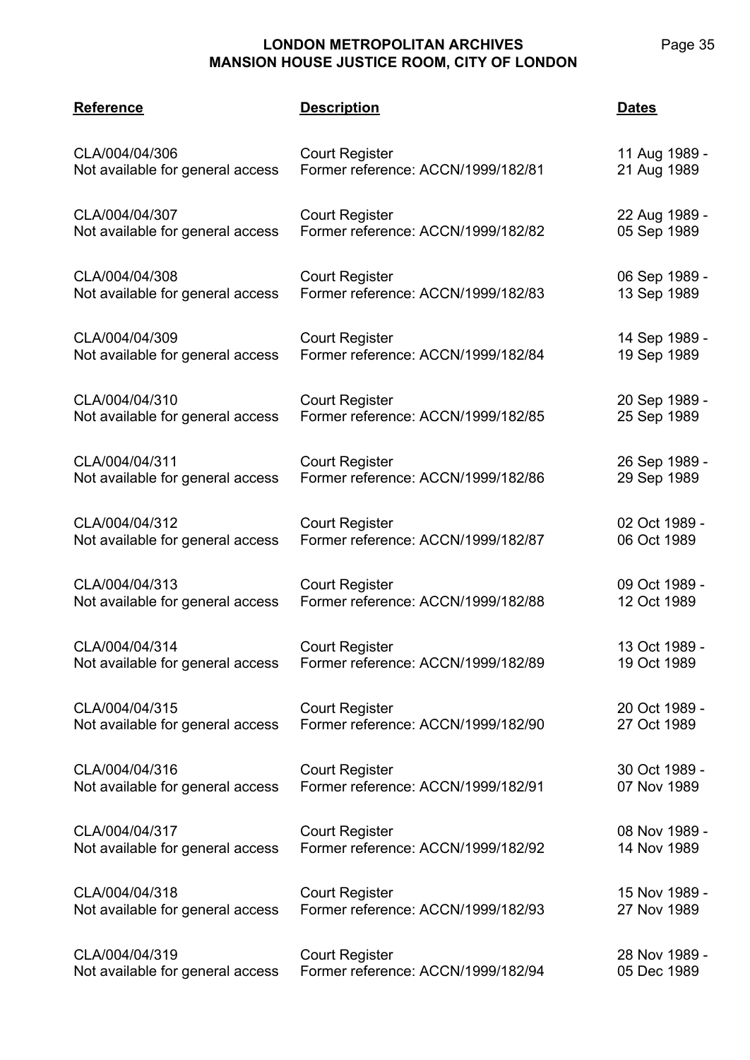| Reference | Description | Dates |
|---|---|---|
| CLA/004/04/306<br>Not available for general access | Court Register<br>Former reference: ACCN/1999/182/81 | 11 Aug 1989 -<br>21 Aug 1989 |
| CLA/004/04/307<br>Not available for general access | Court Register<br>Former reference: ACCN/1999/182/82 | 22 Aug 1989 -<br>05 Sep 1989 |
| CLA/004/04/308<br>Not available for general access | Court Register<br>Former reference: ACCN/1999/182/83 | 06 Sep 1989 -<br>13 Sep 1989 |
| CLA/004/04/309<br>Not available for general access | Court Register<br>Former reference: ACCN/1999/182/84 | 14 Sep 1989 -<br>19 Sep 1989 |
| CLA/004/04/310<br>Not available for general access | Court Register<br>Former reference: ACCN/1999/182/85 | 20 Sep 1989 -<br>25 Sep 1989 |
| CLA/004/04/311<br>Not available for general access | Court Register<br>Former reference: ACCN/1999/182/86 | 26 Sep 1989 -<br>29 Sep 1989 |
| CLA/004/04/312<br>Not available for general access | Court Register<br>Former reference: ACCN/1999/182/87 | 02 Oct 1989 -<br>06 Oct 1989 |
| CLA/004/04/313<br>Not available for general access | Court Register<br>Former reference: ACCN/1999/182/88 | 09 Oct 1989 -<br>12 Oct 1989 |
| CLA/004/04/314<br>Not available for general access | Court Register<br>Former reference: ACCN/1999/182/89 | 13 Oct 1989 -<br>19 Oct 1989 |
| CLA/004/04/315<br>Not available for general access | Court Register<br>Former reference: ACCN/1999/182/90 | 20 Oct 1989 -<br>27 Oct 1989 |
| CLA/004/04/316<br>Not available for general access | Court Register<br>Former reference: ACCN/1999/182/91 | 30 Oct 1989 -<br>07 Nov 1989 |
| CLA/004/04/317<br>Not available for general access | Court Register<br>Former reference: ACCN/1999/182/92 | 08 Nov 1989 -<br>14 Nov 1989 |
| CLA/004/04/318<br>Not available for general access | Court Register<br>Former reference: ACCN/1999/182/93 | 15 Nov 1989 -<br>27 Nov 1989 |
| CLA/004/04/319<br>Not available for general access | Court Register<br>Former reference: ACCN/1999/182/94 | 28 Nov 1989 -<br>05 Dec 1989 |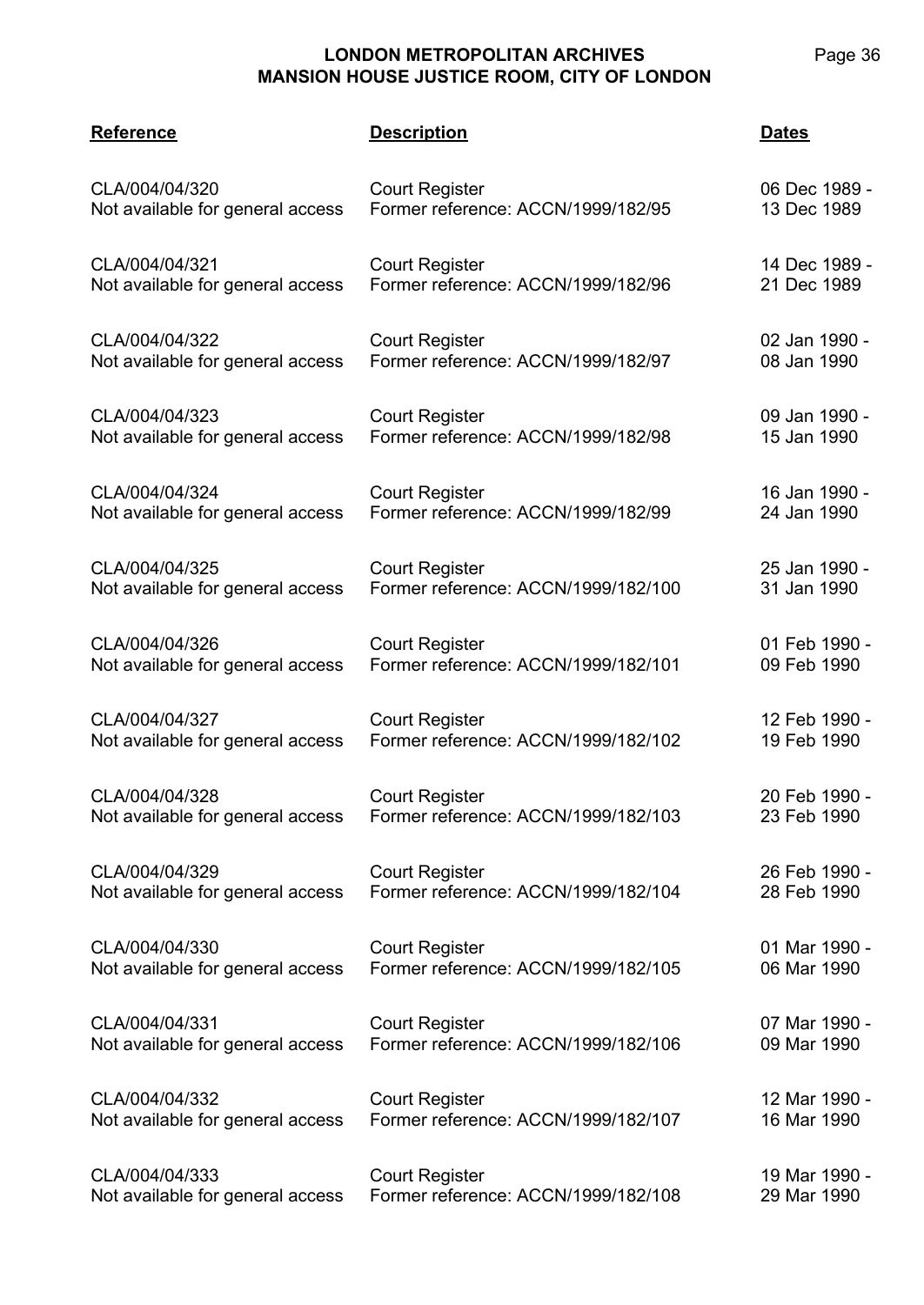| Reference | Description | Dates |
|---|---|---|
| CLA/004/04/320<br>Not available for general access | Court Register<br>Former reference: ACCN/1999/182/95 | 06 Dec 1989 - 13 Dec 1989 |
| CLA/004/04/321<br>Not available for general access | Court Register<br>Former reference: ACCN/1999/182/96 | 14 Dec 1989 - 21 Dec 1989 |
| CLA/004/04/322<br>Not available for general access | Court Register<br>Former reference: ACCN/1999/182/97 | 02 Jan 1990 - 08 Jan 1990 |
| CLA/004/04/323<br>Not available for general access | Court Register<br>Former reference: ACCN/1999/182/98 | 09 Jan 1990 - 15 Jan 1990 |
| CLA/004/04/324<br>Not available for general access | Court Register<br>Former reference: ACCN/1999/182/99 | 16 Jan 1990 - 24 Jan 1990 |
| CLA/004/04/325<br>Not available for general access | Court Register<br>Former reference: ACCN/1999/182/100 | 25 Jan 1990 - 31 Jan 1990 |
| CLA/004/04/326<br>Not available for general access | Court Register<br>Former reference: ACCN/1999/182/101 | 01 Feb 1990 - 09 Feb 1990 |
| CLA/004/04/327<br>Not available for general access | Court Register<br>Former reference: ACCN/1999/182/102 | 12 Feb 1990 - 19 Feb 1990 |
| CLA/004/04/328<br>Not available for general access | Court Register<br>Former reference: ACCN/1999/182/103 | 20 Feb 1990 - 23 Feb 1990 |
| CLA/004/04/329<br>Not available for general access | Court Register<br>Former reference: ACCN/1999/182/104 | 26 Feb 1990 - 28 Feb 1990 |
| CLA/004/04/330<br>Not available for general access | Court Register<br>Former reference: ACCN/1999/182/105 | 01 Mar 1990 - 06 Mar 1990 |
| CLA/004/04/331<br>Not available for general access | Court Register<br>Former reference: ACCN/1999/182/106 | 07 Mar 1990 - 09 Mar 1990 |
| CLA/004/04/332<br>Not available for general access | Court Register<br>Former reference: ACCN/1999/182/107 | 12 Mar 1990 - 16 Mar 1990 |
| CLA/004/04/333<br>Not available for general access | Court Register<br>Former reference: ACCN/1999/182/108 | 19 Mar 1990 - 29 Mar 1990 |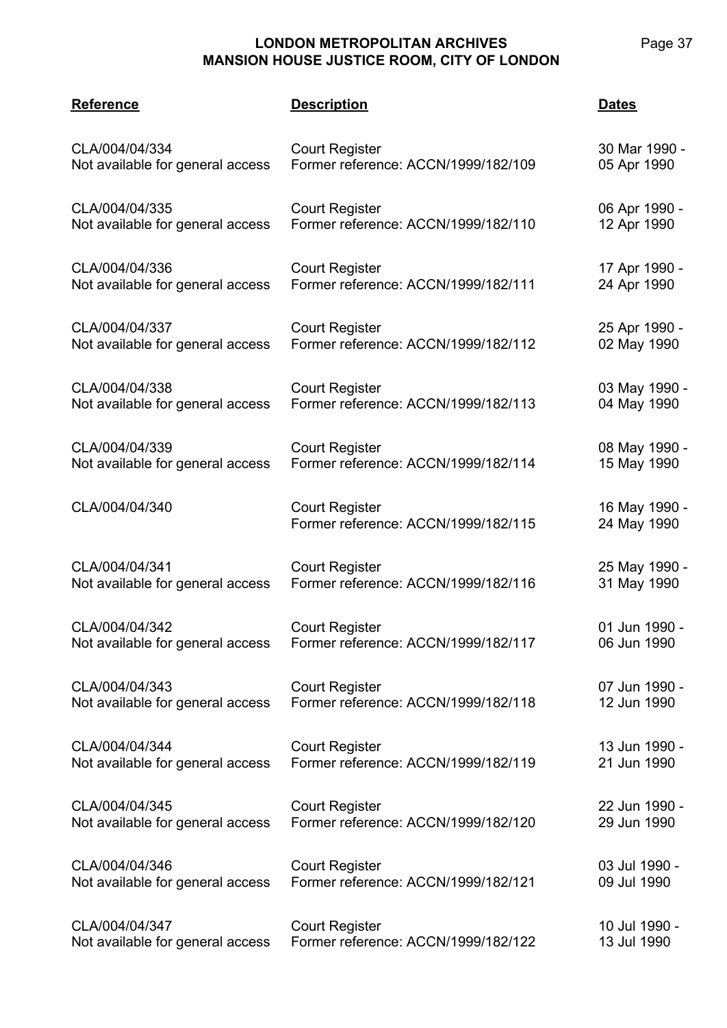| Reference | Description | Dates |
|---|---|---|
| CLA/004/04/334<br>Not available for general access | Court Register<br>Former reference: ACCN/1999/182/109 | 30 Mar 1990 - 05 Apr 1990 |
| CLA/004/04/335<br>Not available for general access | Court Register<br>Former reference: ACCN/1999/182/110 | 06 Apr 1990 - 12 Apr 1990 |
| CLA/004/04/336<br>Not available for general access | Court Register<br>Former reference: ACCN/1999/182/111 | 17 Apr 1990 - 24 Apr 1990 |
| CLA/004/04/337<br>Not available for general access | Court Register<br>Former reference: ACCN/1999/182/112 | 25 Apr 1990 - 02 May 1990 |
| CLA/004/04/338<br>Not available for general access | Court Register<br>Former reference: ACCN/1999/182/113 | 03 May 1990 - 04 May 1990 |
| CLA/004/04/339<br>Not available for general access | Court Register<br>Former reference: ACCN/1999/182/114 | 08 May 1990 - 15 May 1990 |
| CLA/004/04/340 | Court Register<br>Former reference: ACCN/1999/182/115 | 16 May 1990 - 24 May 1990 |
| CLA/004/04/341<br>Not available for general access | Court Register<br>Former reference: ACCN/1999/182/116 | 25 May 1990 - 31 May 1990 |
| CLA/004/04/342<br>Not available for general access | Court Register<br>Former reference: ACCN/1999/182/117 | 01 Jun 1990 - 06 Jun 1990 |
| CLA/004/04/343<br>Not available for general access | Court Register<br>Former reference: ACCN/1999/182/118 | 07 Jun 1990 - 12 Jun 1990 |
| CLA/004/04/344<br>Not available for general access | Court Register<br>Former reference: ACCN/1999/182/119 | 13 Jun 1990 - 21 Jun 1990 |
| CLA/004/04/345<br>Not available for general access | Court Register<br>Former reference: ACCN/1999/182/120 | 22 Jun 1990 - 29 Jun 1990 |
| CLA/004/04/346<br>Not available for general access | Court Register<br>Former reference: ACCN/1999/182/121 | 03 Jul 1990 - 09 Jul 1990 |
| CLA/004/04/347<br>Not available for general access | Court Register<br>Former reference: ACCN/1999/182/122 | 10 Jul 1990 - 13 Jul 1990 |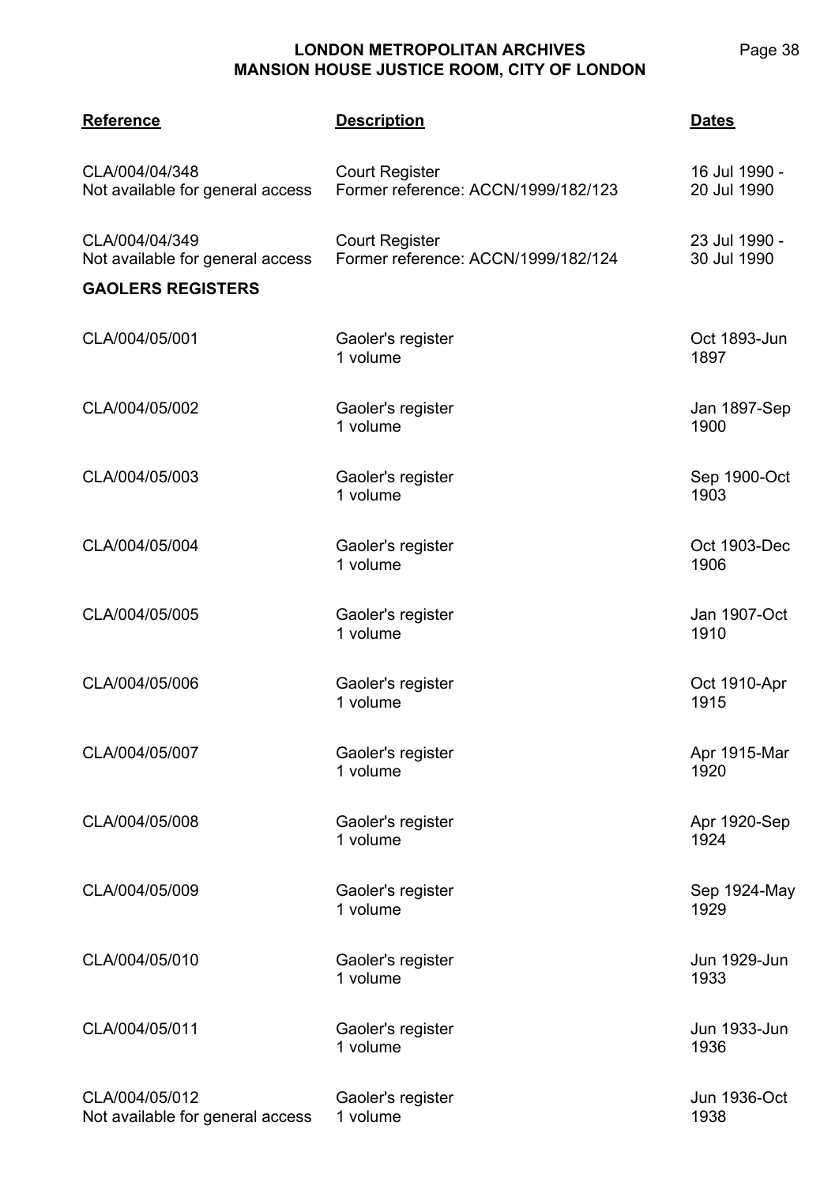| Reference | Description | Dates |
|---|---|---|
| CLA/004/04/348<br>Not available for general access | Court Register<br>Former reference: ACCN/1999/182/123 | 16 Jul 1990 - 20 Jul 1990 |
| CLA/004/04/349<br>Not available for general access | Court Register<br>Former reference: ACCN/1999/182/124 | 23 Jul 1990 - 30 Jul 1990 |

**GAOLERS REGISTERS**

| Reference | Description | Dates |
|---|---|---|
| CLA/004/05/001 | Gaoler's register<br>1 volume | Oct 1893-Jun 1897 |
| CLA/004/05/002 | Gaoler's register<br>1 volume | Jan 1897-Sep 1900 |
| CLA/004/05/003 | Gaoler's register<br>1 volume | Sep 1900-Oct 1903 |
| CLA/004/05/004 | Gaoler's register<br>1 volume | Oct 1903-Dec 1906 |
| CLA/004/05/005 | Gaoler's register<br>1 volume | Jan 1907-Oct 1910 |
| CLA/004/05/006 | Gaoler's register<br>1 volume | Oct 1910-Apr 1915 |
| CLA/004/05/007 | Gaoler's register<br>1 volume | Apr 1915-Mar 1920 |
| CLA/004/05/008 | Gaoler's register<br>1 volume | Apr 1920-Sep 1924 |
| CLA/004/05/009 | Gaoler's register<br>1 volume | Sep 1924-May 1929 |
| CLA/004/05/010 | Gaoler's register<br>1 volume | Jun 1929-Jun 1933 |
| CLA/004/05/011 | Gaoler's register<br>1 volume | Jun 1933-Jun 1936 |
| CLA/004/05/012<br>Not available for general access | Gaoler's register<br>1 volume | Jun 1936-Oct 1938 |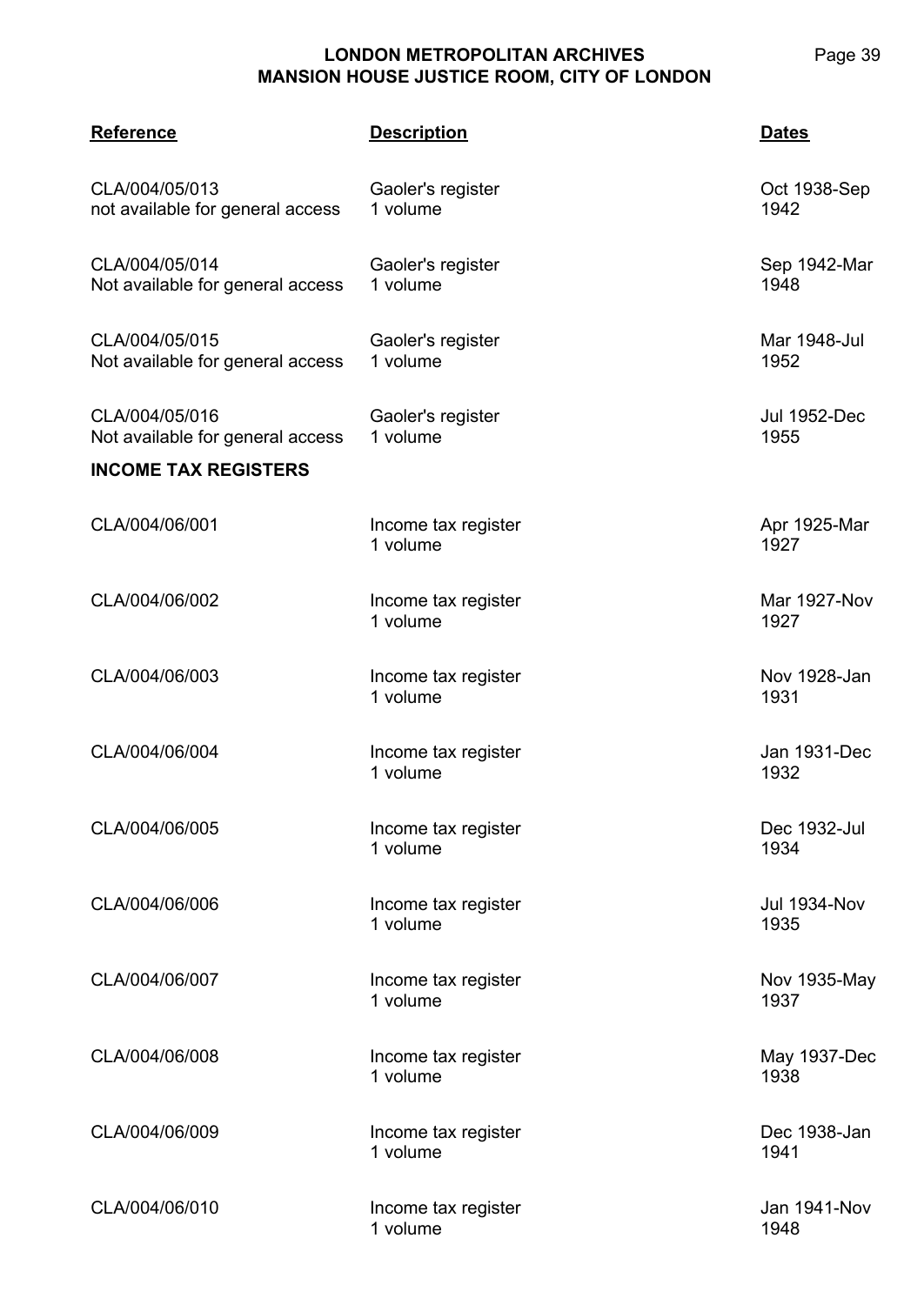| Reference | Description | Dates |
|---|---|---|
| CLA/004/05/013<br>not available for general access | Gaoler's register<br>1 volume | Oct 1938-Sep 1942 |
| CLA/004/05/014<br>Not available for general access | Gaoler's register<br>1 volume | Sep 1942-Mar 1948 |
| CLA/004/05/015<br>Not available for general access | Gaoler's register<br>1 volume | Mar 1948-Jul 1952 |
| CLA/004/05/016<br>Not available for general access | Gaoler's register<br>1 volume | Jul 1952-Dec 1955 |

**INCOME TAX REGISTERS**

| Reference | Description | Dates |
|---|---|---|
| CLA/004/06/001 | Income tax register<br>1 volume | Apr 1925-Mar 1927 |
| CLA/004/06/002 | Income tax register<br>1 volume | Mar 1927-Nov 1927 |
| CLA/004/06/003 | Income tax register<br>1 volume | Nov 1928-Jan 1931 |
| CLA/004/06/004 | Income tax register<br>1 volume | Jan 1931-Dec 1932 |
| CLA/004/06/005 | Income tax register<br>1 volume | Dec 1932-Jul 1934 |
| CLA/004/06/006 | Income tax register<br>1 volume | Jul 1934-Nov 1935 |
| CLA/004/06/007 | Income tax register<br>1 volume | Nov 1935-May 1937 |
| CLA/004/06/008 | Income tax register<br>1 volume | May 1937-Dec 1938 |
| CLA/004/06/009 | Income tax register<br>1 volume | Dec 1938-Jan 1941 |
| CLA/004/06/010 | Income tax register<br>1 volume | Jan 1941-Nov 1948 |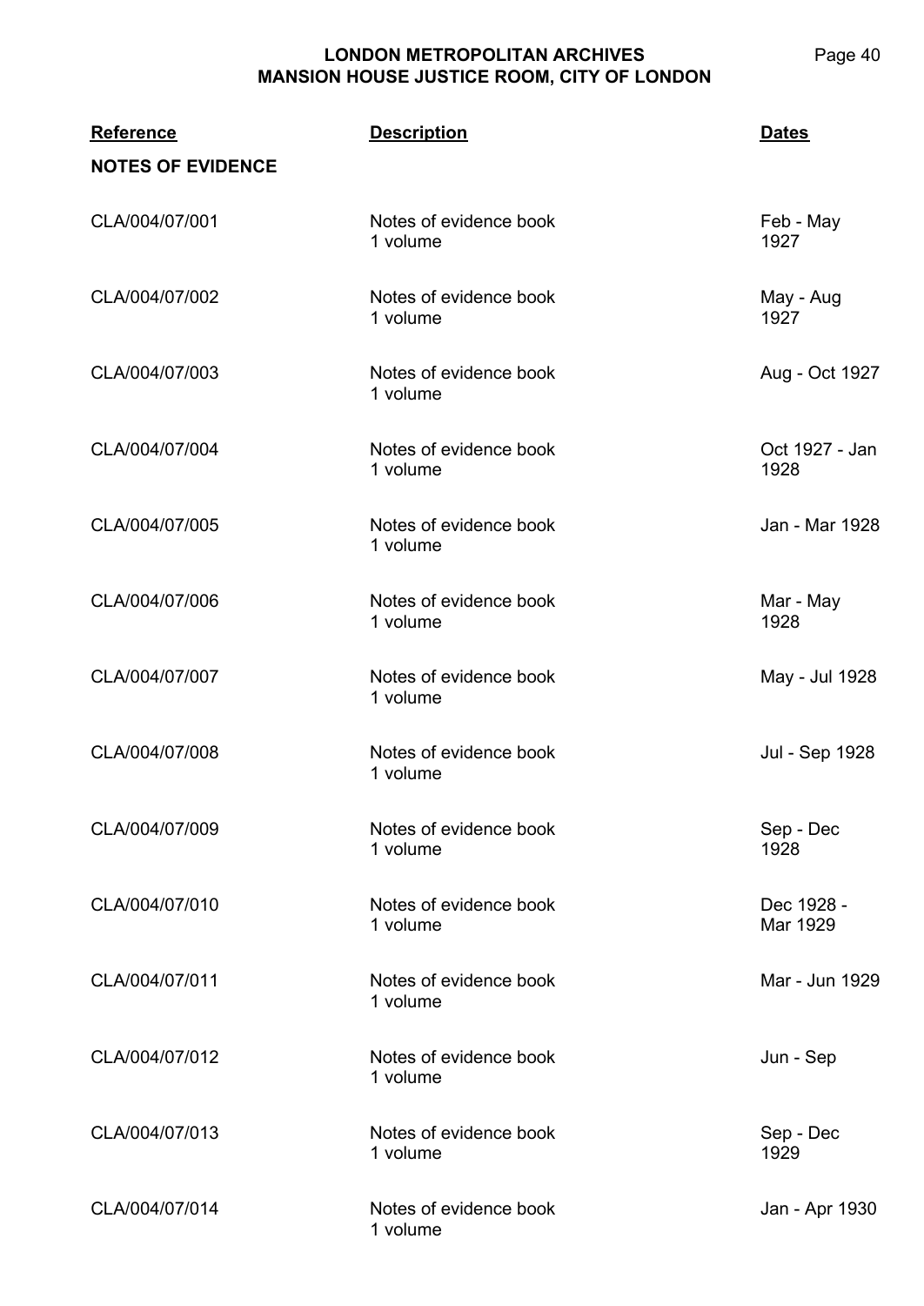| Reference | Description | Dates |
|---|---|---|
| **NOTES OF EVIDENCE** | | |
| CLA/004/07/001 | Notes of evidence book<br>1 volume | Feb - May 1927 |
| CLA/004/07/002 | Notes of evidence book<br>1 volume | May - Aug 1927 |
| CLA/004/07/003 | Notes of evidence book<br>1 volume | Aug - Oct 1927 |
| CLA/004/07/004 | Notes of evidence book<br>1 volume | Oct 1927 - Jan 1928 |
| CLA/004/07/005 | Notes of evidence book<br>1 volume | Jan - Mar 1928 |
| CLA/004/07/006 | Notes of evidence book<br>1 volume | Mar - May 1928 |
| CLA/004/07/007 | Notes of evidence book<br>1 volume | May - Jul 1928 |
| CLA/004/07/008 | Notes of evidence book<br>1 volume | Jul - Sep 1928 |
| CLA/004/07/009 | Notes of evidence book<br>1 volume | Sep - Dec 1928 |
| CLA/004/07/010 | Notes of evidence book<br>1 volume | Dec 1928 - Mar 1929 |
| CLA/004/07/011 | Notes of evidence book<br>1 volume | Mar - Jun 1929 |
| CLA/004/07/012 | Notes of evidence book<br>1 volume | Jun - Sep |
| CLA/004/07/013 | Notes of evidence book<br>1 volume | Sep - Dec 1929 |
| CLA/004/07/014 | Notes of evidence book<br>1 volume | Jan - Apr 1930 |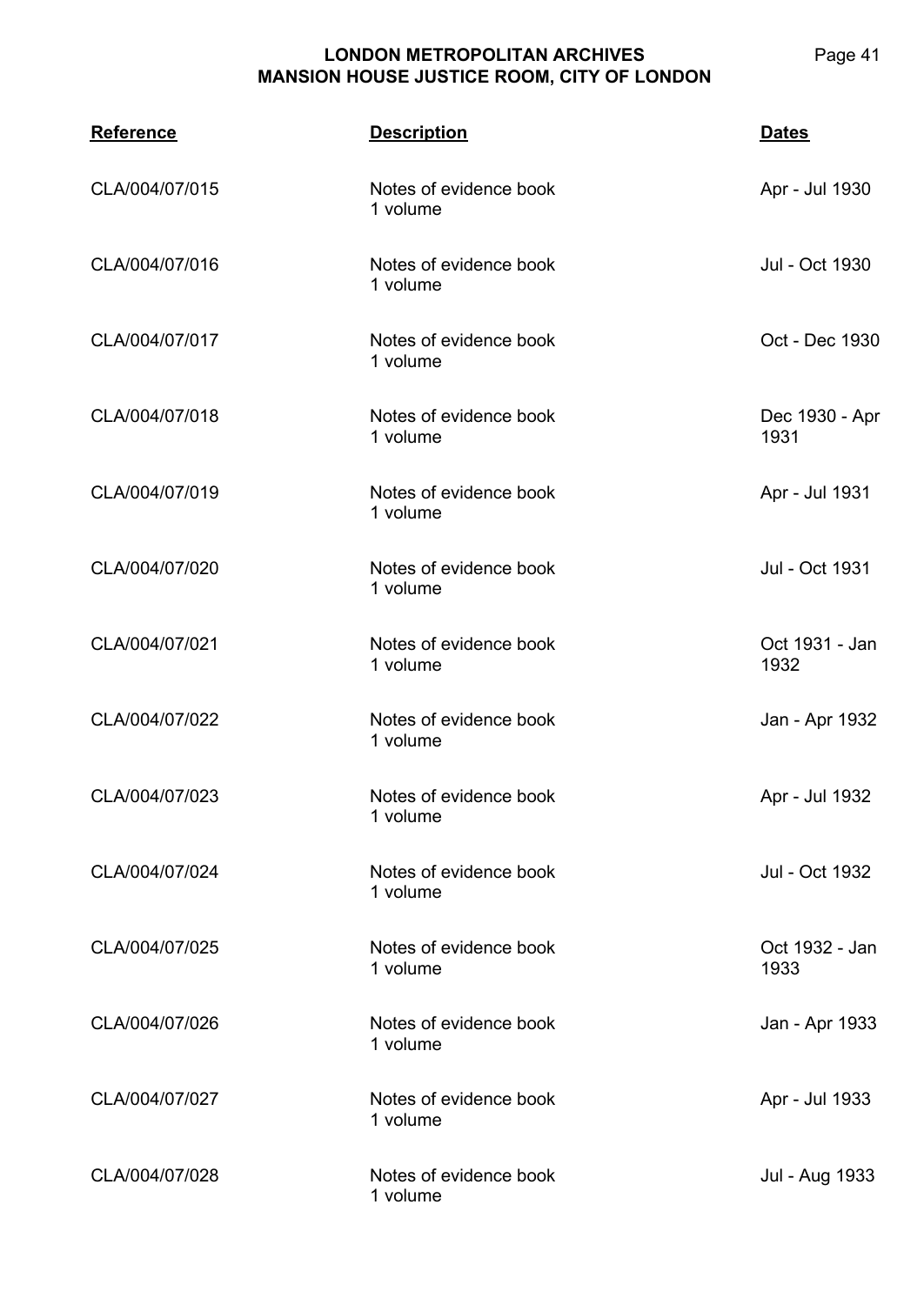| Reference | Description | Dates |
|---|---|---|
| CLA/004/07/015 | Notes of evidence book<br>1 volume | Apr - Jul 1930 |
| CLA/004/07/016 | Notes of evidence book<br>1 volume | Jul - Oct 1930 |
| CLA/004/07/017 | Notes of evidence book<br>1 volume | Oct - Dec 1930 |
| CLA/004/07/018 | Notes of evidence book<br>1 volume | Dec 1930 - Apr 1931 |
| CLA/004/07/019 | Notes of evidence book<br>1 volume | Apr - Jul 1931 |
| CLA/004/07/020 | Notes of evidence book<br>1 volume | Jul - Oct 1931 |
| CLA/004/07/021 | Notes of evidence book<br>1 volume | Oct 1931 - Jan 1932 |
| CLA/004/07/022 | Notes of evidence book<br>1 volume | Jan - Apr 1932 |
| CLA/004/07/023 | Notes of evidence book<br>1 volume | Apr - Jul 1932 |
| CLA/004/07/024 | Notes of evidence book<br>1 volume | Jul - Oct 1932 |
| CLA/004/07/025 | Notes of evidence book<br>1 volume | Oct 1932 - Jan 1933 |
| CLA/004/07/026 | Notes of evidence book<br>1 volume | Jan - Apr 1933 |
| CLA/004/07/027 | Notes of evidence book<br>1 volume | Apr - Jul 1933 |
| CLA/004/07/028 | Notes of evidence book<br>1 volume | Jul - Aug 1933 |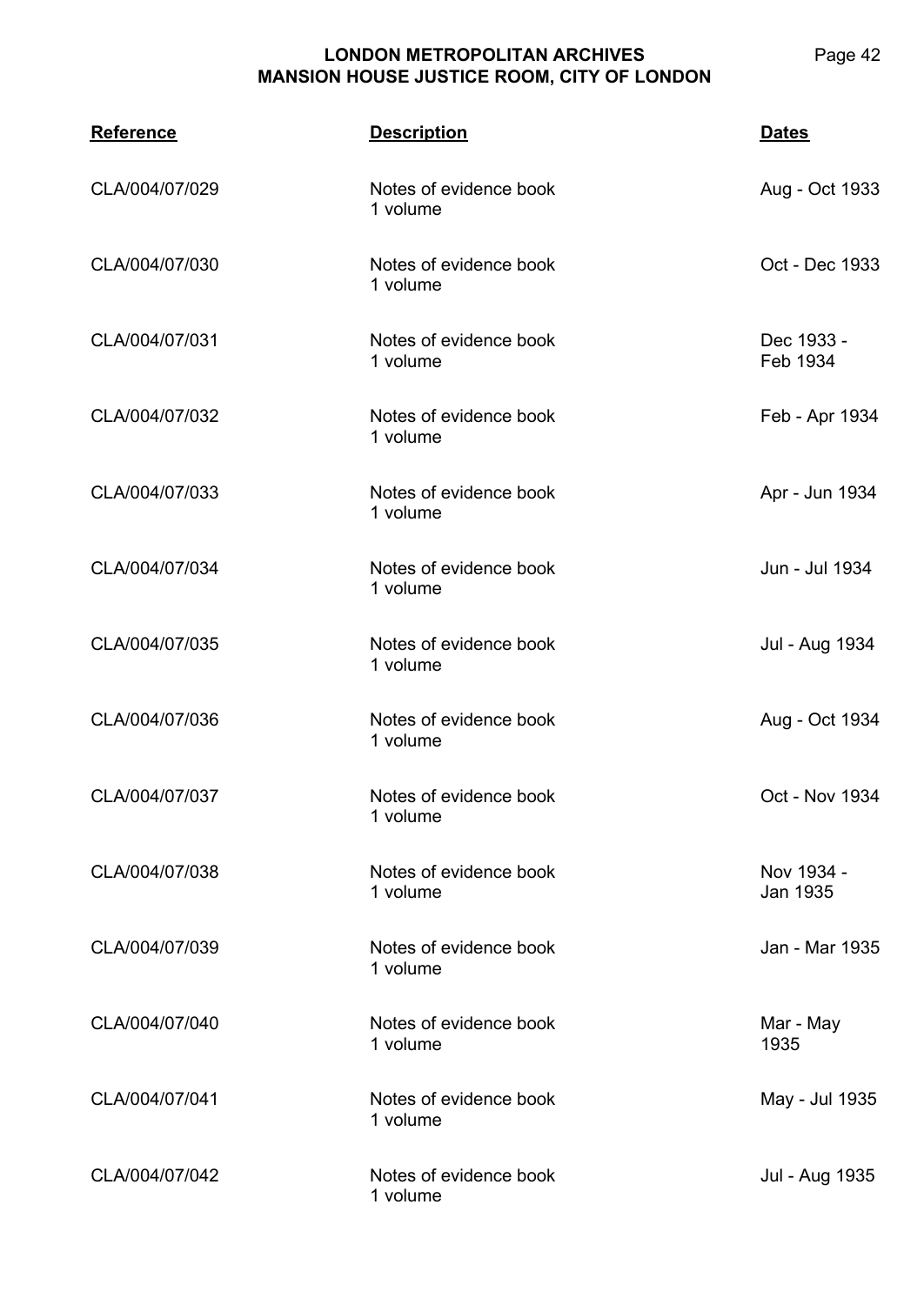| Reference | Description | Dates |
|---|---|---|
| CLA/004/07/029 | Notes of evidence book<br>1 volume | Aug - Oct 1933 |
| CLA/004/07/030 | Notes of evidence book<br>1 volume | Oct - Dec 1933 |
| CLA/004/07/031 | Notes of evidence book<br>1 volume | Dec 1933 - Feb 1934 |
| CLA/004/07/032 | Notes of evidence book<br>1 volume | Feb - Apr 1934 |
| CLA/004/07/033 | Notes of evidence book<br>1 volume | Apr - Jun 1934 |
| CLA/004/07/034 | Notes of evidence book<br>1 volume | Jun - Jul 1934 |
| CLA/004/07/035 | Notes of evidence book<br>1 volume | Jul - Aug 1934 |
| CLA/004/07/036 | Notes of evidence book<br>1 volume | Aug - Oct 1934 |
| CLA/004/07/037 | Notes of evidence book<br>1 volume | Oct - Nov 1934 |
| CLA/004/07/038 | Notes of evidence book<br>1 volume | Nov 1934 - Jan 1935 |
| CLA/004/07/039 | Notes of evidence book<br>1 volume | Jan - Mar 1935 |
| CLA/004/07/040 | Notes of evidence book<br>1 volume | Mar - May 1935 |
| CLA/004/07/041 | Notes of evidence book<br>1 volume | May - Jul 1935 |
| CLA/004/07/042 | Notes of evidence book<br>1 volume | Jul - Aug 1935 |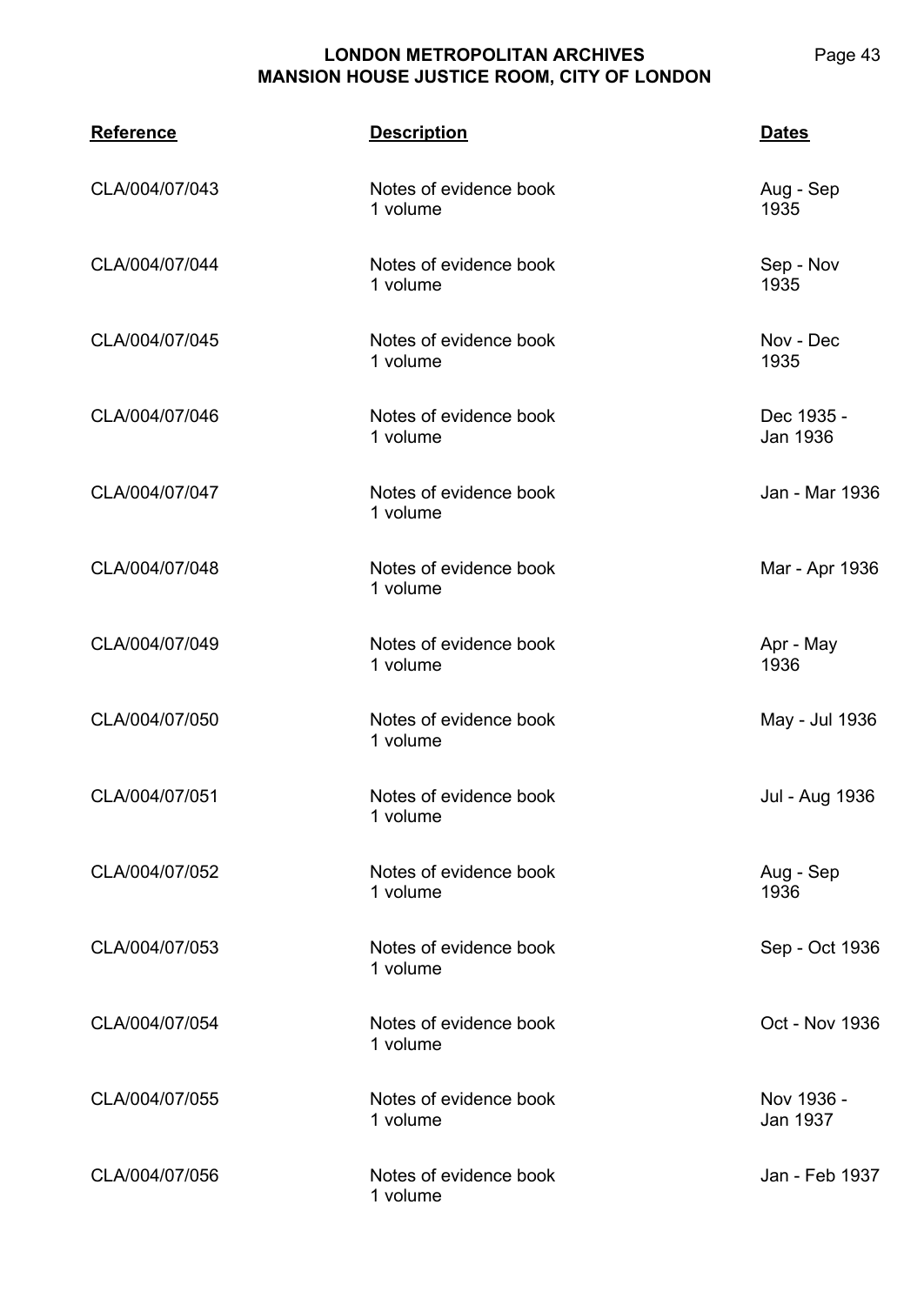| Reference | Description | Dates |
|---|---|---|
| CLA/004/07/043 | Notes of evidence book<br>1 volume | Aug - Sep 1935 |
| CLA/004/07/044 | Notes of evidence book<br>1 volume | Sep - Nov 1935 |
| CLA/004/07/045 | Notes of evidence book<br>1 volume | Nov - Dec 1935 |
| CLA/004/07/046 | Notes of evidence book<br>1 volume | Dec 1935 - Jan 1936 |
| CLA/004/07/047 | Notes of evidence book<br>1 volume | Jan - Mar 1936 |
| CLA/004/07/048 | Notes of evidence book<br>1 volume | Mar - Apr 1936 |
| CLA/004/07/049 | Notes of evidence book<br>1 volume | Apr - May 1936 |
| CLA/004/07/050 | Notes of evidence book<br>1 volume | May - Jul 1936 |
| CLA/004/07/051 | Notes of evidence book<br>1 volume | Jul - Aug 1936 |
| CLA/004/07/052 | Notes of evidence book<br>1 volume | Aug - Sep 1936 |
| CLA/004/07/053 | Notes of evidence book<br>1 volume | Sep - Oct 1936 |
| CLA/004/07/054 | Notes of evidence book<br>1 volume | Oct - Nov 1936 |
| CLA/004/07/055 | Notes of evidence book<br>1 volume | Nov 1936 - Jan 1937 |
| CLA/004/07/056 | Notes of evidence book<br>1 volume | Jan - Feb 1937 |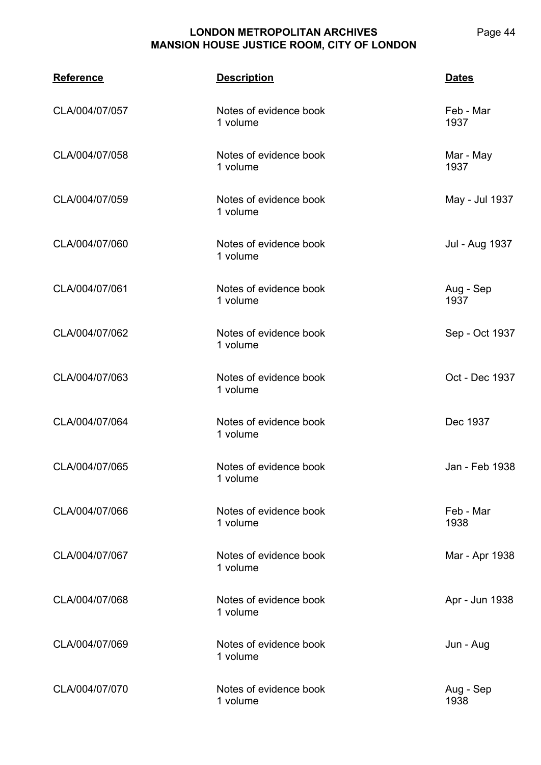| Reference | Description | Dates |
|---|---|---|
| CLA/004/07/057 | Notes of evidence book<br>1 volume | Feb - Mar 1937 |
| CLA/004/07/058 | Notes of evidence book<br>1 volume | Mar - May 1937 |
| CLA/004/07/059 | Notes of evidence book<br>1 volume | May - Jul 1937 |
| CLA/004/07/060 | Notes of evidence book<br>1 volume | Jul - Aug 1937 |
| CLA/004/07/061 | Notes of evidence book<br>1 volume | Aug - Sep 1937 |
| CLA/004/07/062 | Notes of evidence book<br>1 volume | Sep - Oct 1937 |
| CLA/004/07/063 | Notes of evidence book<br>1 volume | Oct - Dec 1937 |
| CLA/004/07/064 | Notes of evidence book<br>1 volume | Dec 1937 |
| CLA/004/07/065 | Notes of evidence book<br>1 volume | Jan - Feb 1938 |
| CLA/004/07/066 | Notes of evidence book<br>1 volume | Feb - Mar 1938 |
| CLA/004/07/067 | Notes of evidence book<br>1 volume | Mar - Apr 1938 |
| CLA/004/07/068 | Notes of evidence book<br>1 volume | Apr - Jun 1938 |
| CLA/004/07/069 | Notes of evidence book<br>1 volume | Jun - Aug |
| CLA/004/07/070 | Notes of evidence book<br>1 volume | Aug - Sep 1938 |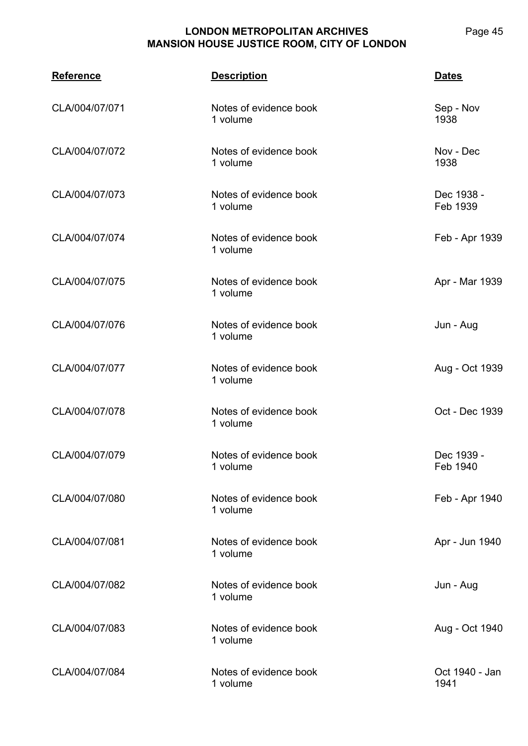| Reference | Description | Dates |
|---|---|---|
| CLA/004/07/071 | Notes of evidence book<br>1 volume | Sep - Nov 1938 |
| CLA/004/07/072 | Notes of evidence book<br>1 volume | Nov - Dec 1938 |
| CLA/004/07/073 | Notes of evidence book<br>1 volume | Dec 1938 - Feb 1939 |
| CLA/004/07/074 | Notes of evidence book<br>1 volume | Feb - Apr 1939 |
| CLA/004/07/075 | Notes of evidence book<br>1 volume | Apr - Mar 1939 |
| CLA/004/07/076 | Notes of evidence book<br>1 volume | Jun - Aug |
| CLA/004/07/077 | Notes of evidence book<br>1 volume | Aug - Oct 1939 |
| CLA/004/07/078 | Notes of evidence book<br>1 volume | Oct - Dec 1939 |
| CLA/004/07/079 | Notes of evidence book<br>1 volume | Dec 1939 - Feb 1940 |
| CLA/004/07/080 | Notes of evidence book<br>1 volume | Feb - Apr 1940 |
| CLA/004/07/081 | Notes of evidence book<br>1 volume | Apr - Jun 1940 |
| CLA/004/07/082 | Notes of evidence book<br>1 volume | Jun - Aug |
| CLA/004/07/083 | Notes of evidence book<br>1 volume | Aug - Oct 1940 |
| CLA/004/07/084 | Notes of evidence book<br>1 volume | Oct 1940 - Jan 1941 |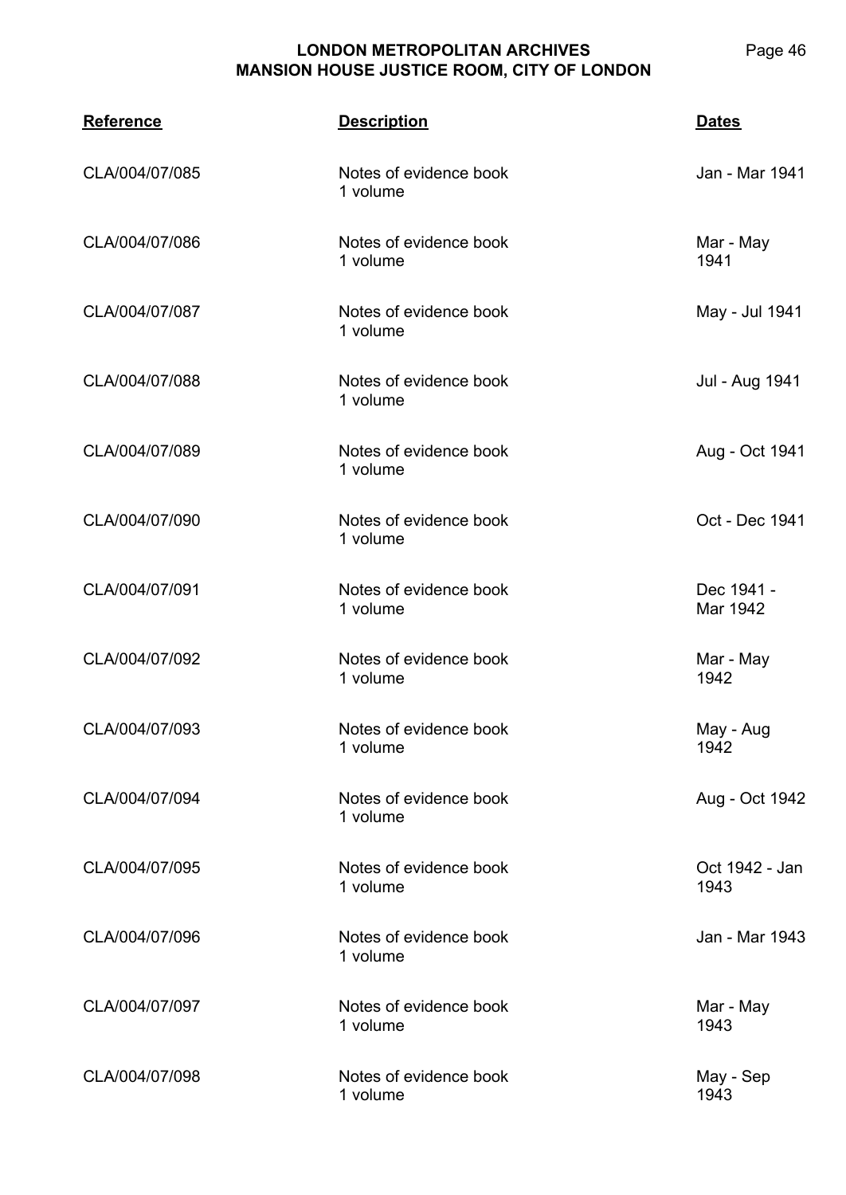| Reference | Description | Dates |
| --- | --- | --- |
| CLA/004/07/085 | Notes of evidence book<br>1 volume | Jan - Mar 1941 |
| CLA/004/07/086 | Notes of evidence book<br>1 volume | Mar - May 1941 |
| CLA/004/07/087 | Notes of evidence book<br>1 volume | May - Jul 1941 |
| CLA/004/07/088 | Notes of evidence book<br>1 volume | Jul - Aug 1941 |
| CLA/004/07/089 | Notes of evidence book<br>1 volume | Aug - Oct 1941 |
| CLA/004/07/090 | Notes of evidence book<br>1 volume | Oct - Dec 1941 |
| CLA/004/07/091 | Notes of evidence book<br>1 volume | Dec 1941 - Mar 1942 |
| CLA/004/07/092 | Notes of evidence book<br>1 volume | Mar - May 1942 |
| CLA/004/07/093 | Notes of evidence book<br>1 volume | May - Aug 1942 |
| CLA/004/07/094 | Notes of evidence book<br>1 volume | Aug - Oct 1942 |
| CLA/004/07/095 | Notes of evidence book<br>1 volume | Oct 1942 - Jan 1943 |
| CLA/004/07/096 | Notes of evidence book<br>1 volume | Jan - Mar 1943 |
| CLA/004/07/097 | Notes of evidence book<br>1 volume | Mar - May 1943 |
| CLA/004/07/098 | Notes of evidence book<br>1 volume | May - Sep 1943 |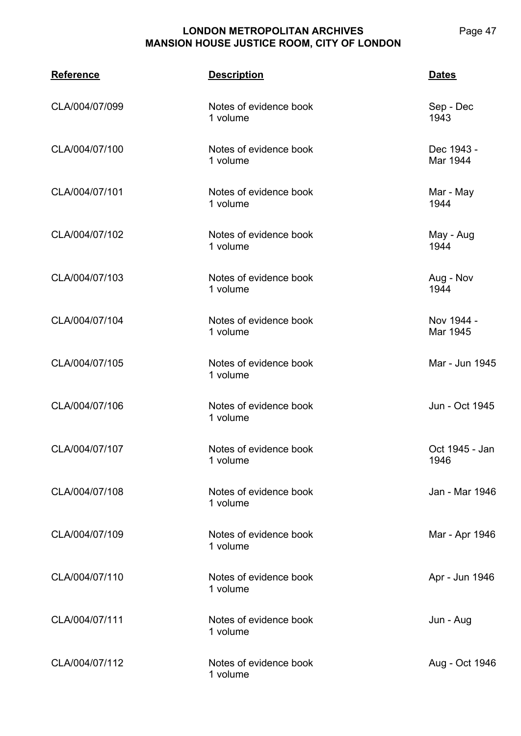| Reference | Description | Dates |
| --- | --- | --- |
| CLA/004/07/099 | Notes of evidence book<br>1 volume | Sep - Dec 1943 |
| CLA/004/07/100 | Notes of evidence book<br>1 volume | Dec 1943 - Mar 1944 |
| CLA/004/07/101 | Notes of evidence book<br>1 volume | Mar - May 1944 |
| CLA/004/07/102 | Notes of evidence book<br>1 volume | May - Aug 1944 |
| CLA/004/07/103 | Notes of evidence book<br>1 volume | Aug - Nov 1944 |
| CLA/004/07/104 | Notes of evidence book<br>1 volume | Nov 1944 - Mar 1945 |
| CLA/004/07/105 | Notes of evidence book<br>1 volume | Mar - Jun 1945 |
| CLA/004/07/106 | Notes of evidence book<br>1 volume | Jun - Oct 1945 |
| CLA/004/07/107 | Notes of evidence book<br>1 volume | Oct 1945 - Jan 1946 |
| CLA/004/07/108 | Notes of evidence book<br>1 volume | Jan - Mar 1946 |
| CLA/004/07/109 | Notes of evidence book<br>1 volume | Mar - Apr 1946 |
| CLA/004/07/110 | Notes of evidence book<br>1 volume | Apr - Jun 1946 |
| CLA/004/07/111 | Notes of evidence book<br>1 volume | Jun - Aug |
| CLA/004/07/112 | Notes of evidence book<br>1 volume | Aug - Oct 1946 |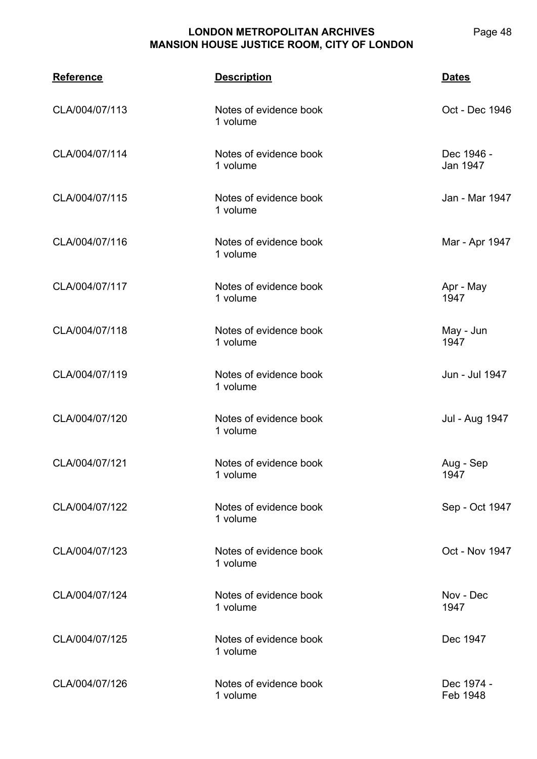| Reference | Description | Dates |
| --- | --- | --- |
| CLA/004/07/113 | Notes of evidence book<br>1 volume | Oct - Dec 1946 |
| CLA/004/07/114 | Notes of evidence book<br>1 volume | Dec 1946 - Jan 1947 |
| CLA/004/07/115 | Notes of evidence book<br>1 volume | Jan - Mar 1947 |
| CLA/004/07/116 | Notes of evidence book<br>1 volume | Mar - Apr 1947 |
| CLA/004/07/117 | Notes of evidence book<br>1 volume | Apr - May 1947 |
| CLA/004/07/118 | Notes of evidence book<br>1 volume | May - Jun 1947 |
| CLA/004/07/119 | Notes of evidence book<br>1 volume | Jun - Jul 1947 |
| CLA/004/07/120 | Notes of evidence book<br>1 volume | Jul - Aug 1947 |
| CLA/004/07/121 | Notes of evidence book<br>1 volume | Aug - Sep 1947 |
| CLA/004/07/122 | Notes of evidence book<br>1 volume | Sep - Oct 1947 |
| CLA/004/07/123 | Notes of evidence book<br>1 volume | Oct - Nov 1947 |
| CLA/004/07/124 | Notes of evidence book<br>1 volume | Nov - Dec 1947 |
| CLA/004/07/125 | Notes of evidence book<br>1 volume | Dec 1947 |
| CLA/004/07/126 | Notes of evidence book<br>1 volume | Dec 1974 - Feb 1948 |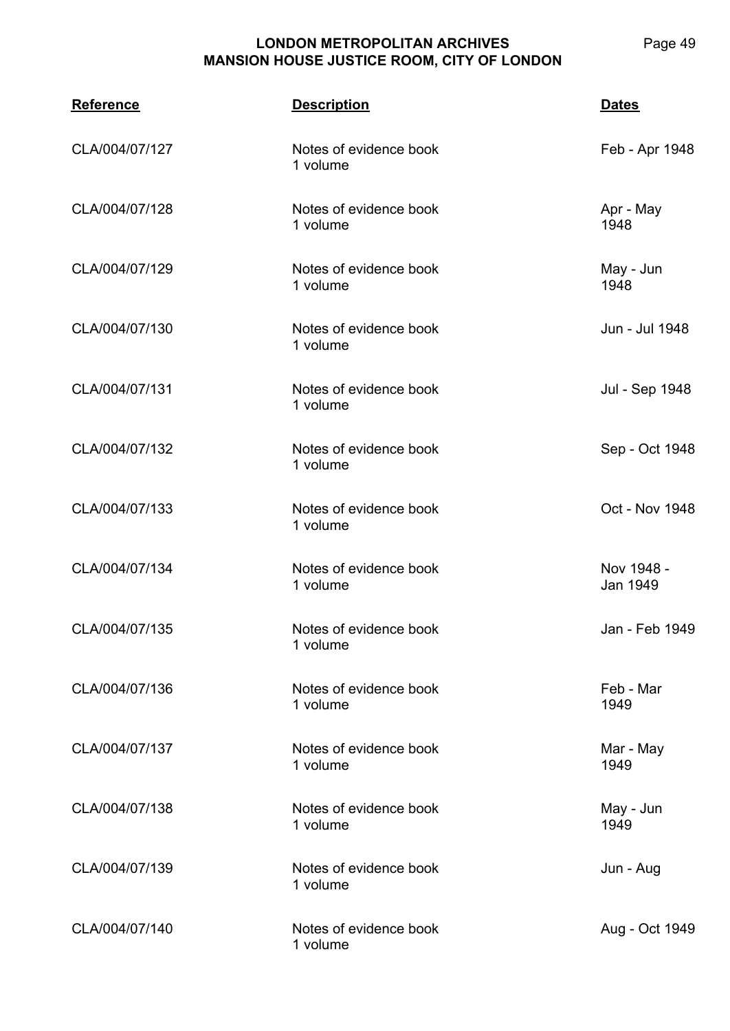| Reference | Description | Dates |
|---|---|---|
| CLA/004/07/127 | Notes of evidence book<br>1 volume | Feb - Apr 1948 |
| CLA/004/07/128 | Notes of evidence book<br>1 volume | Apr - May 1948 |
| CLA/004/07/129 | Notes of evidence book<br>1 volume | May - Jun 1948 |
| CLA/004/07/130 | Notes of evidence book<br>1 volume | Jun - Jul 1948 |
| CLA/004/07/131 | Notes of evidence book<br>1 volume | Jul - Sep 1948 |
| CLA/004/07/132 | Notes of evidence book<br>1 volume | Sep - Oct 1948 |
| CLA/004/07/133 | Notes of evidence book<br>1 volume | Oct - Nov 1948 |
| CLA/004/07/134 | Notes of evidence book<br>1 volume | Nov 1948 - Jan 1949 |
| CLA/004/07/135 | Notes of evidence book<br>1 volume | Jan - Feb 1949 |
| CLA/004/07/136 | Notes of evidence book<br>1 volume | Feb - Mar 1949 |
| CLA/004/07/137 | Notes of evidence book<br>1 volume | Mar - May 1949 |
| CLA/004/07/138 | Notes of evidence book<br>1 volume | May - Jun 1949 |
| CLA/004/07/139 | Notes of evidence book<br>1 volume | Jun - Aug |
| CLA/004/07/140 | Notes of evidence book<br>1 volume | Aug - Oct 1949 |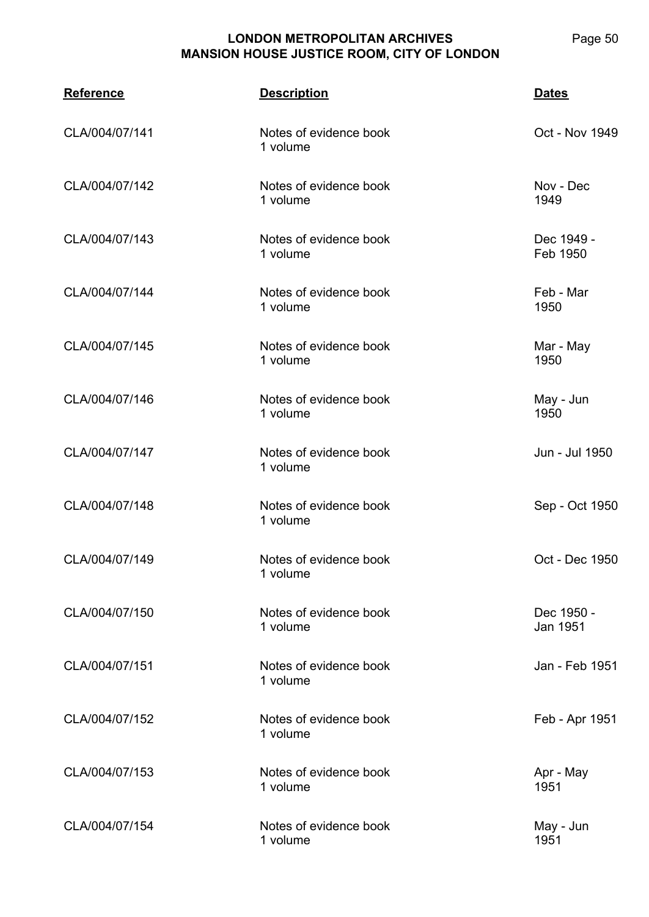| Reference | Description | Dates |
| --- | --- | --- |
| CLA/004/07/141 | Notes of evidence book<br>1 volume | Oct - Nov 1949 |
| CLA/004/07/142 | Notes of evidence book<br>1 volume | Nov - Dec 1949 |
| CLA/004/07/143 | Notes of evidence book<br>1 volume | Dec 1949 - Feb 1950 |
| CLA/004/07/144 | Notes of evidence book<br>1 volume | Feb - Mar 1950 |
| CLA/004/07/145 | Notes of evidence book<br>1 volume | Mar - May 1950 |
| CLA/004/07/146 | Notes of evidence book<br>1 volume | May - Jun 1950 |
| CLA/004/07/147 | Notes of evidence book<br>1 volume | Jun - Jul 1950 |
| CLA/004/07/148 | Notes of evidence book<br>1 volume | Sep - Oct 1950 |
| CLA/004/07/149 | Notes of evidence book<br>1 volume | Oct - Dec 1950 |
| CLA/004/07/150 | Notes of evidence book<br>1 volume | Dec 1950 - Jan 1951 |
| CLA/004/07/151 | Notes of evidence book<br>1 volume | Jan - Feb 1951 |
| CLA/004/07/152 | Notes of evidence book<br>1 volume | Feb - Apr 1951 |
| CLA/004/07/153 | Notes of evidence book<br>1 volume | Apr - May 1951 |
| CLA/004/07/154 | Notes of evidence book<br>1 volume | May - Jun 1951 |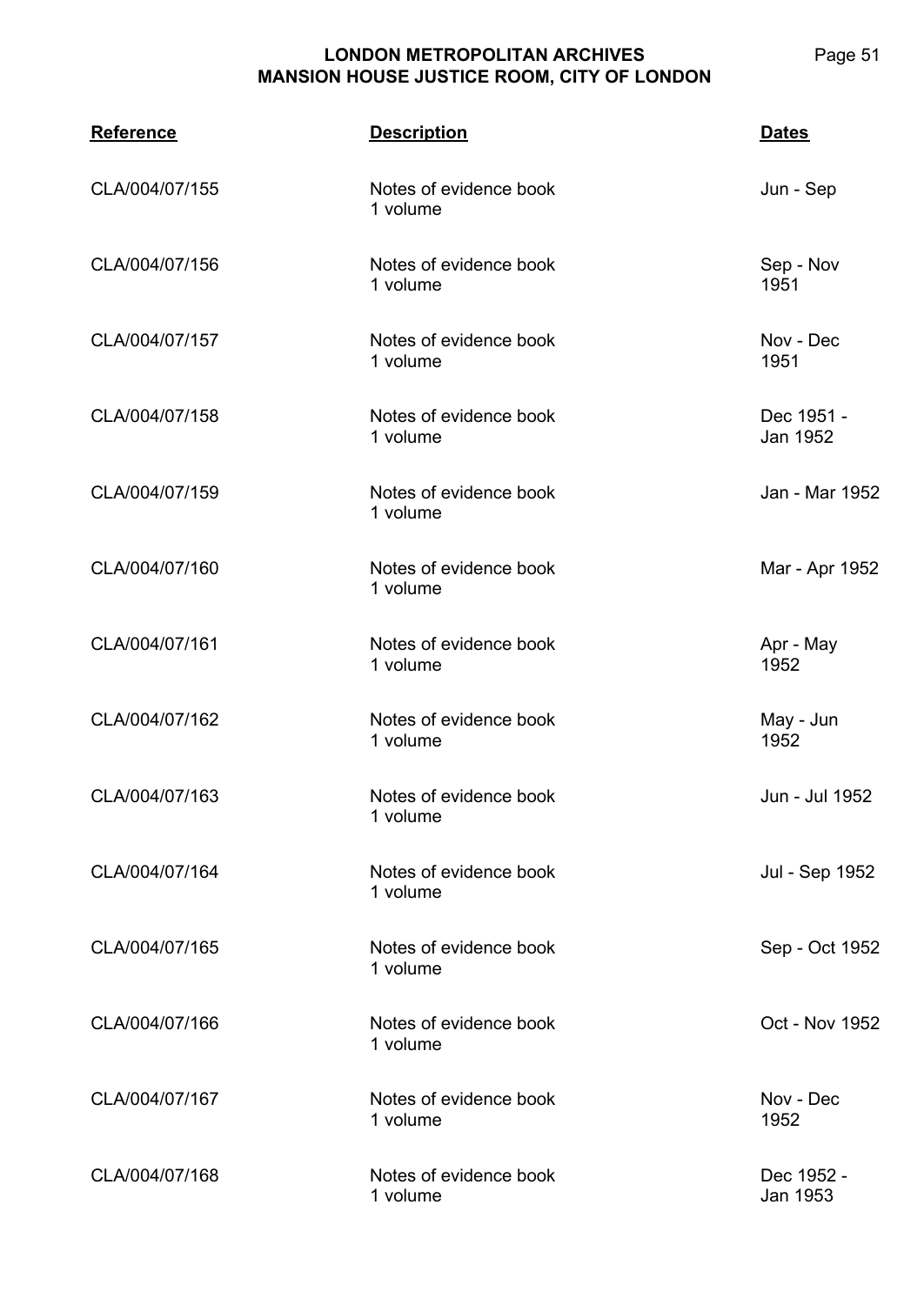| Reference | Description | Dates |
| --- | --- | --- |
| CLA/004/07/155 | Notes of evidence book<br>1 volume | Jun - Sep |
| CLA/004/07/156 | Notes of evidence book<br>1 volume | Sep - Nov 1951 |
| CLA/004/07/157 | Notes of evidence book<br>1 volume | Nov - Dec 1951 |
| CLA/004/07/158 | Notes of evidence book<br>1 volume | Dec 1951 - Jan 1952 |
| CLA/004/07/159 | Notes of evidence book<br>1 volume | Jan - Mar 1952 |
| CLA/004/07/160 | Notes of evidence book<br>1 volume | Mar - Apr 1952 |
| CLA/004/07/161 | Notes of evidence book<br>1 volume | Apr - May 1952 |
| CLA/004/07/162 | Notes of evidence book<br>1 volume | May - Jun 1952 |
| CLA/004/07/163 | Notes of evidence book<br>1 volume | Jun - Jul 1952 |
| CLA/004/07/164 | Notes of evidence book<br>1 volume | Jul - Sep 1952 |
| CLA/004/07/165 | Notes of evidence book<br>1 volume | Sep - Oct 1952 |
| CLA/004/07/166 | Notes of evidence book<br>1 volume | Oct - Nov 1952 |
| CLA/004/07/167 | Notes of evidence book<br>1 volume | Nov - Dec 1952 |
| CLA/004/07/168 | Notes of evidence book<br>1 volume | Dec 1952 - Jan 1953 |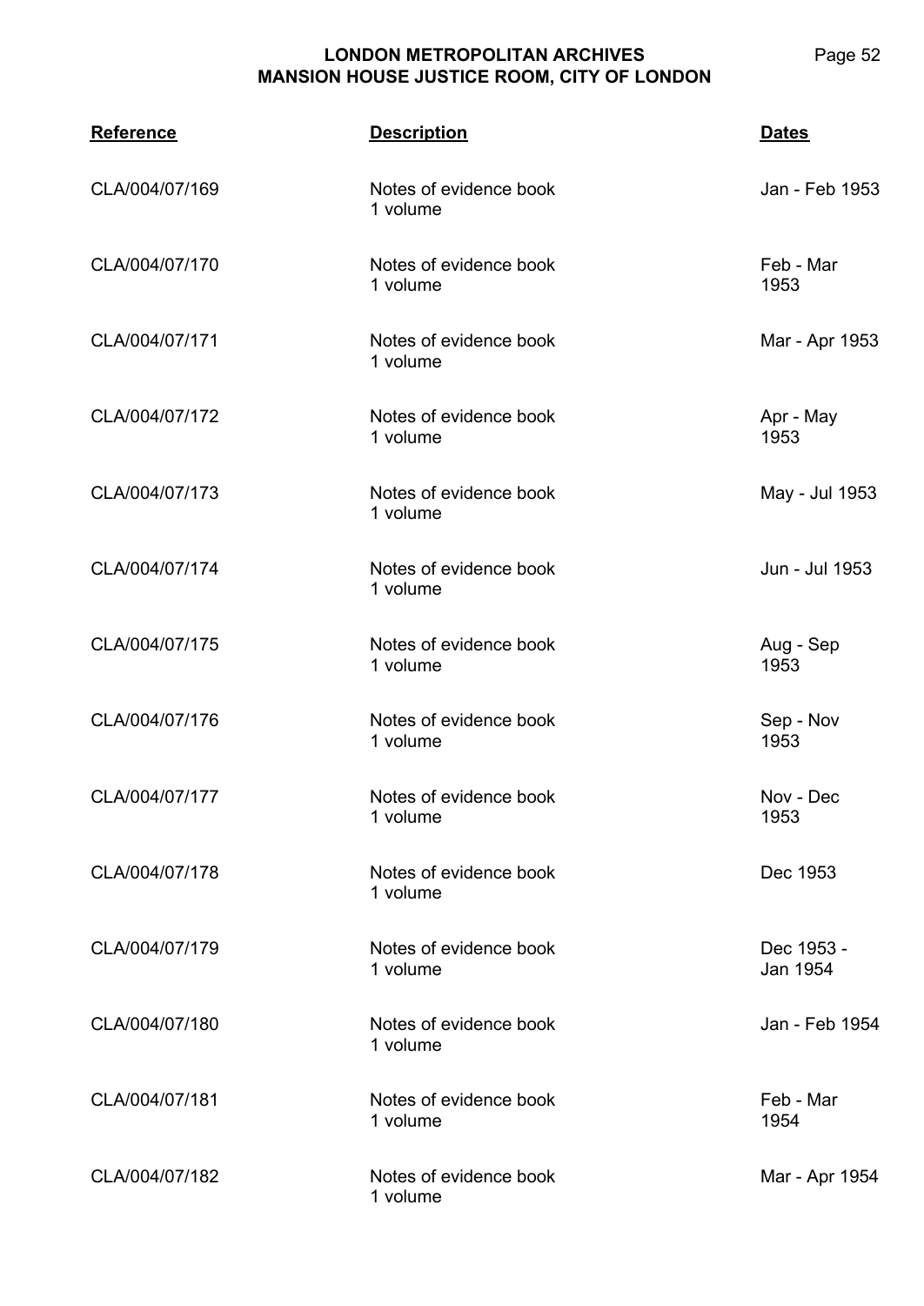| Reference | Description | Dates |
| --- | --- | --- |
| CLA/004/07/169 | Notes of evidence book<br>1 volume | Jan - Feb 1953 |
| CLA/004/07/170 | Notes of evidence book<br>1 volume | Feb - Mar 1953 |
| CLA/004/07/171 | Notes of evidence book<br>1 volume | Mar - Apr 1953 |
| CLA/004/07/172 | Notes of evidence book<br>1 volume | Apr - May 1953 |
| CLA/004/07/173 | Notes of evidence book<br>1 volume | May - Jul 1953 |
| CLA/004/07/174 | Notes of evidence book<br>1 volume | Jun - Jul 1953 |
| CLA/004/07/175 | Notes of evidence book<br>1 volume | Aug - Sep 1953 |
| CLA/004/07/176 | Notes of evidence book<br>1 volume | Sep - Nov 1953 |
| CLA/004/07/177 | Notes of evidence book<br>1 volume | Nov - Dec 1953 |
| CLA/004/07/178 | Notes of evidence book<br>1 volume | Dec 1953 |
| CLA/004/07/179 | Notes of evidence book<br>1 volume | Dec 1953 - Jan 1954 |
| CLA/004/07/180 | Notes of evidence book<br>1 volume | Jan - Feb 1954 |
| CLA/004/07/181 | Notes of evidence book<br>1 volume | Feb - Mar 1954 |
| CLA/004/07/182 | Notes of evidence book<br>1 volume | Mar - Apr 1954 |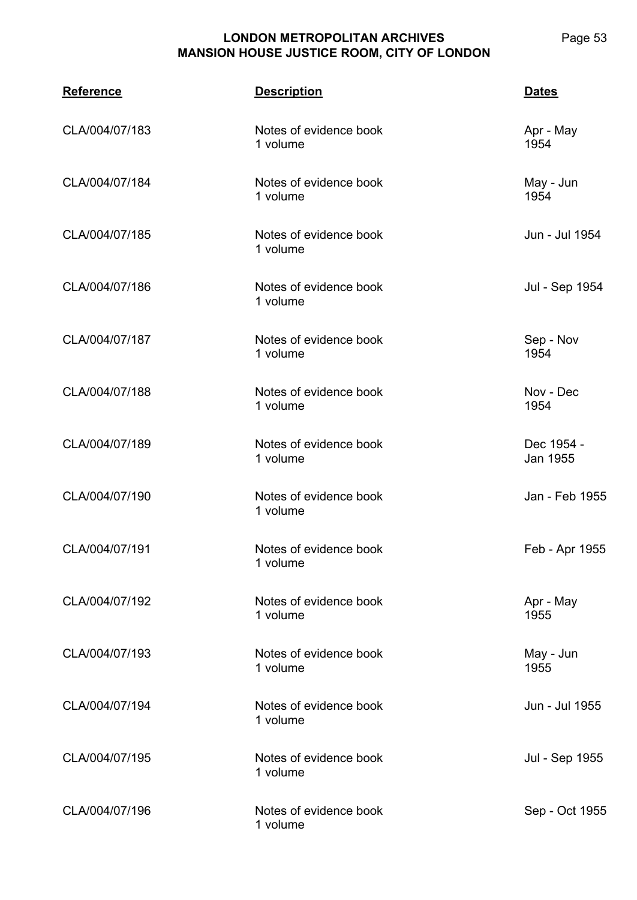| Reference | Description | Dates |
|---|---|---|
| CLA/004/07/183 | Notes of evidence book<br>1 volume | Apr - May 1954 |
| CLA/004/07/184 | Notes of evidence book<br>1 volume | May - Jun 1954 |
| CLA/004/07/185 | Notes of evidence book<br>1 volume | Jun - Jul 1954 |
| CLA/004/07/186 | Notes of evidence book<br>1 volume | Jul - Sep 1954 |
| CLA/004/07/187 | Notes of evidence book<br>1 volume | Sep - Nov 1954 |
| CLA/004/07/188 | Notes of evidence book<br>1 volume | Nov - Dec 1954 |
| CLA/004/07/189 | Notes of evidence book<br>1 volume | Dec 1954 - Jan 1955 |
| CLA/004/07/190 | Notes of evidence book<br>1 volume | Jan - Feb 1955 |
| CLA/004/07/191 | Notes of evidence book<br>1 volume | Feb - Apr 1955 |
| CLA/004/07/192 | Notes of evidence book<br>1 volume | Apr - May 1955 |
| CLA/004/07/193 | Notes of evidence book<br>1 volume | May - Jun 1955 |
| CLA/004/07/194 | Notes of evidence book<br>1 volume | Jun - Jul 1955 |
| CLA/004/07/195 | Notes of evidence book<br>1 volume | Jul - Sep 1955 |
| CLA/004/07/196 | Notes of evidence book<br>1 volume | Sep - Oct 1955 |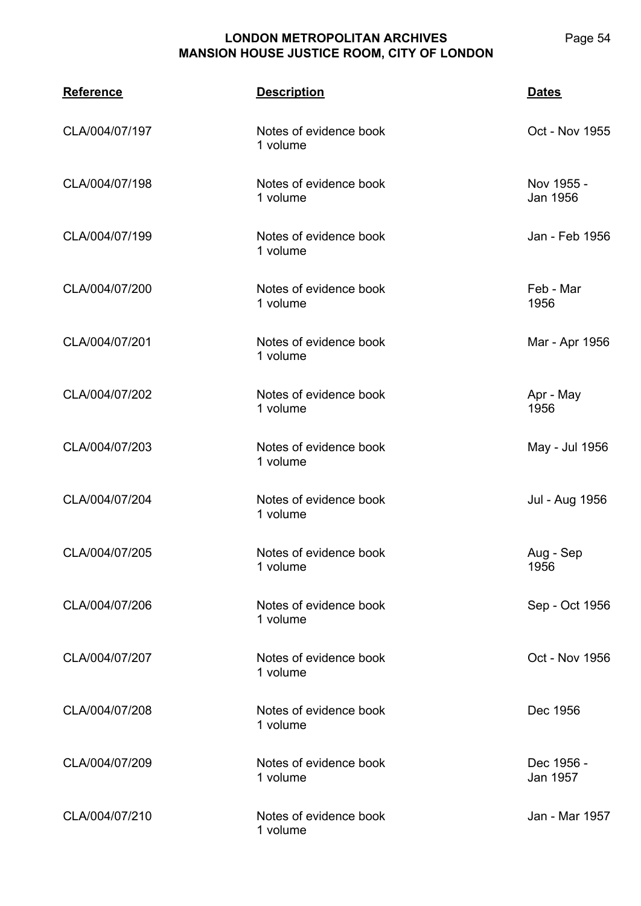| Reference | Description | Dates |
|---|---|---|
| CLA/004/07/197 | Notes of evidence book<br>1 volume | Oct - Nov 1955 |
| CLA/004/07/198 | Notes of evidence book<br>1 volume | Nov 1955 - Jan 1956 |
| CLA/004/07/199 | Notes of evidence book<br>1 volume | Jan - Feb 1956 |
| CLA/004/07/200 | Notes of evidence book<br>1 volume | Feb - Mar 1956 |
| CLA/004/07/201 | Notes of evidence book<br>1 volume | Mar - Apr 1956 |
| CLA/004/07/202 | Notes of evidence book<br>1 volume | Apr - May 1956 |
| CLA/004/07/203 | Notes of evidence book<br>1 volume | May - Jul 1956 |
| CLA/004/07/204 | Notes of evidence book<br>1 volume | Jul - Aug 1956 |
| CLA/004/07/205 | Notes of evidence book<br>1 volume | Aug - Sep 1956 |
| CLA/004/07/206 | Notes of evidence book<br>1 volume | Sep - Oct 1956 |
| CLA/004/07/207 | Notes of evidence book<br>1 volume | Oct - Nov 1956 |
| CLA/004/07/208 | Notes of evidence book<br>1 volume | Dec 1956 |
| CLA/004/07/209 | Notes of evidence book<br>1 volume | Dec 1956 - Jan 1957 |
| CLA/004/07/210 | Notes of evidence book<br>1 volume | Jan - Mar 1957 |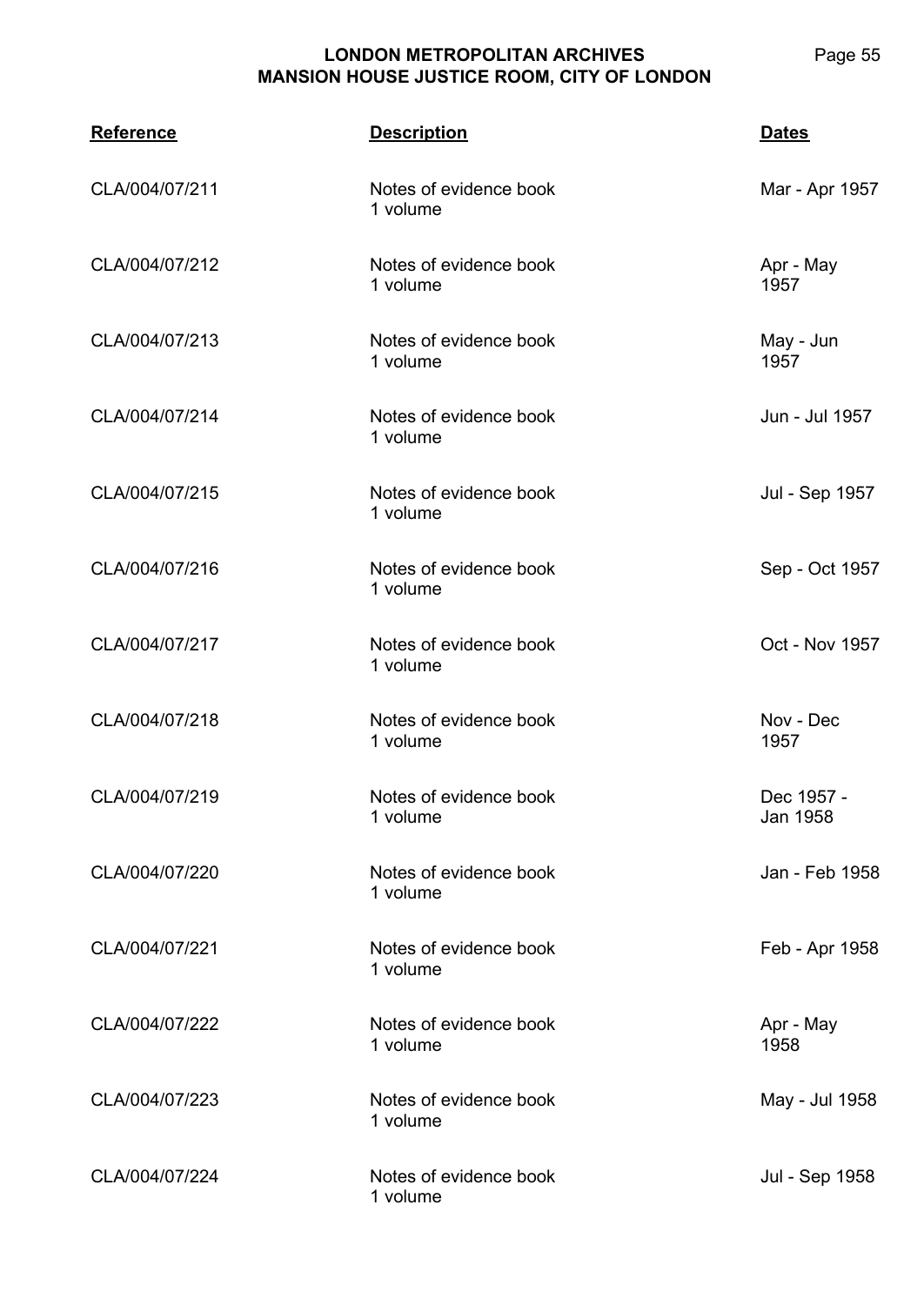| Reference | Description | Dates |
|---|---|---|
| CLA/004/07/211 | Notes of evidence book<br>1 volume | Mar - Apr 1957 |
| CLA/004/07/212 | Notes of evidence book<br>1 volume | Apr - May 1957 |
| CLA/004/07/213 | Notes of evidence book<br>1 volume | May - Jun 1957 |
| CLA/004/07/214 | Notes of evidence book<br>1 volume | Jun - Jul 1957 |
| CLA/004/07/215 | Notes of evidence book<br>1 volume | Jul - Sep 1957 |
| CLA/004/07/216 | Notes of evidence book<br>1 volume | Sep - Oct 1957 |
| CLA/004/07/217 | Notes of evidence book<br>1 volume | Oct - Nov 1957 |
| CLA/004/07/218 | Notes of evidence book<br>1 volume | Nov - Dec 1957 |
| CLA/004/07/219 | Notes of evidence book<br>1 volume | Dec 1957 - Jan 1958 |
| CLA/004/07/220 | Notes of evidence book<br>1 volume | Jan - Feb 1958 |
| CLA/004/07/221 | Notes of evidence book<br>1 volume | Feb - Apr 1958 |
| CLA/004/07/222 | Notes of evidence book<br>1 volume | Apr - May 1958 |
| CLA/004/07/223 | Notes of evidence book<br>1 volume | May - Jul 1958 |
| CLA/004/07/224 | Notes of evidence book<br>1 volume | Jul - Sep 1958 |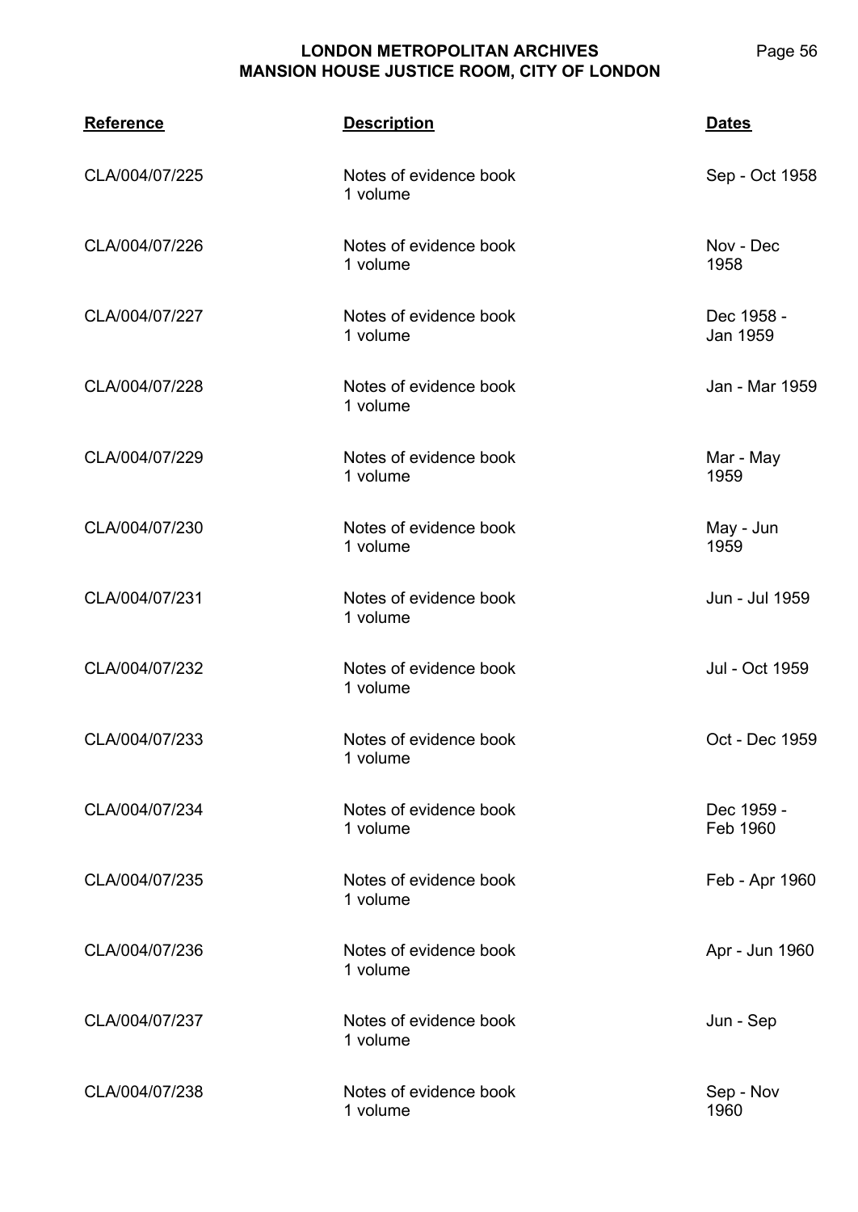| Reference | Description | Dates |
|---|---|---|
| CLA/004/07/225 | Notes of evidence book<br>1 volume | Sep - Oct 1958 |
| CLA/004/07/226 | Notes of evidence book<br>1 volume | Nov - Dec 1958 |
| CLA/004/07/227 | Notes of evidence book<br>1 volume | Dec 1958 - Jan 1959 |
| CLA/004/07/228 | Notes of evidence book<br>1 volume | Jan - Mar 1959 |
| CLA/004/07/229 | Notes of evidence book<br>1 volume | Mar - May 1959 |
| CLA/004/07/230 | Notes of evidence book<br>1 volume | May - Jun 1959 |
| CLA/004/07/231 | Notes of evidence book<br>1 volume | Jun - Jul 1959 |
| CLA/004/07/232 | Notes of evidence book<br>1 volume | Jul - Oct 1959 |
| CLA/004/07/233 | Notes of evidence book<br>1 volume | Oct - Dec 1959 |
| CLA/004/07/234 | Notes of evidence book<br>1 volume | Dec 1959 - Feb 1960 |
| CLA/004/07/235 | Notes of evidence book<br>1 volume | Feb - Apr 1960 |
| CLA/004/07/236 | Notes of evidence book<br>1 volume | Apr - Jun 1960 |
| CLA/004/07/237 | Notes of evidence book<br>1 volume | Jun - Sep |
| CLA/004/07/238 | Notes of evidence book<br>1 volume | Sep - Nov 1960 |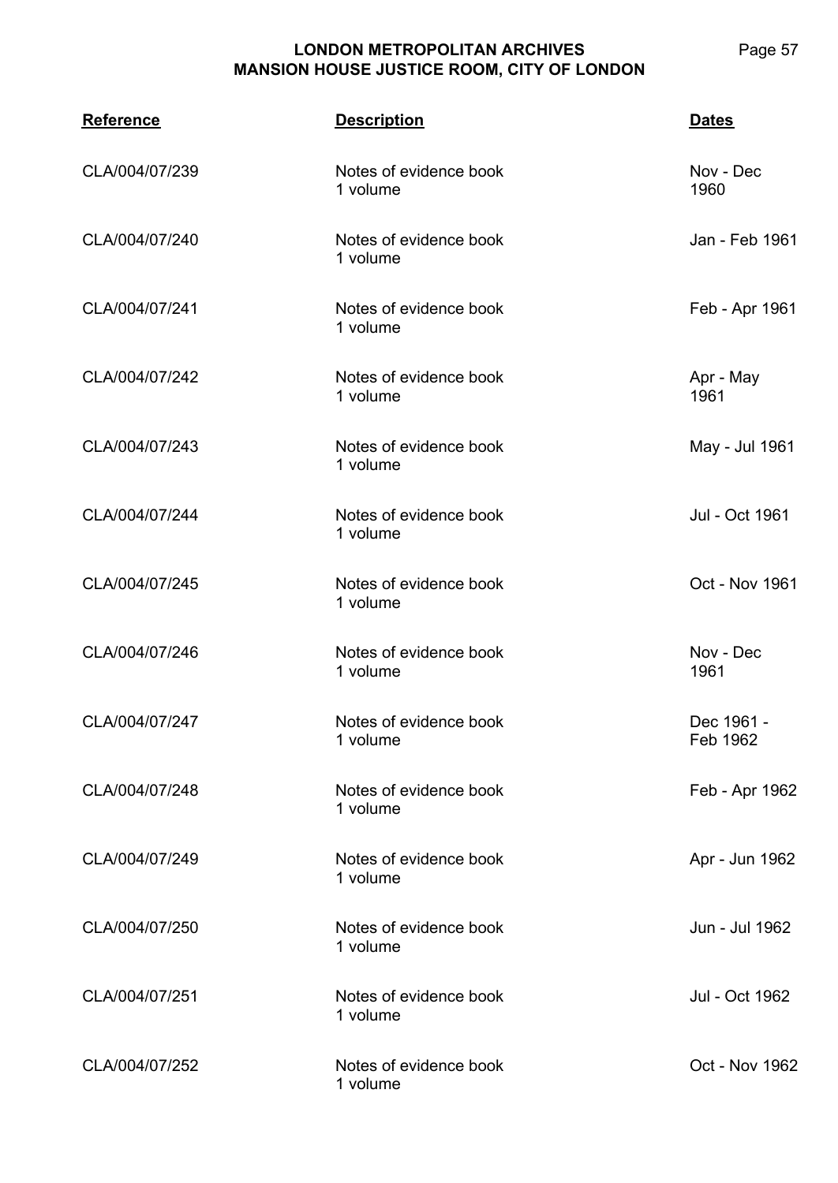| Reference | Description | Dates |
|---|---|---|
| CLA/004/07/239 | Notes of evidence book<br>1 volume | Nov - Dec 1960 |
| CLA/004/07/240 | Notes of evidence book<br>1 volume | Jan - Feb 1961 |
| CLA/004/07/241 | Notes of evidence book<br>1 volume | Feb - Apr 1961 |
| CLA/004/07/242 | Notes of evidence book<br>1 volume | Apr - May 1961 |
| CLA/004/07/243 | Notes of evidence book<br>1 volume | May - Jul 1961 |
| CLA/004/07/244 | Notes of evidence book<br>1 volume | Jul - Oct 1961 |
| CLA/004/07/245 | Notes of evidence book<br>1 volume | Oct - Nov 1961 |
| CLA/004/07/246 | Notes of evidence book<br>1 volume | Nov - Dec 1961 |
| CLA/004/07/247 | Notes of evidence book<br>1 volume | Dec 1961 - Feb 1962 |
| CLA/004/07/248 | Notes of evidence book<br>1 volume | Feb - Apr 1962 |
| CLA/004/07/249 | Notes of evidence book<br>1 volume | Apr - Jun 1962 |
| CLA/004/07/250 | Notes of evidence book<br>1 volume | Jun - Jul 1962 |
| CLA/004/07/251 | Notes of evidence book<br>1 volume | Jul - Oct 1962 |
| CLA/004/07/252 | Notes of evidence book<br>1 volume | Oct - Nov 1962 |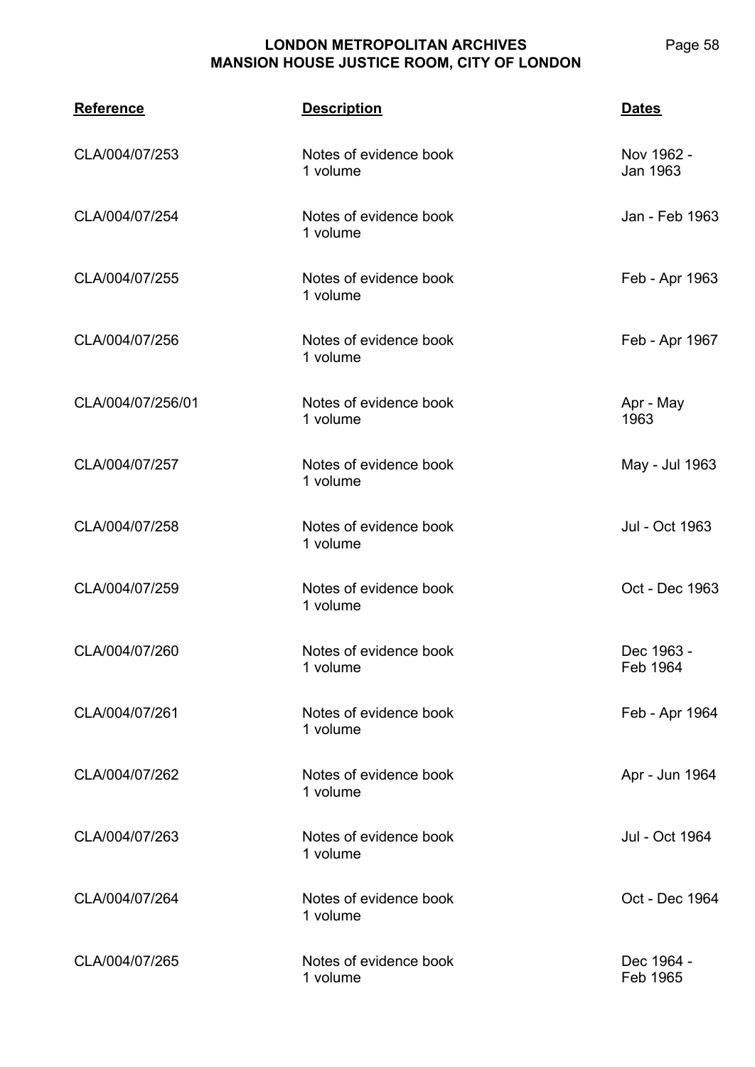| Reference | Description | Dates |
|---|---|---|
| CLA/004/07/253 | Notes of evidence book<br>1 volume | Nov 1962 - Jan 1963 |
| CLA/004/07/254 | Notes of evidence book<br>1 volume | Jan - Feb 1963 |
| CLA/004/07/255 | Notes of evidence book<br>1 volume | Feb - Apr 1963 |
| CLA/004/07/256 | Notes of evidence book<br>1 volume | Feb - Apr 1967 |
| CLA/004/07/256/01 | Notes of evidence book<br>1 volume | Apr - May 1963 |
| CLA/004/07/257 | Notes of evidence book<br>1 volume | May - Jul 1963 |
| CLA/004/07/258 | Notes of evidence book<br>1 volume | Jul - Oct 1963 |
| CLA/004/07/259 | Notes of evidence book<br>1 volume | Oct - Dec 1963 |
| CLA/004/07/260 | Notes of evidence book<br>1 volume | Dec 1963 - Feb 1964 |
| CLA/004/07/261 | Notes of evidence book<br>1 volume | Feb - Apr 1964 |
| CLA/004/07/262 | Notes of evidence book<br>1 volume | Apr - Jun 1964 |
| CLA/004/07/263 | Notes of evidence book<br>1 volume | Jul - Oct 1964 |
| CLA/004/07/264 | Notes of evidence book<br>1 volume | Oct - Dec 1964 |
| CLA/004/07/265 | Notes of evidence book<br>1 volume | Dec 1964 - Feb 1965 |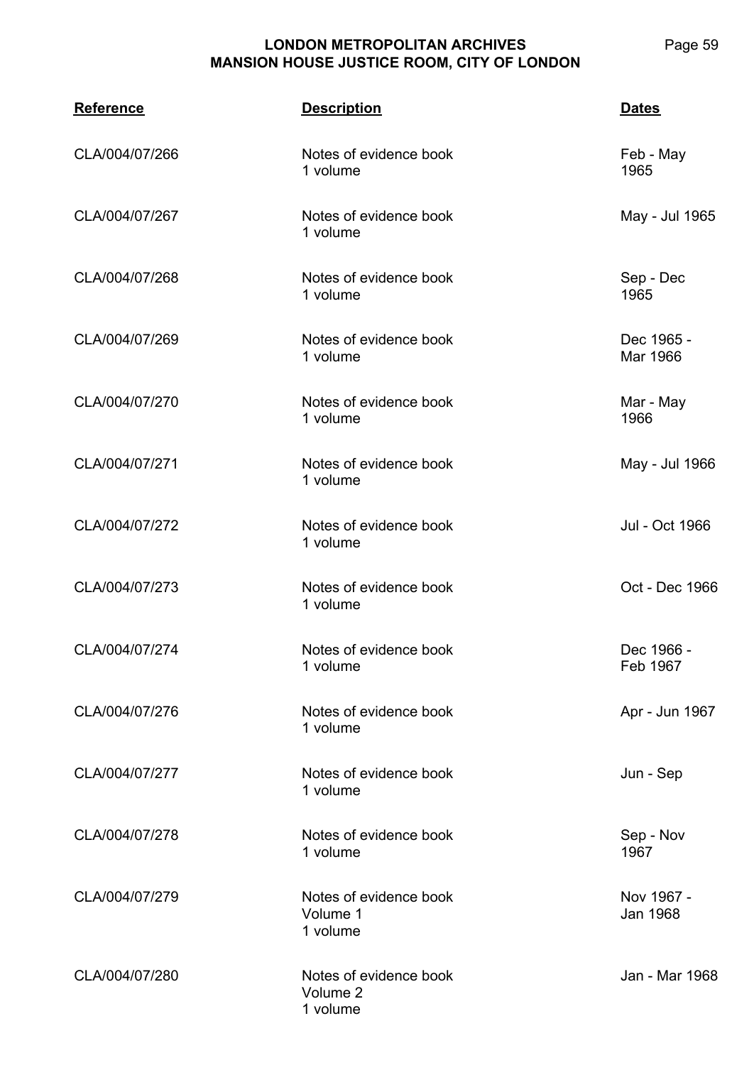| Reference | Description | Dates |
|---|---|---|
| CLA/004/07/266 | Notes of evidence book<br>1 volume | Feb - May 1965 |
| CLA/004/07/267 | Notes of evidence book<br>1 volume | May - Jul 1965 |
| CLA/004/07/268 | Notes of evidence book<br>1 volume | Sep - Dec 1965 |
| CLA/004/07/269 | Notes of evidence book<br>1 volume | Dec 1965 - Mar 1966 |
| CLA/004/07/270 | Notes of evidence book<br>1 volume | Mar - May 1966 |
| CLA/004/07/271 | Notes of evidence book<br>1 volume | May - Jul 1966 |
| CLA/004/07/272 | Notes of evidence book<br>1 volume | Jul - Oct 1966 |
| CLA/004/07/273 | Notes of evidence book<br>1 volume | Oct - Dec 1966 |
| CLA/004/07/274 | Notes of evidence book<br>1 volume | Dec 1966 - Feb 1967 |
| CLA/004/07/276 | Notes of evidence book<br>1 volume | Apr - Jun 1967 |
| CLA/004/07/277 | Notes of evidence book<br>1 volume | Jun - Sep |
| CLA/004/07/278 | Notes of evidence book<br>1 volume | Sep - Nov 1967 |
| CLA/004/07/279 | Notes of evidence book<br>Volume 1<br>1 volume | Nov 1967 - Jan 1968 |
| CLA/004/07/280 | Notes of evidence book<br>Volume 2<br>1 volume | Jan - Mar 1968 |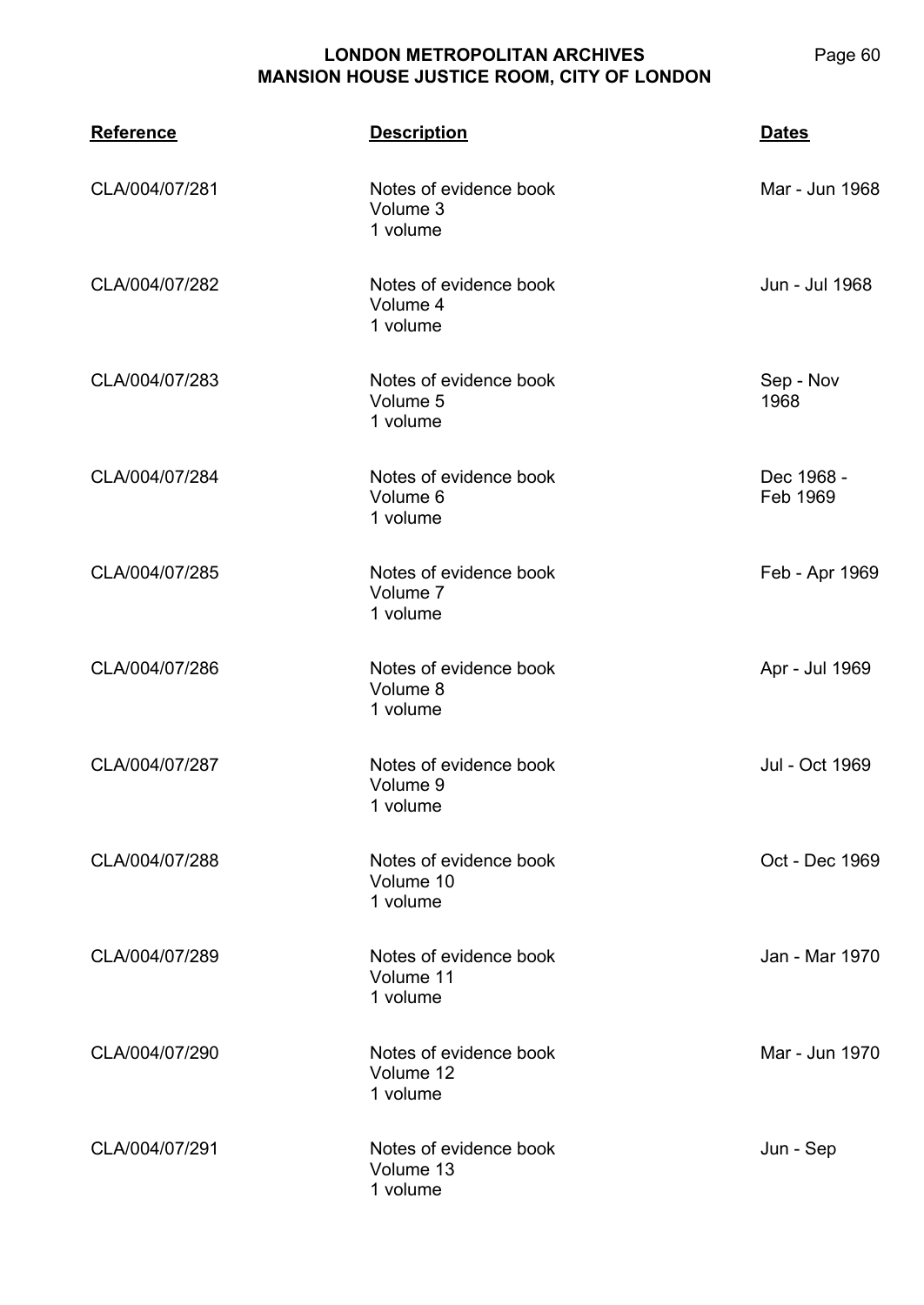| Reference | Description | Dates |
|---|---|---|
| CLA/004/07/281 | Notes of evidence book<br>Volume 3<br>1 volume | Mar - Jun 1968 |
| CLA/004/07/282 | Notes of evidence book<br>Volume 4<br>1 volume | Jun - Jul 1968 |
| CLA/004/07/283 | Notes of evidence book<br>Volume 5<br>1 volume | Sep - Nov 1968 |
| CLA/004/07/284 | Notes of evidence book<br>Volume 6<br>1 volume | Dec 1968 - Feb 1969 |
| CLA/004/07/285 | Notes of evidence book<br>Volume 7<br>1 volume | Feb - Apr 1969 |
| CLA/004/07/286 | Notes of evidence book<br>Volume 8<br>1 volume | Apr - Jul 1969 |
| CLA/004/07/287 | Notes of evidence book<br>Volume 9<br>1 volume | Jul - Oct 1969 |
| CLA/004/07/288 | Notes of evidence book<br>Volume 10<br>1 volume | Oct - Dec 1969 |
| CLA/004/07/289 | Notes of evidence book<br>Volume 11<br>1 volume | Jan - Mar 1970 |
| CLA/004/07/290 | Notes of evidence book<br>Volume 12<br>1 volume | Mar - Jun 1970 |
| CLA/004/07/291 | Notes of evidence book<br>Volume 13<br>1 volume | Jun - Sep |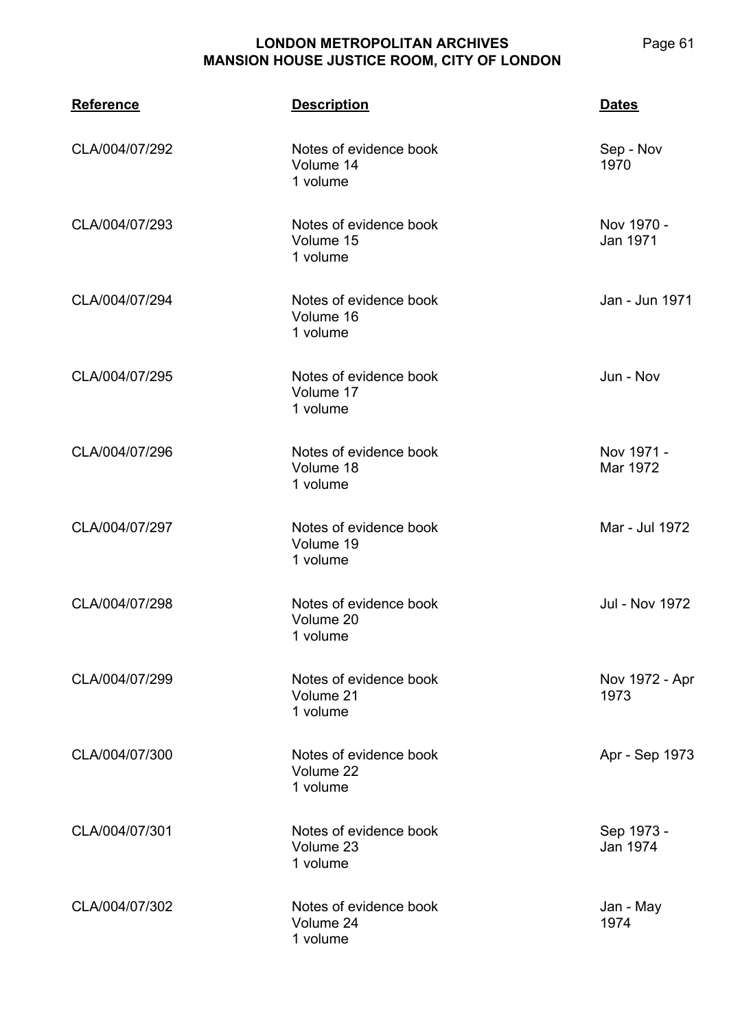| Reference | Description | Dates |
|---|---|---|
| CLA/004/07/292 | Notes of evidence book<br>Volume 14<br>1 volume | Sep - Nov 1970 |
| CLA/004/07/293 | Notes of evidence book<br>Volume 15<br>1 volume | Nov 1970 - Jan 1971 |
| CLA/004/07/294 | Notes of evidence book<br>Volume 16<br>1 volume | Jan - Jun 1971 |
| CLA/004/07/295 | Notes of evidence book<br>Volume 17<br>1 volume | Jun - Nov |
| CLA/004/07/296 | Notes of evidence book<br>Volume 18<br>1 volume | Nov 1971 - Mar 1972 |
| CLA/004/07/297 | Notes of evidence book<br>Volume 19<br>1 volume | Mar - Jul 1972 |
| CLA/004/07/298 | Notes of evidence book<br>Volume 20<br>1 volume | Jul - Nov 1972 |
| CLA/004/07/299 | Notes of evidence book<br>Volume 21<br>1 volume | Nov 1972 - Apr 1973 |
| CLA/004/07/300 | Notes of evidence book<br>Volume 22<br>1 volume | Apr - Sep 1973 |
| CLA/004/07/301 | Notes of evidence book<br>Volume 23<br>1 volume | Sep 1973 - Jan 1974 |
| CLA/004/07/302 | Notes of evidence book<br>Volume 24<br>1 volume | Jan - May 1974 |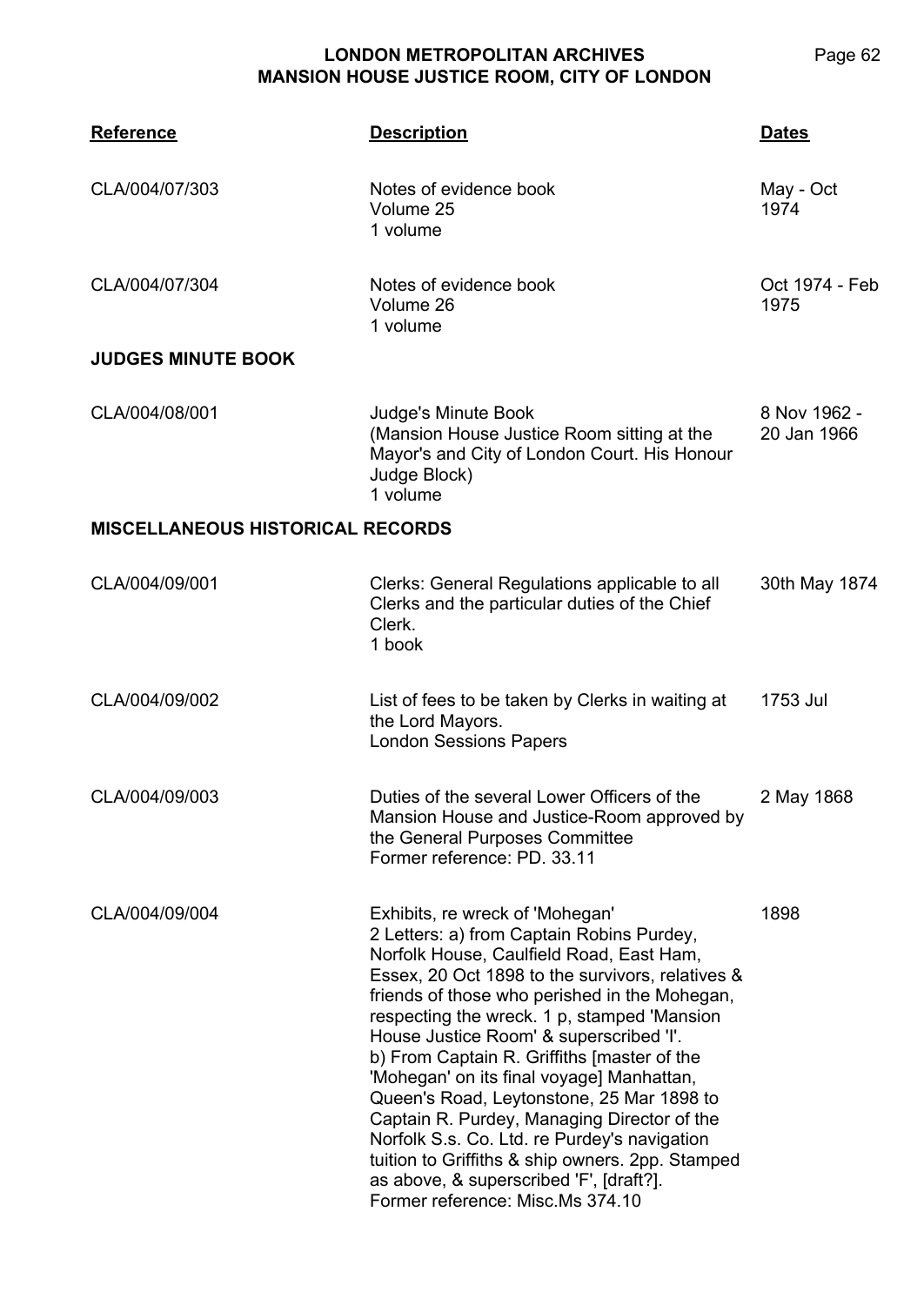| Reference | Description | Dates |
|---|---|---|
| CLA/004/07/303 | Notes of evidence book<br>Volume 25<br>1 volume | May - Oct 1974 |
| CLA/004/07/304 | Notes of evidence book<br>Volume 26<br>1 volume | Oct 1974 - Feb 1975 |

**JUDGES MINUTE BOOK**

| Reference | Description | Dates |
|---|---|---|
| CLA/004/08/001 | Judge's Minute Book<br>(Mansion House Justice Room sitting at the Mayor's and City of London Court. His Honour Judge Block)<br>1 volume | 8 Nov 1962 - 20 Jan 1966 |

**MISCELLANEOUS HISTORICAL RECORDS**

| Reference | Description | Dates |
|---|---|---|
| CLA/004/09/001 | Clerks: General Regulations applicable to all Clerks and the particular duties of the Chief Clerk.<br>1 book | 30th May 1874 |
| CLA/004/09/002 | List of fees to be taken by Clerks in waiting at the Lord Mayors.<br>London Sessions Papers | 1753 Jul |
| CLA/004/09/003 | Duties of the several Lower Officers of the Mansion House and Justice-Room approved by the General Purposes Committee<br>Former reference: PD. 33.11 | 2 May 1868 |
| CLA/004/09/004 | Exhibits, re wreck of 'Mohegan'<br>2 Letters: a) from Captain Robins Purdey, Norfolk House, Caulfield Road, East Ham, Essex, 20 Oct 1898 to the survivors, relatives & friends of those who perished in the Mohegan, respecting the wreck. 1 p, stamped 'Mansion House Justice Room' & superscribed 'I'.<br>b) From Captain R. Griffiths [master of the 'Mohegan' on its final voyage] Manhattan, Queen's Road, Leytonstone, 25 Mar 1898 to Captain R. Purdey, Managing Director of the Norfolk S.s. Co. Ltd. re Purdey's navigation tuition to Griffiths & ship owners. 2pp. Stamped as above, & superscribed 'F', [draft?].<br>Former reference: Misc.Ms 374.10 | 1898 |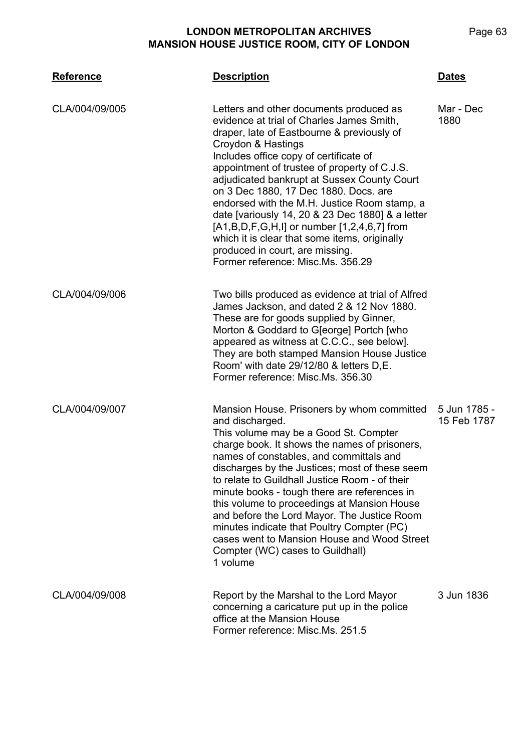| Reference | Description | Dates |
|---|---|---|
| CLA/004/09/005 | Letters and other documents produced as evidence at trial of Charles James Smith, draper, late of Eastbourne & previously of Croydon & Hastings<br>Includes office copy of certificate of appointment of trustee of property of C.J.S. adjudicated bankrupt at Sussex County Court on 3 Dec 1880, 17 Dec 1880. Docs. are endorsed with the M.H. Justice Room stamp, a date [variously 14, 20 & 23 Dec 1880] & a letter [A1,B,D,F,G,H,I] or number [1,2,4,6,7] from which it is clear that some items, originally produced in court, are missing.<br>Former reference: Misc.Ms. 356.29 | Mar - Dec 1880 |
| CLA/004/09/006 | Two bills produced as evidence at trial of Alfred James Jackson, and dated 2 & 12 Nov 1880. These are for goods supplied by Ginner, Morton & Goddard to G[eorge] Portch [who appeared as witness at C.C.C., see below]. They are both stamped Mansion House Justice Room' with date 29/12/80 & letters D,E.<br>Former reference: Misc.Ms. 356.30 | |
| CLA/004/09/007 | Mansion House. Prisoners by whom committed and discharged.<br>This volume may be a Good St. Compter charge book. It shows the names of prisoners, names of constables, and committals and discharges by the Justices; most of these seem to relate to Guildhall Justice Room - of their minute books - tough there are references in this volume to proceedings at Mansion House and before the Lord Mayor. The Justice Room minutes indicate that Poultry Compter (PC) cases went to Mansion House and Wood Street Compter (WC) cases to Guildhall)<br>1 volume | 5 Jun 1785 - 15 Feb 1787 |
| CLA/004/09/008 | Report by the Marshal to the Lord Mayor concerning a caricature put up in the police office at the Mansion House<br>Former reference: Misc.Ms. 251.5 | 3 Jun 1836 |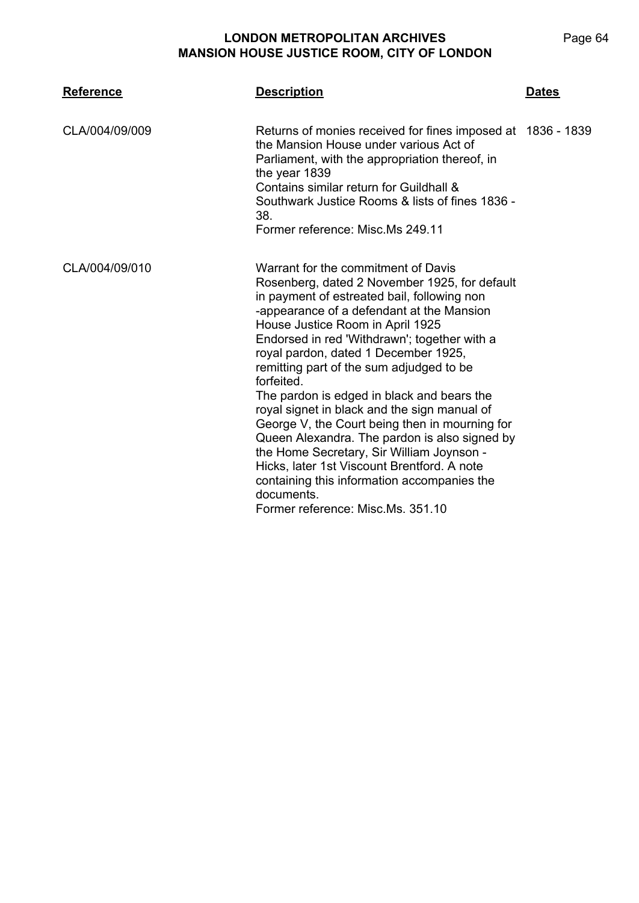| Reference | Description | Dates |
|---|---|---|
| CLA/004/09/009 | Returns of monies received for fines imposed at the Mansion House under various Act of Parliament, with the appropriation thereof, in the year 1839<br>Contains similar return for Guildhall & Southwark Justice Rooms & lists of fines 1836 - 38.<br>Former reference: Misc.Ms 249.11 | 1836 - 1839 |
| CLA/004/09/010 | Warrant for the commitment of Davis Rosenberg, dated 2 November 1925, for default in payment of estreated bail, following non -appearance of a defendant at the Mansion House Justice Room in April 1925<br>Endorsed in red 'Withdrawn'; together with a royal pardon, dated 1 December 1925, remitting part of the sum adjudged to be forfeited.<br>The pardon is edged in black and bears the royal signet in black and the sign manual of George V, the Court being then in mourning for Queen Alexandra. The pardon is also signed by the Home Secretary, Sir William Joynson - Hicks, later 1st Viscount Brentford. A note containing this information accompanies the documents.<br>Former reference: Misc.Ms. 351.10 | |